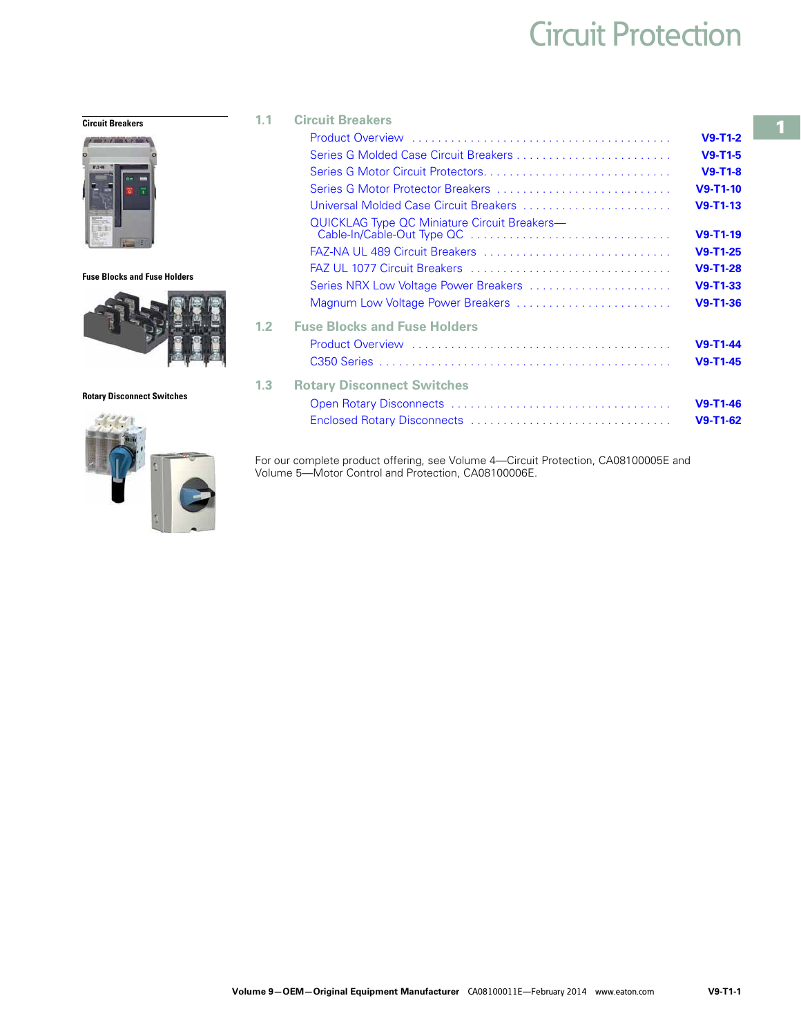# Circuit Protection

**Circuit Breakers**

**Fuse Blocks and Fuse Holders**

**Rotary Disconnect Switches**

## 1.1 Circuit Breakers

| | |
|---|---|
| Product Overview | V9-T1-2 |
| Series G Molded Case Circuit Breakers | V9-T1-5 |
| Series G Motor Circuit Protectors | V9-T1-8 |
| Series G Motor Protector Breakers | V9-T1-10 |
| Universal Molded Case Circuit Breakers | V9-T1-13 |
| QUICKLAG Type QC Miniature Circuit Breakers—Cable-In/Cable-Out Type QC | V9-T1-19 |
| FAZ-NA UL 489 Circuit Breakers | V9-T1-25 |
| FAZ UL 1077 Circuit Breakers | V9-T1-28 |
| Series NRX Low Voltage Power Breakers | V9-T1-33 |
| Magnum Low Voltage Power Breakers | V9-T1-36 |

## 1.2 Fuse Blocks and Fuse Holders

| | |
|---|---|
| Product Overview | V9-T1-44 |
| C350 Series | V9-T1-45 |

## 1.3 Rotary Disconnect Switches

| | |
|---|---|
| Open Rotary Disconnects | V9-T1-46 |
| Enclosed Rotary Disconnects | V9-T1-62 |

For our complete product offering, see Volume 4—Circuit Protection, CA08100005E and Volume 5—Motor Control and Protection, CA08100006E.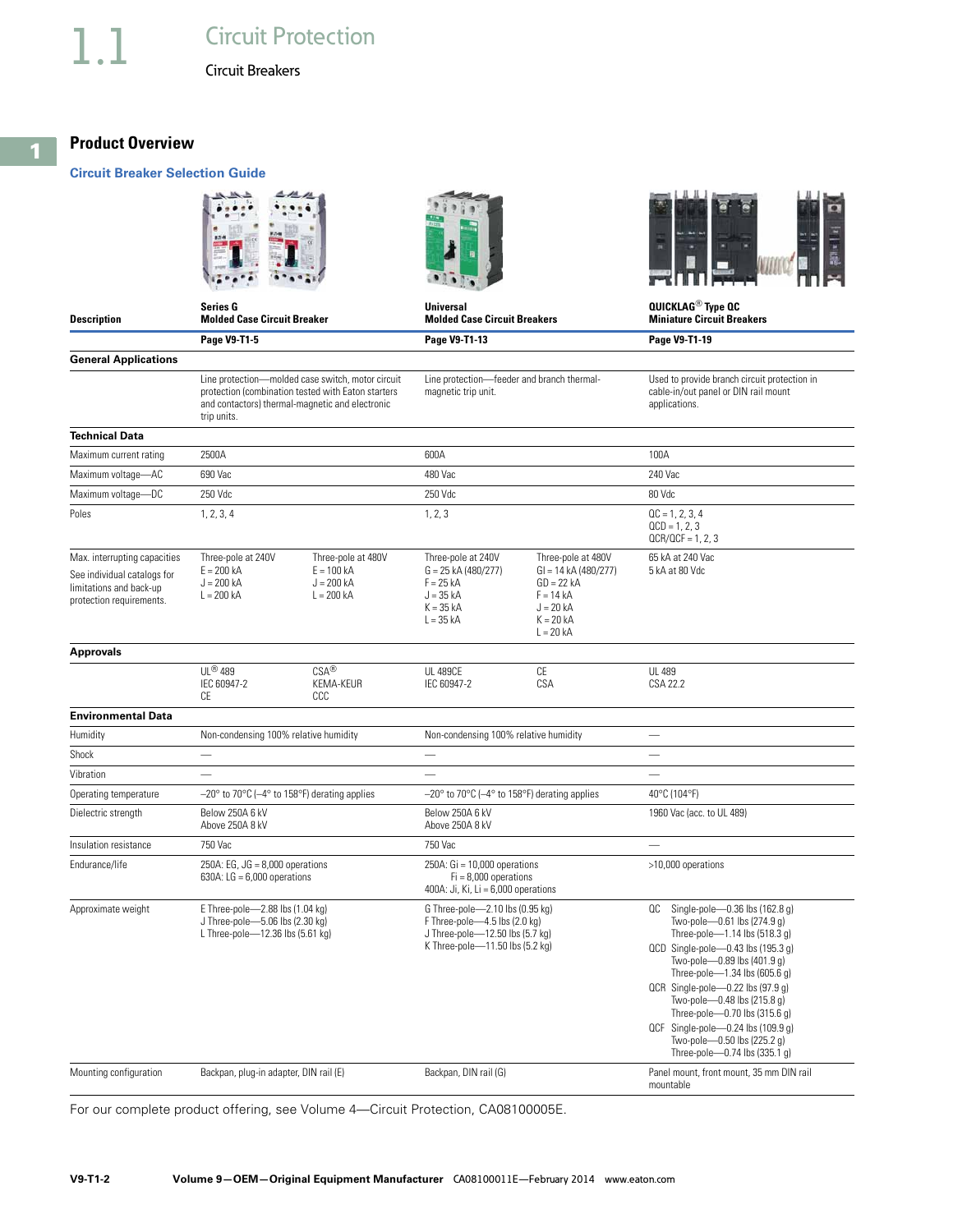# 1.1 Circuit Protection

Circuit Breakers

## Product Overview

### Circuit Breaker Selection Guide

| Description | Series G Molded Case Circuit Breaker | | Universal Molded Case Circuit Breakers | | QUICKLAG® Type QC Miniature Circuit Breakers |
|---|---|---|---|---|---|
| | Page V9-T1-5 | | Page V9-T1-13 | | Page V9-T1-19 |
| **General Applications** | | | | | |
| | Line protection—molded case switch, motor circuit protection (combination tested with Eaton starters and contactors) thermal-magnetic and electronic trip units. | | Line protection—feeder and branch thermal-magnetic trip unit. | | Used to provide branch circuit protection in cable-in/out panel or DIN rail mount applications. |
| **Technical Data** | | | | | |
| Maximum current rating | 2500A | | 600A | | 100A |
| Maximum voltage—AC | 690 Vac | | 480 Vac | | 240 Vac |
| Maximum voltage—DC | 250 Vdc | | 250 Vdc | | 80 Vdc |
| Poles | 1, 2, 3, 4 | | 1, 2, 3 | | QC = 1, 2, 3, 4<br>QCD = 1, 2, 3<br>QCR/QCF = 1, 2, 3 |
| Max. interrupting capacities<br>See individual catalogs for limitations and back-up protection requirements. | Three-pole at 240V<br>E = 200 kA<br>J = 200 kA<br>L = 200 kA | Three-pole at 480V<br>E = 100 kA<br>J = 200 kA<br>L = 200 kA | Three-pole at 240V<br>G = 25 kA (480/277)<br>F = 25 kA<br>J = 35 kA<br>K = 35 kA<br>L = 35 kA | Three-pole at 480V<br>GI = 14 kA (480/277)<br>GD = 22 kA<br>F = 14 kA<br>J = 20 kA<br>K = 20 kA<br>L = 20 kA | 65 kA at 240 Vac<br>5 kA at 80 Vdc |
| **Approvals** | | | | | |
| | UL® 489<br>IEC 60947-2<br>CE | CSA®<br>KEMA-KEUR<br>CCC | UL 489CE<br>IEC 60947-2 | CE<br>CSA | UL 489<br>CSA 22.2 |
| **Environmental Data** | | | | | |
| Humidity | Non-condensing 100% relative humidity | | Non-condensing 100% relative humidity | | — |
| Shock | — | | — | | — |
| Vibration | — | | — | | — |
| Operating temperature | –20° to 70°C (–4° to 158°F) derating applies | | –20° to 70°C (–4° to 158°F) derating applies | | 40°C (104°F) |
| Dielectric strength | Below 250A 6 kV<br>Above 250A 8 kV | | Below 250A 6 kV<br>Above 250A 8 kV | | 1960 Vac (acc. to UL 489) |
| Insulation resistance | 750 Vac | | 750 Vac | | — |
| Endurance/life | 250A: EG, JG = 8,000 operations<br>630A: LG = 6,000 operations | | 250A: Gi = 10,000 operations<br>Fi = 8,000 operations<br>400A: Ji, Ki, Li = 6,000 operations | | >10,000 operations |
| Approximate weight | E Three-pole—2.88 lbs (1.04 kg)<br>J Three-pole—5.06 lbs (2.30 kg)<br>L Three-pole—12.36 lbs (5.61 kg) | | G Three-pole—2.10 lbs (0.95 kg)<br>F Three-pole—4.5 lbs (2.0 kg)<br>J Three-pole—12.50 lbs (5.7 kg)<br>K Three-pole—11.50 lbs (5.2 kg) | | QC Single-pole—0.36 lbs (162.8 g)<br>Two-pole—0.61 lbs (274.9 g)<br>Three-pole—1.14 lbs (518.3 g)<br>QCD Single-pole—0.43 lbs (195.3 g)<br>Two-pole—0.89 lbs (401.9 g)<br>Three-pole—1.34 lbs (605.6 g)<br>QCR Single-pole—0.22 lbs (97.9 g)<br>Two-pole—0.48 lbs (215.8 g)<br>Three-pole—0.70 lbs (315.6 g)<br>QCF Single-pole—0.24 lbs (109.9 g)<br>Two-pole—0.50 lbs (225.2 g)<br>Three-pole—0.74 lbs (335.1 g) |
| Mounting configuration | Backpan, plug-in adapter, DIN rail (E) | | Backpan, DIN rail (G) | | Panel mount, front mount, 35 mm DIN rail mountable |

For our complete product offering, see Volume 4—Circuit Protection, CA08100005E.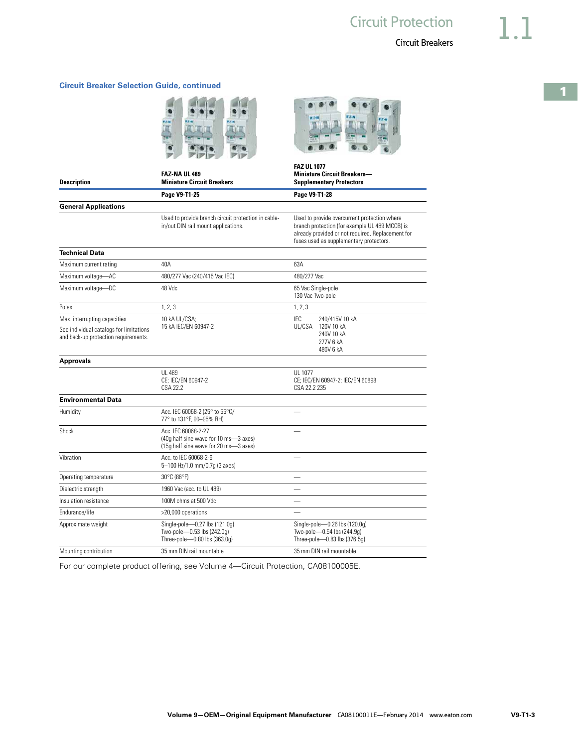## Circuit Breaker Selection Guide, continued

| Description | FAZ-NA UL 489 Miniature Circuit Breakers | FAZ UL 1077 Miniature Circuit Breakers—Supplementary Protectors |
|---|---|---|
| | Page V9-T1-25 | Page V9-T1-28 |
| **General Applications** | | |
| | Used to provide branch circuit protection in cable-in/out DIN rail mount applications. | Used to provide overcurrent protection where branch protection (for example UL 489 MCCB) is already provided or not required. Replacement for fuses used as supplementary protectors. |
| **Technical Data** | | |
| Maximum current rating | 40A | 63A |
| Maximum voltage—AC | 480/277 Vac (240/415 Vac IEC) | 480/277 Vac |
| Maximum voltage—DC | 48 Vdc | 65 Vac Single-pole<br>130 Vac Two-pole |
| Poles | 1, 2, 3 | 1, 2, 3 |
| Max. interrupting capacities<br>See individual catalogs for limitations and back-up protection requirements. | 10 kA UL/CSA;<br>15 kA IEC/EN 60947-2 | IEC 240/415V 10 kA<br>UL/CSA 120V 10 kA<br>240V 10 kA<br>277V 6 kA<br>480V 6 kA |
| **Approvals** | | |
| | UL 489<br>CE; IEC/EN 60947-2<br>CSA 22.2 | UL 1077<br>CE; IEC/EN 60947-2; IEC/EN 60898<br>CSA 22.2 235 |
| **Environmental Data** | | |
| Humidity | Acc. IEC 60068-2 (25° to 55°C/ 77° to 131°F, 90–95% RH) | — |
| Shock | Acc. IEC 60068-2-27<br>(40g half sine wave for 10 ms—3 axes)<br>(15g half sine wave for 20 ms—3 axes) | — |
| Vibration | Acc. to IEC 60068-2-6<br>5–100 Hz/1.0 mm/0.7g (3 axes) | — |
| Operating temperature | 30°C (86°F) | — |
| Dielectric strength | 1960 Vac (acc. to UL 489) | — |
| Insulation resistance | 100M ohms at 500 Vdc | — |
| Endurance/life | >20,000 operations | — |
| Approximate weight | Single-pole—0.27 lbs (121.0g)<br>Two-pole—0.53 lbs (242.0g)<br>Three-pole—0.80 lbs (363.0g) | Single-pole—0.26 lbs (120.0g)<br>Two-pole—0.54 lbs (244.9g)<br>Three-pole—0.83 lbs (376.5g) |
| Mounting contribution | 35 mm DIN rail mountable | 35 mm DIN rail mountable |

For our complete product offering, see Volume 4—Circuit Protection, CA08100005E.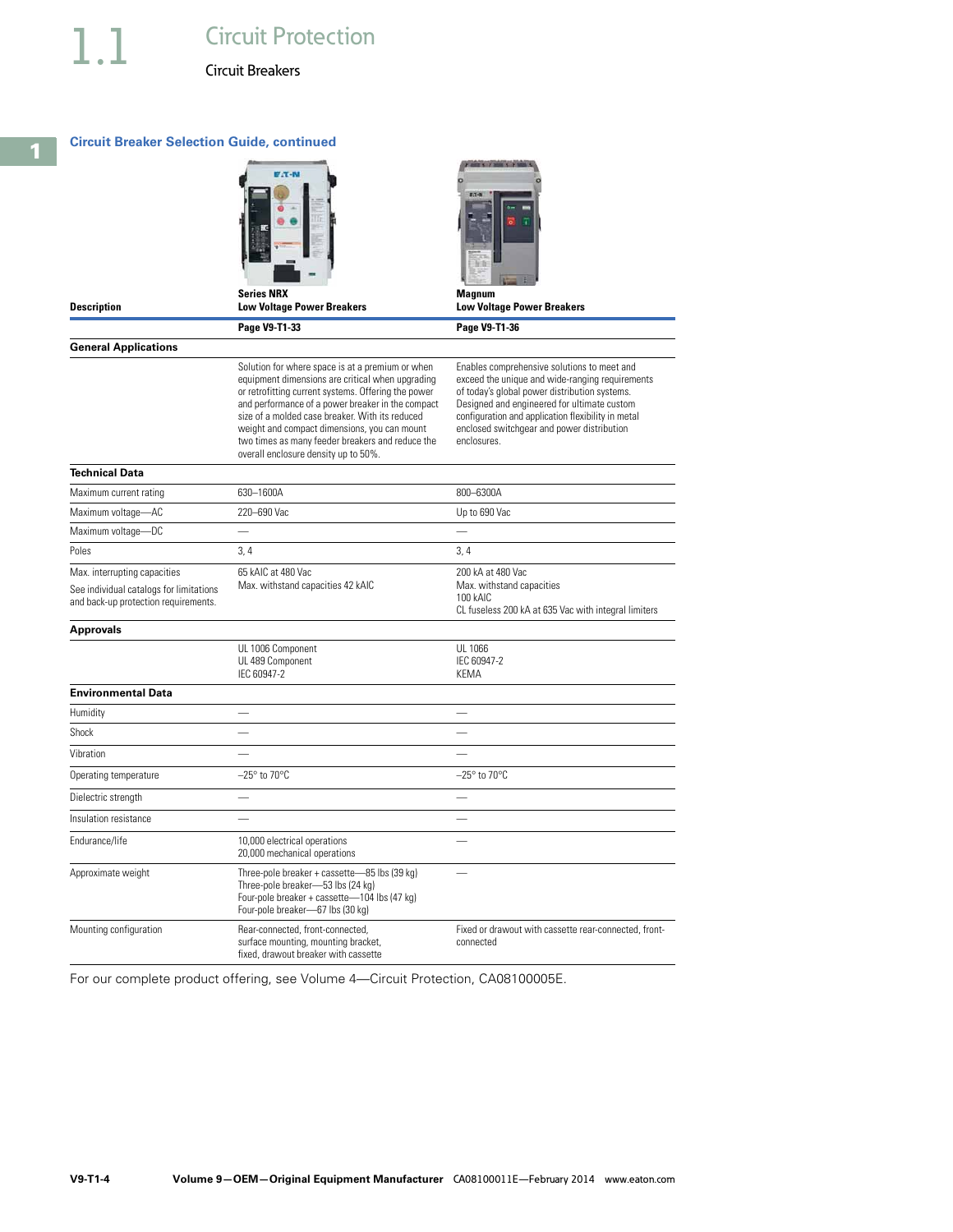# 1.1 Circuit Protection

## Circuit Breakers

### Circuit Breaker Selection Guide, continued

| Description | Series NRX Low Voltage Power Breakers | Magnum Low Voltage Power Breakers |
|---|---|---|
| | **Page V9-T1-33** | **Page V9-T1-36** |
| **General Applications** | | |
| | Solution for where space is at a premium or when equipment dimensions are critical when upgrading or retrofitting current systems. Offering the power and performance of a power breaker in the compact size of a molded case breaker. With its reduced weight and compact dimensions, you can mount two times as many feeder breakers and reduce the overall enclosure density up to 50%. | Enables comprehensive solutions to meet and exceed the unique and wide-ranging requirements of today's global power distribution systems. Designed and engineered for ultimate custom configuration and application flexibility in metal enclosed switchgear and power distribution enclosures. |
| **Technical Data** | | |
| Maximum current rating | 630–1600A | 800–6300A |
| Maximum voltage—AC | 220–690 Vac | Up to 690 Vac |
| Maximum voltage—DC | — | — |
| Poles | 3, 4 | 3, 4 |
| Max. interrupting capacities<br>See individual catalogs for limitations and back-up protection requirements. | 65 kAIC at 480 Vac<br>Max. withstand capacities 42 kAIC | 200 kA at 480 Vac<br>Max. withstand capacities<br>100 kAIC<br>CL fuseless 200 kA at 635 Vac with integral limiters |
| **Approvals** | | |
| | UL 1006 Component<br>UL 489 Component<br>IEC 60947-2 | UL 1066<br>IEC 60947-2<br>KEMA |
| **Environmental Data** | | |
| Humidity | — | — |
| Shock | — | — |
| Vibration | — | — |
| Operating temperature | –25° to 70°C | –25° to 70°C |
| Dielectric strength | — | — |
| Insulation resistance | — | — |
| Endurance/life | 10,000 electrical operations<br>20,000 mechanical operations | — |
| Approximate weight | Three-pole breaker + cassette—85 lbs (39 kg)<br>Three-pole breaker—53 lbs (24 kg)<br>Four-pole breaker + cassette—104 lbs (47 kg)<br>Four-pole breaker—67 lbs (30 kg) | — |
| Mounting configuration | Rear-connected, front-connected, surface mounting, mounting bracket, fixed, drawout breaker with cassette | Fixed or drawout with cassette rear-connected, front-connected |

For our complete product offering, see Volume 4—Circuit Protection, CA08100005E.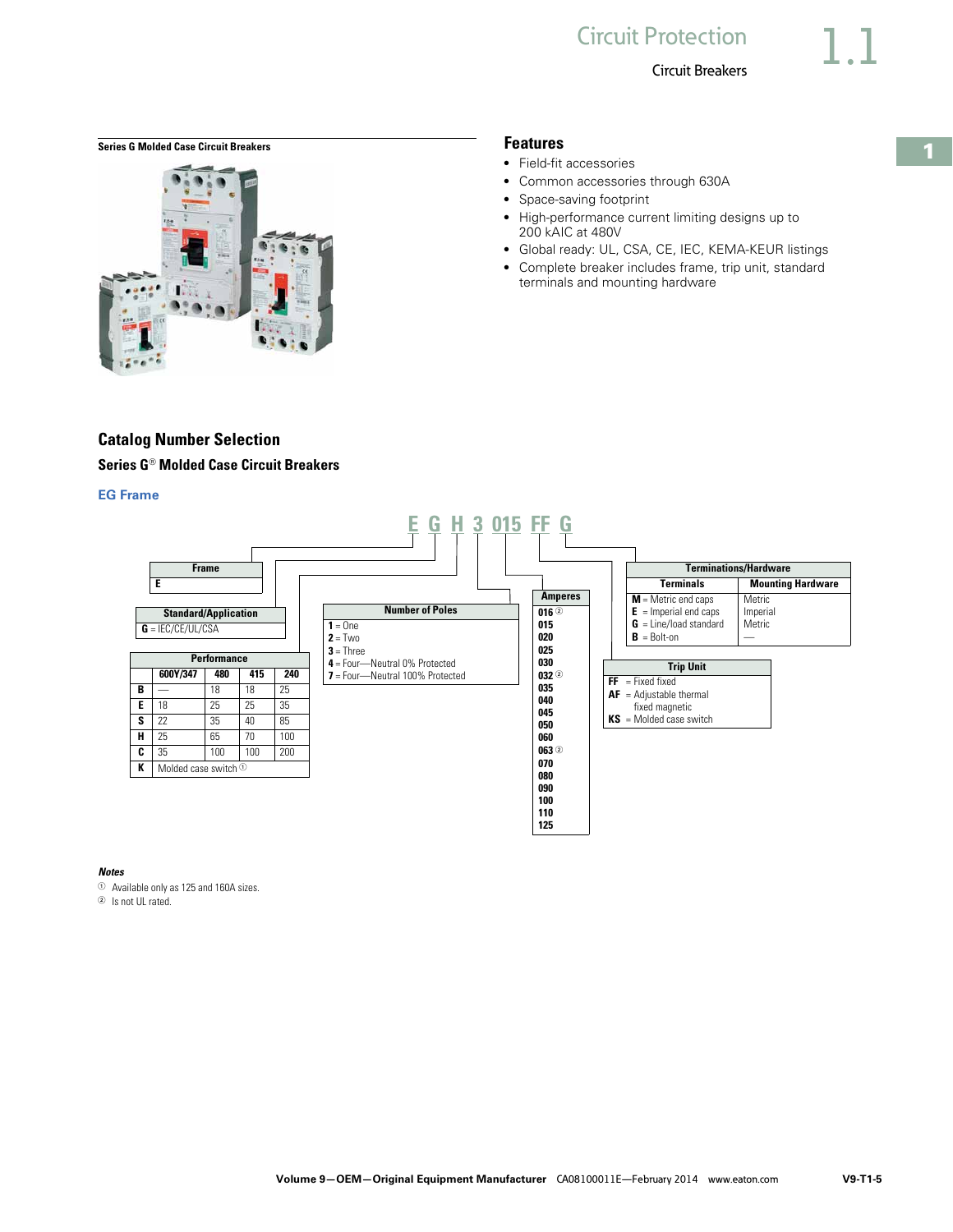**Series G Molded Case Circuit Breakers**

## Features

- Field-fit accessories
- Common accessories through 630A
- Space-saving footprint
- High-performance current limiting designs up to 200 kAIC at 480V
- Global ready: UL, CSA, CE, IEC, KEMA-KEUR listings
- Complete breaker includes frame, trip unit, standard terminals and mounting hardware

## Catalog Number Selection

### Series G® Molded Case Circuit Breakers

**EG Frame**

**E G H 3 015 FF G**

| Frame |
| --- |
| E |

| Standard/Application |
| --- |
| G = IEC/CE/UL/CSA |

| Performance | 600Y/347 | 480 | 415 | 240 |
| --- | --- | --- | --- | --- |
| B | — | 18 | 18 | 25 |
| E | 18 | 25 | 25 | 35 |
| S | 22 | 35 | 40 | 85 |
| H | 25 | 65 | 70 | 100 |
| C | 35 | 100 | 100 | 200 |
| K | Molded case switch ① | | | |

| Number of Poles |
| --- |
| 1 = One |
| 2 = Two |
| 3 = Three |
| 4 = Four—Neutral 0% Protected |
| 7 = Four—Neutral 100% Protected |

| Amperes |
| --- |
| 016 ② |
| 015 |
| 020 |
| 025 |
| 030 |
| 032 ② |
| 035 |
| 040 |
| 045 |
| 050 |
| 060 |
| 063 ② |
| 070 |
| 080 |
| 090 |
| 100 |
| 110 |
| 125 |

| Trip Unit |
| --- |
| FF = Fixed fixed |
| AF = Adjustable thermal fixed magnetic |
| KS = Molded case switch |

| Terminations/Hardware | |
| --- | --- |
| **Terminals** | **Mounting Hardware** |
| M = Metric end caps | Metric |
| E = Imperial end caps | Imperial |
| G = Line/load standard | Metric |
| B = Bolt-on | — |

***Notes***

① Available only as 125 and 160A sizes.

② Is not UL rated.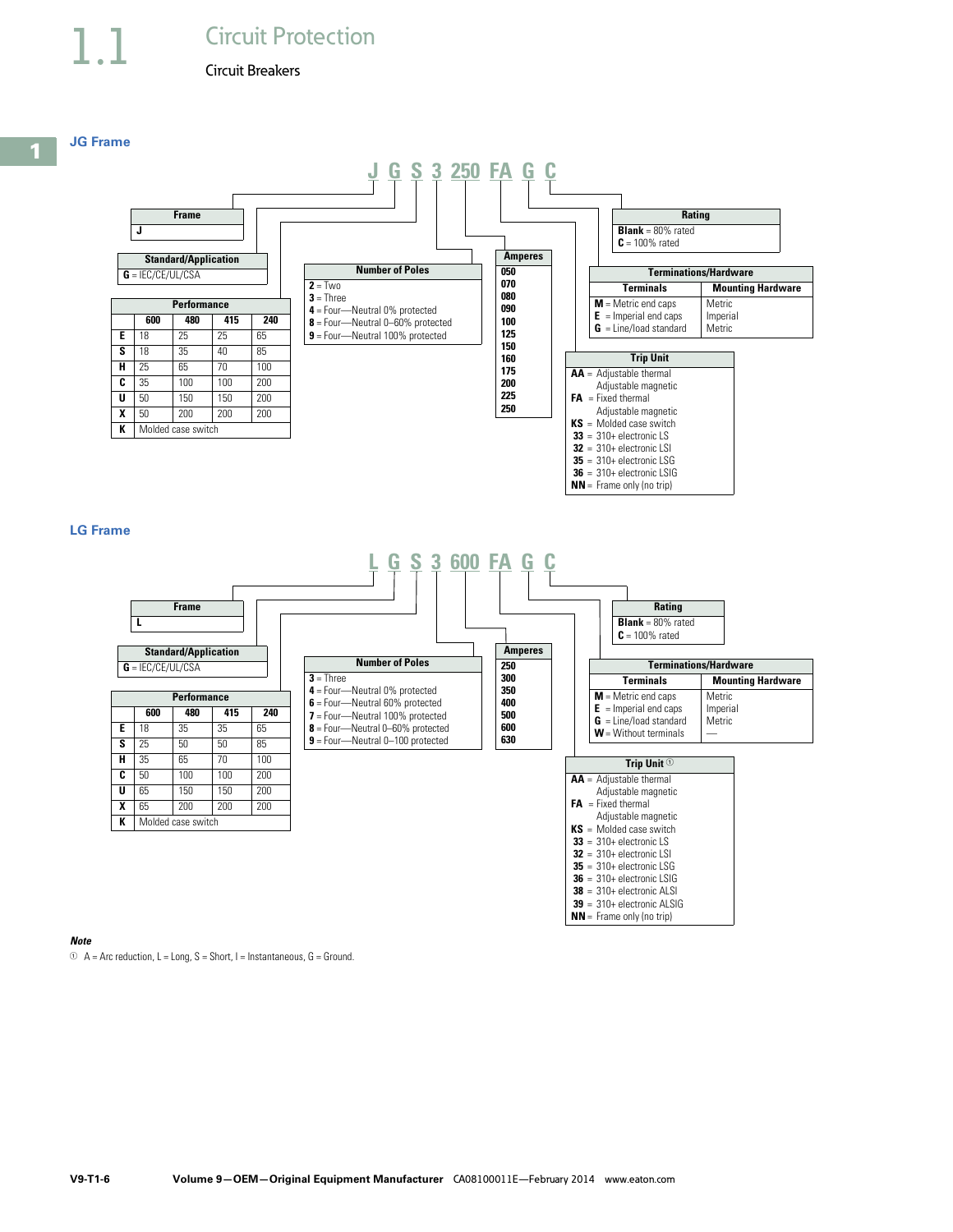## Circuit Protection

### Circuit Breakers

### JG Frame

**J G S 3 250 FA G C**

| Frame |
| --- |
| J |

| Standard/Application |
| --- |
| G = IEC/CE/UL/CSA |

| Performance | 600 | 480 | 415 | 240 |
| --- | --- | --- | --- | --- |
| E | 18 | 25 | 25 | 65 |
| S | 18 | 35 | 40 | 85 |
| H | 25 | 65 | 70 | 100 |
| C | 35 | 100 | 100 | 200 |
| U | 50 | 150 | 150 | 200 |
| X | 50 | 200 | 200 | 200 |
| K | Molded case switch | | | |

| Number of Poles |
| --- |
| **2** = Two |
| **3** = Three |
| **4** = Four—Neutral 0% protected |
| **8** = Four—Neutral 0–60% protected |
| **9** = Four—Neutral 100% protected |

| Amperes |
| --- |
| 050 |
| 070 |
| 080 |
| 090 |
| 100 |
| 125 |
| 150 |
| 160 |
| 175 |
| 200 |
| 225 |
| 250 |

| Rating |
| --- |
| **Blank** = 80% rated |
| **C** = 100% rated |

| Terminals | Mounting Hardware |
| --- | --- |
| **M** = Metric end caps | Metric |
| **E** = Imperial end caps | Imperial |
| **G** = Line/load standard | Metric |

| Trip Unit |
| --- |
| **AA** = Adjustable thermal Adjustable magnetic |
| **FA** = Fixed thermal Adjustable magnetic |
| **KS** = Molded case switch |
| **33** = 310+ electronic LS |
| **32** = 310+ electronic LSI |
| **35** = 310+ electronic LSG |
| **36** = 310+ electronic LSIG |
| **NN** = Frame only (no trip) |

### LG Frame

**L G S 3 600 FA G C**

| Frame |
| --- |
| L |

| Standard/Application |
| --- |
| G = IEC/CE/UL/CSA |

| Performance | 600 | 480 | 415 | 240 |
| --- | --- | --- | --- | --- |
| E | 18 | 35 | 35 | 65 |
| S | 25 | 50 | 50 | 85 |
| H | 35 | 65 | 70 | 100 |
| C | 50 | 100 | 100 | 200 |
| U | 65 | 150 | 150 | 200 |
| X | 65 | 200 | 200 | 200 |
| K | Molded case switch | | | |

| Number of Poles |
| --- |
| **3** = Three |
| **4** = Four—Neutral 0% protected |
| **6** = Four—Neutral 60% protected |
| **7** = Four—Neutral 100% protected |
| **8** = Four—Neutral 0–60% protected |
| **9** = Four—Neutral 0–100 protected |

| Amperes |
| --- |
| 250 |
| 300 |
| 350 |
| 400 |
| 500 |
| 600 |
| 630 |

| Rating |
| --- |
| **Blank** = 80% rated |
| **C** = 100% rated |

| Terminals | Mounting Hardware |
| --- | --- |
| **M** = Metric end caps | Metric |
| **E** = Imperial end caps | Imperial |
| **G** = Line/load standard | Metric |
| **W** = Without terminals | — |

| Trip Unit ① |
| --- |
| **AA** = Adjustable thermal Adjustable magnetic |
| **FA** = Fixed thermal Adjustable magnetic |
| **KS** = Molded case switch |
| **33** = 310+ electronic LS |
| **32** = 310+ electronic LSI |
| **35** = 310+ electronic LSG |
| **36** = 310+ electronic LSIG |
| **38** = 310+ electronic ALSI |
| **39** = 310+ electronic ALSIG |
| **NN** = Frame only (no trip) |

**Note**

① A = Arc reduction, L = Long, S = Short, I = Instantaneous, G = Ground.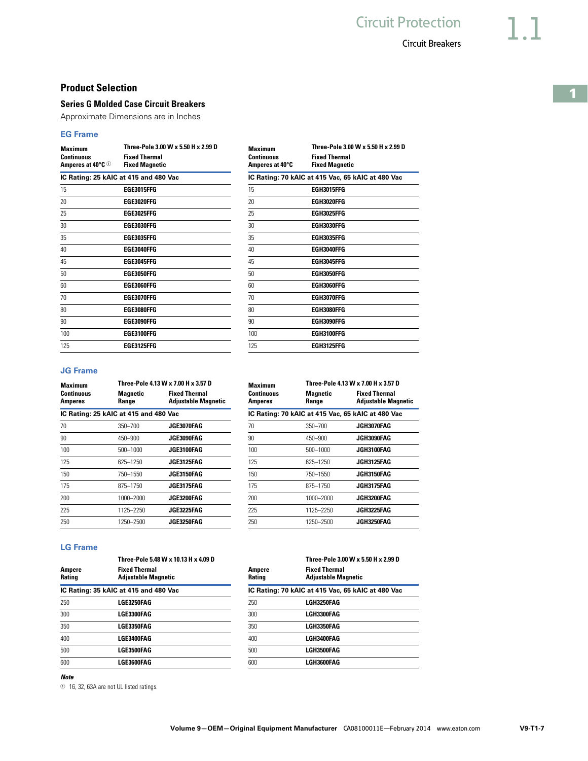## Product Selection

### Series G Molded Case Circuit Breakers

Approximate Dimensions are in Inches

#### EG Frame

| Maximum Continuous Amperes at 40°C ① | Three-Pole 3.00 W x 5.50 H x 2.99 D Fixed Thermal Fixed Magnetic |
|---|---|
| **IC Rating: 25 kAIC at 415 and 480 Vac** | |
| 15 | **EGE3015FFG** |
| 20 | **EGE3020FFG** |
| 25 | **EGE3025FFG** |
| 30 | **EGE3030FFG** |
| 35 | **EGE3035FFG** |
| 40 | **EGE3040FFG** |
| 45 | **EGE3045FFG** |
| 50 | **EGE3050FFG** |
| 60 | **EGE3060FFG** |
| 70 | **EGE3070FFG** |
| 80 | **EGE3080FFG** |
| 90 | **EGE3090FFG** |
| 100 | **EGE3100FFG** |
| 125 | **EGE3125FFG** |

| Maximum Continuous Amperes at 40°C | Three-Pole 3.00 W x 5.50 H x 2.99 D Fixed Thermal Fixed Magnetic |
|---|---|
| **IC Rating: 70 kAIC at 415 Vac, 65 kAIC at 480 Vac** | |
| 15 | **EGH3015FFG** |
| 20 | **EGH3020FFG** |
| 25 | **EGH3025FFG** |
| 30 | **EGH3030FFG** |
| 35 | **EGH3035FFG** |
| 40 | **EGH3040FFG** |
| 45 | **EGH3045FFG** |
| 50 | **EGH3050FFG** |
| 60 | **EGH3060FFG** |
| 70 | **EGH3070FFG** |
| 80 | **EGH3080FFG** |
| 90 | **EGH3090FFG** |
| 100 | **EGH3100FFG** |
| 125 | **EGH3125FFG** |

#### JG Frame

| Maximum Continuous Amperes | Three-Pole 4.13 W x 7.00 H x 3.57 D Magnetic Range | Fixed Thermal Adjustable Magnetic |
|---|---|---|
| **IC Rating: 25 kAIC at 415 and 480 Vac** | | |
| 70 | 350–700 | **JGE3070FAG** |
| 90 | 450–900 | **JGE3090FAG** |
| 100 | 500–1000 | **JGE3100FAG** |
| 125 | 625–1250 | **JGE3125FAG** |
| 150 | 750–1550 | **JGE3150FAG** |
| 175 | 875–1750 | **JGE3175FAG** |
| 200 | 1000–2000 | **JGE3200FAG** |
| 225 | 1125–2250 | **JGE3225FAG** |
| 250 | 1250–2500 | **JGE3250FAG** |

| Maximum Continuous Amperes | Three-Pole 4.13 W x 7.00 H x 3.57 D Magnetic Range | Fixed Thermal Adjustable Magnetic |
|---|---|---|
| **IC Rating: 70 kAIC at 415 Vac, 65 kAIC at 480 Vac** | | |
| 70 | 350–700 | **JGH3070FAG** |
| 90 | 450–900 | **JGH3090FAG** |
| 100 | 500–1000 | **JGH3100FAG** |
| 125 | 625–1250 | **JGH3125FAG** |
| 150 | 750–1550 | **JGH3150FAG** |
| 175 | 875–1750 | **JGH3175FAG** |
| 200 | 1000–2000 | **JGH3200FAG** |
| 225 | 1125–2250 | **JGH3225FAG** |
| 250 | 1250–2500 | **JGH3250FAG** |

#### LG Frame

| Ampere Rating | Three-Pole 5.48 W x 10.13 H x 4.09 D Fixed Thermal Adjustable Magnetic |
|---|---|
| **IC Rating: 35 kAIC at 415 and 480 Vac** | |
| 250 | **LGE3250FAG** |
| 300 | **LGE3300FAG** |
| 350 | **LGE3350FAG** |
| 400 | **LGE3400FAG** |
| 500 | **LGE3500FAG** |
| 600 | **LGE3600FAG** |

| Ampere Rating | Three-Pole 3.00 W x 5.50 H x 2.99 D Fixed Thermal Adjustable Magnetic |
|---|---|
| **IC Rating: 70 kAIC at 415 Vac, 65 kAIC at 480 Vac** | |
| 250 | **LGH3250FAG** |
| 300 | **LGH3300FAG** |
| 350 | **LGH3350FAG** |
| 400 | **LGH3400FAG** |
| 500 | **LGH3500FAG** |
| 600 | **LGH3600FAG** |

***Note***

① 16, 32, 63A are not UL listed ratings.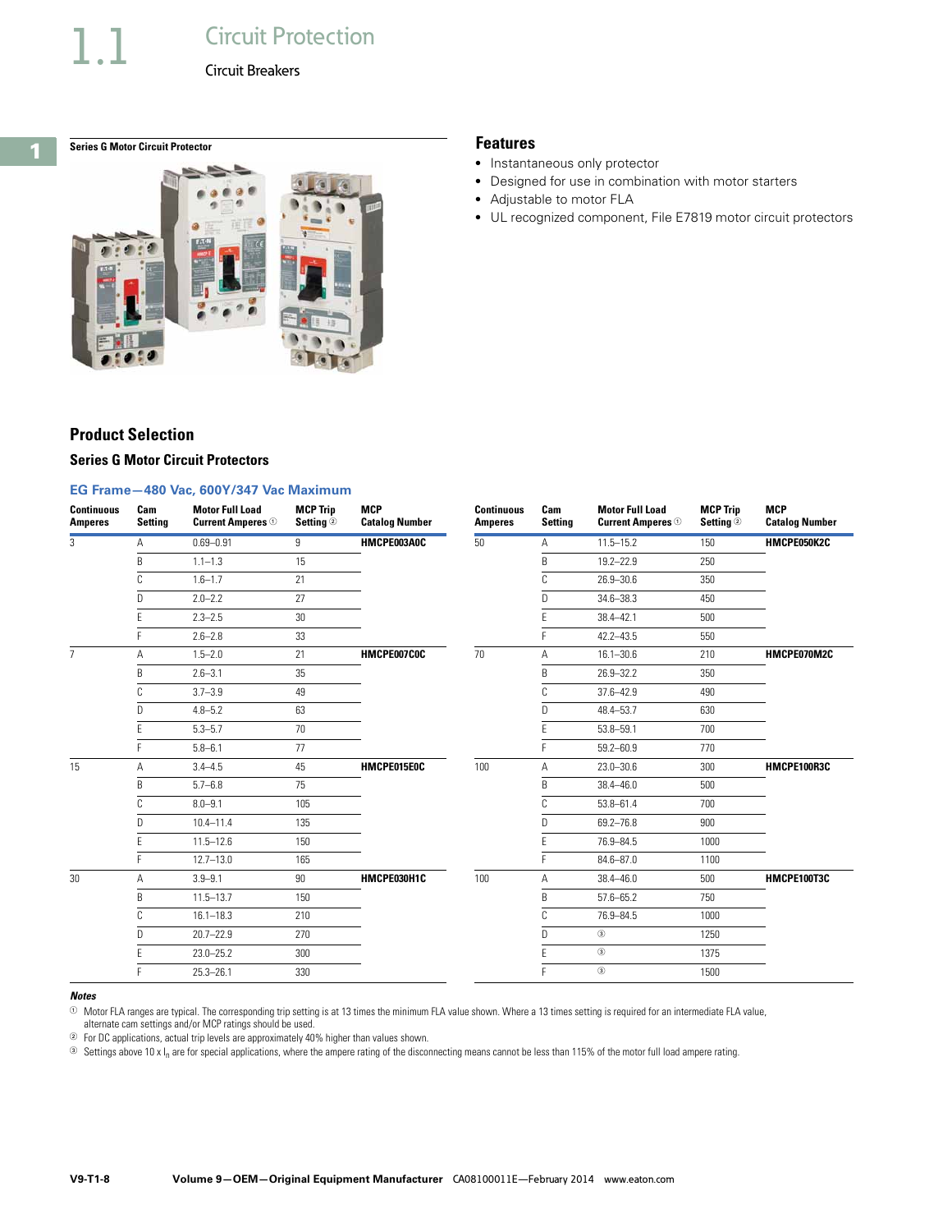# 1.1 Circuit Protection

## Circuit Breakers

**Series G Motor Circuit Protector**

## Features

- Instantaneous only protector
- Designed for use in combination with motor starters
- Adjustable to motor FLA
- UL recognized component, File E7819 motor circuit protectors

## Product Selection

### Series G Motor Circuit Protectors

#### EG Frame—480 Vac, 600Y/347 Vac Maximum

| Continuous Amperes | Cam Setting | Motor Full Load Current Amperes ① | MCP Trip Setting ② | MCP Catalog Number |
|---|---|---|---|---|
| 3 | A | 0.69–0.91 | 9 | **HMCPE003A0C** |
| | B | 1.1–1.3 | 15 | |
| | C | 1.6–1.7 | 21 | |
| | D | 2.0–2.2 | 27 | |
| | E | 2.3–2.5 | 30 | |
| | F | 2.6–2.8 | 33 | |
| 7 | A | 1.5–2.0 | 21 | **HMCPE007C0C** |
| | B | 2.6–3.1 | 35 | |
| | C | 3.7–3.9 | 49 | |
| | D | 4.8–5.2 | 63 | |
| | E | 5.3–5.7 | 70 | |
| | F | 5.8–6.1 | 77 | |
| 15 | A | 3.4–4.5 | 45 | **HMCPE015E0C** |
| | B | 5.7–6.8 | 75 | |
| | C | 8.0–9.1 | 105 | |
| | D | 10.4–11.4 | 135 | |
| | E | 11.5–12.6 | 150 | |
| | F | 12.7–13.0 | 165 | |
| 30 | A | 3.9–9.1 | 90 | **HMCPE030H1C** |
| | B | 11.5–13.7 | 150 | |
| | C | 16.1–18.3 | 210 | |
| | D | 20.7–22.9 | 270 | |
| | E | 23.0–25.2 | 300 | |
| | F | 25.3–26.1 | 330 | |
| 50 | A | 11.5–15.2 | 150 | **HMCPE050K2C** |
| | B | 19.2–22.9 | 250 | |
| | C | 26.9–30.6 | 350 | |
| | D | 34.6–38.3 | 450 | |
| | E | 38.4–42.1 | 500 | |
| | F | 42.2–43.5 | 550 | |
| 70 | A | 16.1–30.6 | 210 | **HMCPE070M2C** |
| | B | 26.9–32.2 | 350 | |
| | C | 37.6–42.9 | 490 | |
| | D | 48.4–53.7 | 630 | |
| | E | 53.8–59.1 | 700 | |
| | F | 59.2–60.9 | 770 | |
| 100 | A | 23.0–30.6 | 300 | **HMCPE100R3C** |
| | B | 38.4–46.0 | 500 | |
| | C | 53.8–61.4 | 700 | |
| | D | 69.2–76.8 | 900 | |
| | E | 76.9–84.5 | 1000 | |
| | F | 84.6–87.0 | 1100 | |
| 100 | A | 38.4–46.0 | 500 | **HMCPE100T3C** |
| | B | 57.6–65.2 | 750 | |
| | C | 76.9–84.5 | 1000 | |
| | D | ③ | 1250 | |
| | E | ③ | 1375 | |
| | F | ③ | 1500 | |

***Notes***

① Motor FLA ranges are typical. The corresponding trip setting is at 13 times the minimum FLA value shown. Where a 13 times setting is required for an intermediate FLA value, alternate cam settings and/or MCP ratings should be used.

② For DC applications, actual trip levels are approximately 40% higher than values shown.

③ Settings above 10 x $I_n$ are for special applications, where the ampere rating of the disconnecting means cannot be less than 115% of the motor full load ampere rating.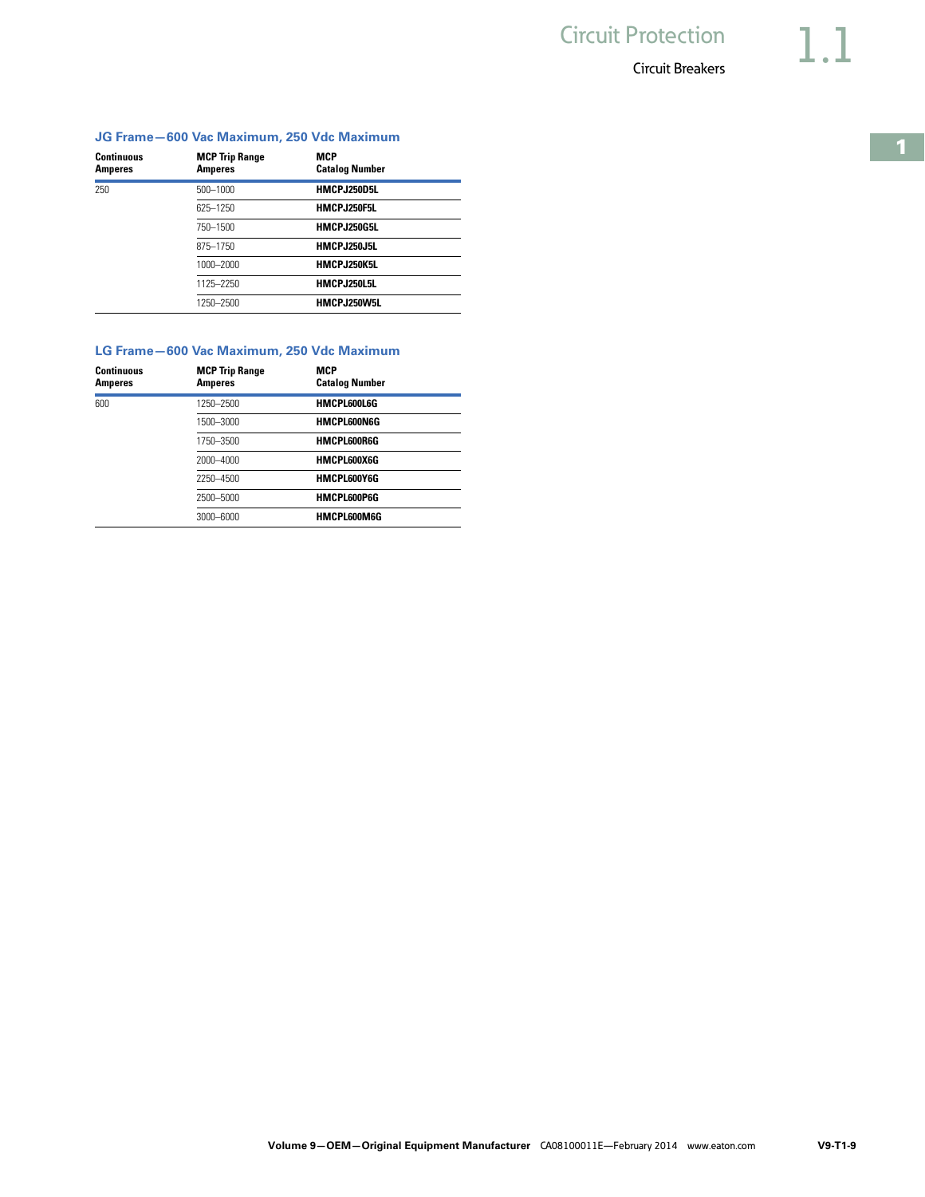### JG Frame—600 Vac Maximum, 250 Vdc Maximum

| Continuous Amperes | MCP Trip Range Amperes | MCP Catalog Number |
|---|---|---|
| 250 | 500–1000 | **HMCPJ250D5L** |
| | 625–1250 | **HMCPJ250F5L** |
| | 750–1500 | **HMCPJ250G5L** |
| | 875–1750 | **HMCPJ250J5L** |
| | 1000–2000 | **HMCPJ250K5L** |
| | 1125–2250 | **HMCPJ250L5L** |
| | 1250–2500 | **HMCPJ250W5L** |

### LG Frame—600 Vac Maximum, 250 Vdc Maximum

| Continuous Amperes | MCP Trip Range Amperes | MCP Catalog Number |
|---|---|---|
| 600 | 1250–2500 | **HMCPL600L6G** |
| | 1500–3000 | **HMCPL600N6G** |
| | 1750–3500 | **HMCPL600R6G** |
| | 2000–4000 | **HMCPL600X6G** |
| | 2250–4500 | **HMCPL600Y6G** |
| | 2500–5000 | **HMCPL600P6G** |
| | 3000–6000 | **HMCPL600M6G** |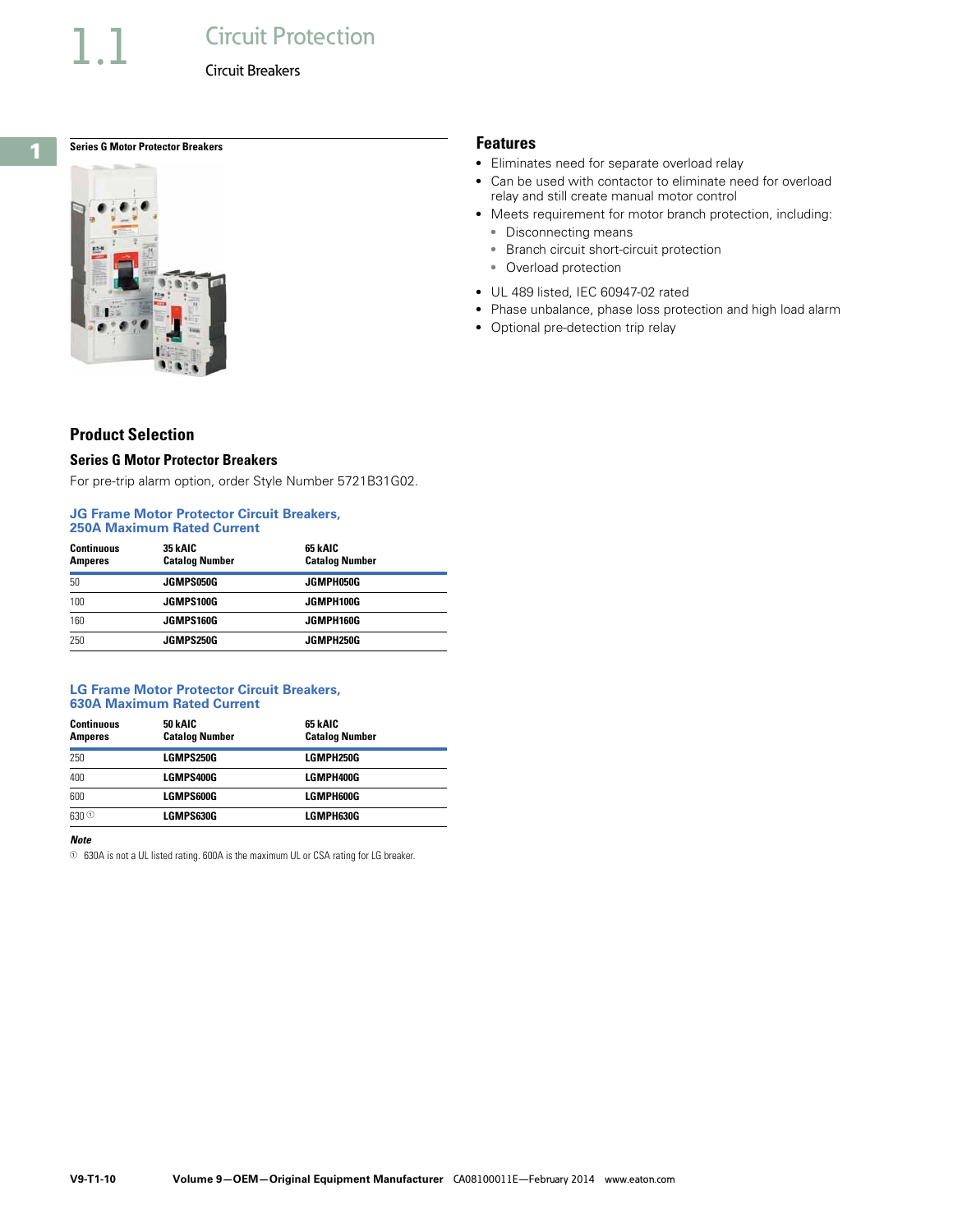# 1.1 Circuit Protection

## Circuit Breakers

### Series G Motor Protector Breakers

### Features

- Eliminates need for separate overload relay
- Can be used with contactor to eliminate need for overload relay and still create manual motor control
- Meets requirement for motor branch protection, including:
  - Disconnecting means
  - Branch circuit short-circuit protection
  - Overload protection
- UL 489 listed, IEC 60947-02 rated
- Phase unbalance, phase loss protection and high load alarm
- Optional pre-detection trip relay

## Product Selection

### Series G Motor Protector Breakers

For pre-trip alarm option, order Style Number 5721B31G02.

**JG Frame Motor Protector Circuit Breakers, 250A Maximum Rated Current**

| Continuous Amperes | 35 kAIC Catalog Number | 65 kAIC Catalog Number |
|---|---|---|
| 50 | **JGMPS050G** | **JGMPH050G** |
| 100 | **JGMPS100G** | **JGMPH100G** |
| 160 | **JGMPS160G** | **JGMPH160G** |
| 250 | **JGMPS250G** | **JGMPH250G** |

**LG Frame Motor Protector Circuit Breakers, 630A Maximum Rated Current**

| Continuous Amperes | 50 kAIC Catalog Number | 65 kAIC Catalog Number |
|---|---|---|
| 250 | **LGMPS250G** | **LGMPH250G** |
| 400 | **LGMPS400G** | **LGMPH400G** |
| 600 | **LGMPS600G** | **LGMPH600G** |
| 630 ① | **LGMPS630G** | **LGMPH630G** |

***Note***

① 630A is not a UL listed rating. 600A is the maximum UL or CSA rating for LG breaker.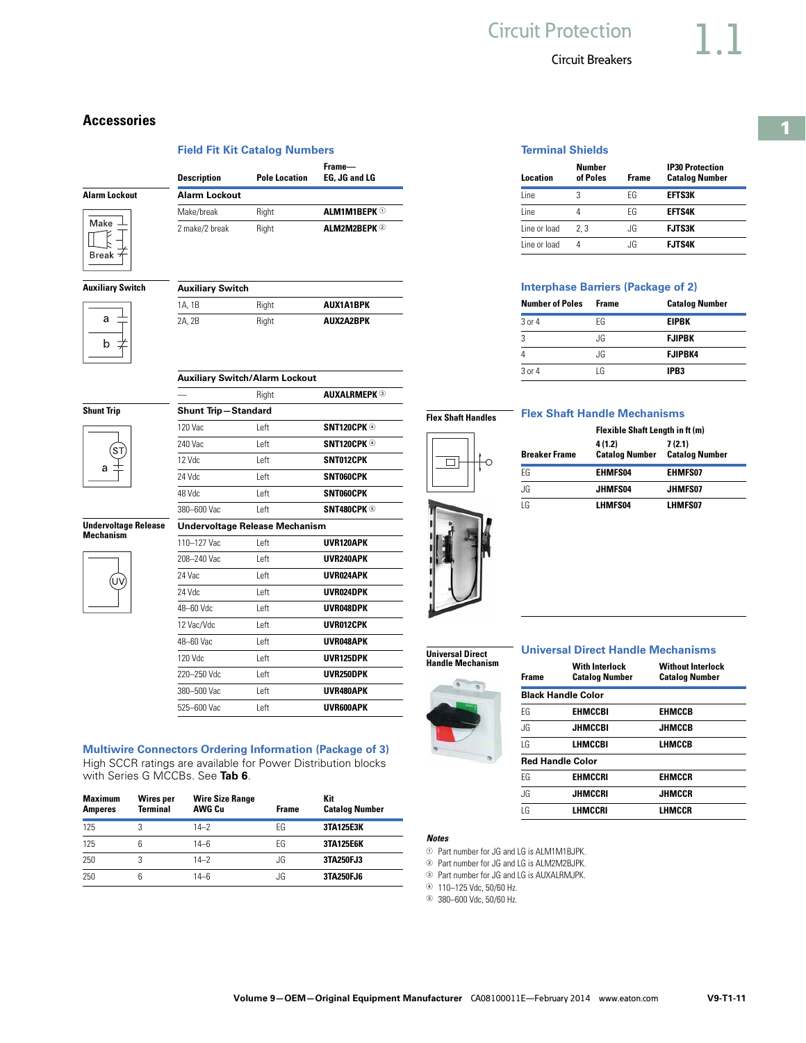## Accessories

### Field Fit Kit Catalog Numbers

| Description | Pole Location | Frame— EG, JG and LG |
|---|---|---|
| **Alarm Lockout** | | |
| Make/break | Right | **ALM1M1BEPK** ① |
| 2 make/2 break | Right | **ALM2M2BEPK** ② |
| **Auxiliary Switch** | | |
| 1A, 1B | Right | **AUX1A1BPK** |
| 2A, 2B | Right | **AUX2A2BPK** |
| **Auxiliary Switch/Alarm Lockout** | | |
| — | Right | **AUXALRMEPK** ③ |
| **Shunt Trip—Standard** | | |
| 120 Vac | Left | **SNT120CPK** ④ |
| 240 Vac | Left | **SNT120CPK** ④ |
| 12 Vdc | Left | **SNT012CPK** |
| 24 Vdc | Left | **SNT060CPK** |
| 48 Vdc | Left | **SNT060CPK** |
| 380–600 Vac | Left | **SNT480CPK** ⑤ |
| **Undervoltage Release Mechanism** | | |
| 110–127 Vac | Left | **UVR120APK** |
| 208–240 Vac | Left | **UVR240APK** |
| 24 Vac | Left | **UVR024APK** |
| 24 Vdc | Left | **UVR024DPK** |
| 48–60 Vdc | Left | **UVR048DPK** |
| 12 Vac/Vdc | Left | **UVR012CPK** |
| 48–60 Vac | Left | **UVR048APK** |
| 120 Vdc | Left | **UVR125DPK** |
| 220–250 Vdc | Left | **UVR250DPK** |
| 380–500 Vac | Left | **UVR480APK** |
| 525–600 Vac | Left | **UVR600APK** |

### Multiwire Connectors Ordering Information (Package of 3)

High SCCR ratings are available for Power Distribution blocks with Series G MCCBs. See **Tab 6**.

| Maximum Amperes | Wires per Terminal | Wire Size Range AWG Cu | Frame | Kit Catalog Number |
|---|---|---|---|---|
| 125 | 3 | 14–2 | EG | **3TA125E3K** |
| 125 | 6 | 14–6 | EG | **3TA125E6K** |
| 250 | 3 | 14–2 | JG | **3TA250FJ3** |
| 250 | 6 | 14–6 | JG | **3TA250FJ6** |

### Terminal Shields

| Location | Number of Poles | Frame | IP30 Protection Catalog Number |
|---|---|---|---|
| Line | 3 | EG | **EFTS3K** |
| Line | 4 | EG | **EFTS4K** |
| Line or load | 2, 3 | JG | **FJTS3K** |
| Line or load | 4 | JG | **FJTS4K** |

### Interphase Barriers (Package of 2)

| Number of Poles | Frame | Catalog Number |
|---|---|---|
| 3 or 4 | EG | **EIPBK** |
| 3 | JG | **FJIPBK** |
| 4 | JG | **FJIPBK4** |
| 3 or 4 | LG | **IPB3** |

### Flex Shaft Handle Mechanisms

| Breaker Frame | Flexible Shaft Length in ft (m) 4 (1.2) Catalog Number | 7 (2.1) Catalog Number |
|---|---|---|
| EG | **EHMFS04** | **EHMFS07** |
| JG | **JHMFS04** | **JHMFS07** |
| LG | **LHMFS04** | **LHMFS07** |

### Universal Direct Handle Mechanisms

| Frame | With Interlock Catalog Number | Without Interlock Catalog Number |
|---|---|---|
| **Black Handle Color** | | |
| EG | **EHMCCBI** | **EHMCCB** |
| JG | **JHMCCBI** | **JHMCCB** |
| LG | **LHMCCBI** | **LHMCCB** |
| **Red Handle Color** | | |
| EG | **EHMCCRI** | **EHMCCR** |
| JG | **JHMCCRI** | **JHMCCR** |
| LG | **LHMCCRI** | **LHMCCR** |

*Notes*

① Part number for JG and LG is ALM1M1BJPK.
② Part number for JG and LG is ALM2M2BJPK.
③ Part number for JG and LG is AUXALRMJPK.
④ 110–125 Vdc, 50/60 Hz.
⑤ 380–600 Vdc, 50/60 Hz.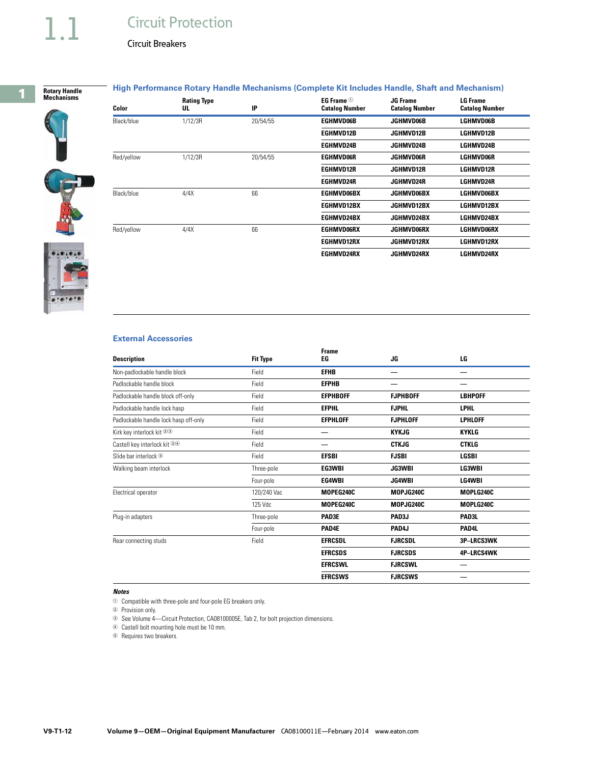# Circuit Protection

## Circuit Breakers

### Rotary Handle Mechanisms

#### High Performance Rotary Handle Mechanisms (Complete Kit Includes Handle, Shaft and Mechanism)

| Color | Rating Type UL | IP | EG Frame [1] Catalog Number | JG Frame Catalog Number | LG Frame Catalog Number |
|---|---|---|---|---|---|
| Black/blue | 1/12/3R | 20/54/55 | EGHMVD06B | JGHMVD06B | LGHMVD06B |
| | | | EGHMVD12B | JGHMVD12B | LGHMVD12B |
| | | | EGHMVD24B | JGHMVD24B | LGHMVD24B |
| Red/yellow | 1/12/3R | 20/54/55 | EGHMVD06R | JGHMVD06R | LGHMVD06R |
| | | | EGHMVD12R | JGHMVD12R | LGHMVD12R |
| | | | EGHMVD24R | JGHMVD24R | LGHMVD24R |
| Black/blue | 4/4X | 66 | EGHMVD06BX | JGHMVD06BX | LGHMVD06BX |
| | | | EGHMVD12BX | JGHMVD12BX | LGHMVD12BX |
| | | | EGHMVD24BX | JGHMVD24BX | LGHMVD24BX |
| Red/yellow | 4/4X | 66 | EGHMVD06RX | JGHMVD06RX | LGHMVD06RX |
| | | | EGHMVD12RX | JGHMVD12RX | LGHMVD12RX |
| | | | EGHMVD24RX | JGHMVD24RX | LGHMVD24RX |

#### External Accessories

| Description | Fit Type | Frame EG | JG | LG |
|---|---|---|---|---|
| Non-padlockable handle block | Field | EFHB | — | — |
| Padlockable handle block | Field | EFPHB | — | — |
| Padlockable handle block off-only | Field | EFPHBOFF | FJPHBOFF | LBHPOFF |
| Padlockable handle lock hasp | Field | EFPHL | FJPHL | LPHL |
| Padlockable handle lock hasp off-only | Field | EFPHLOFF | FJPHLOFF | LPHLOFF |
| Kirk key interlock kit [2][3] | Field | — | KYKJG | KYKLG |
| Castell key interlock kit [3][4] | Field | — | CTKJG | CTKLG |
| Slide bar interlock [5] | Field | EFSBI | FJSBI | LGSBI |
| Walking beam interlock | Three-pole | EG3WBI | JG3WBI | LG3WBI |
| | Four-pole | EG4WBI | JG4WBI | LG4WBI |
| Electrical operator | 120/240 Vac | MOPEG240C | MOPJG240C | MOPLG240C |
| | 125 Vdc | MOPEG240C | MOPJG240C | MOPLG240C |
| Plug-in adapters | Three-pole | PAD3E | PAD3J | PAD3L |
| | Four-pole | PAD4E | PAD4J | PAD4L |
| Rear connecting studs | Field | EFRCSDL | FJRCSDL | 3P–LRCS3WK |
| | | EFRCSDS | FJRCSDS | 4P–LRCS4WK |
| | | EFRCSWL | FJRCSWL | — |
| | | EFRCSWS | FJRCSWS | — |

***Notes***

[1] Compatible with three-pole and four-pole EG breakers only.
[2] Provision only.
[3] See Volume 4—Circuit Protection, CA08100005E, Tab 2, for bolt projection dimensions.
[4] Castell bolt mounting hole must be 10 mm.
[5] Requires two breakers.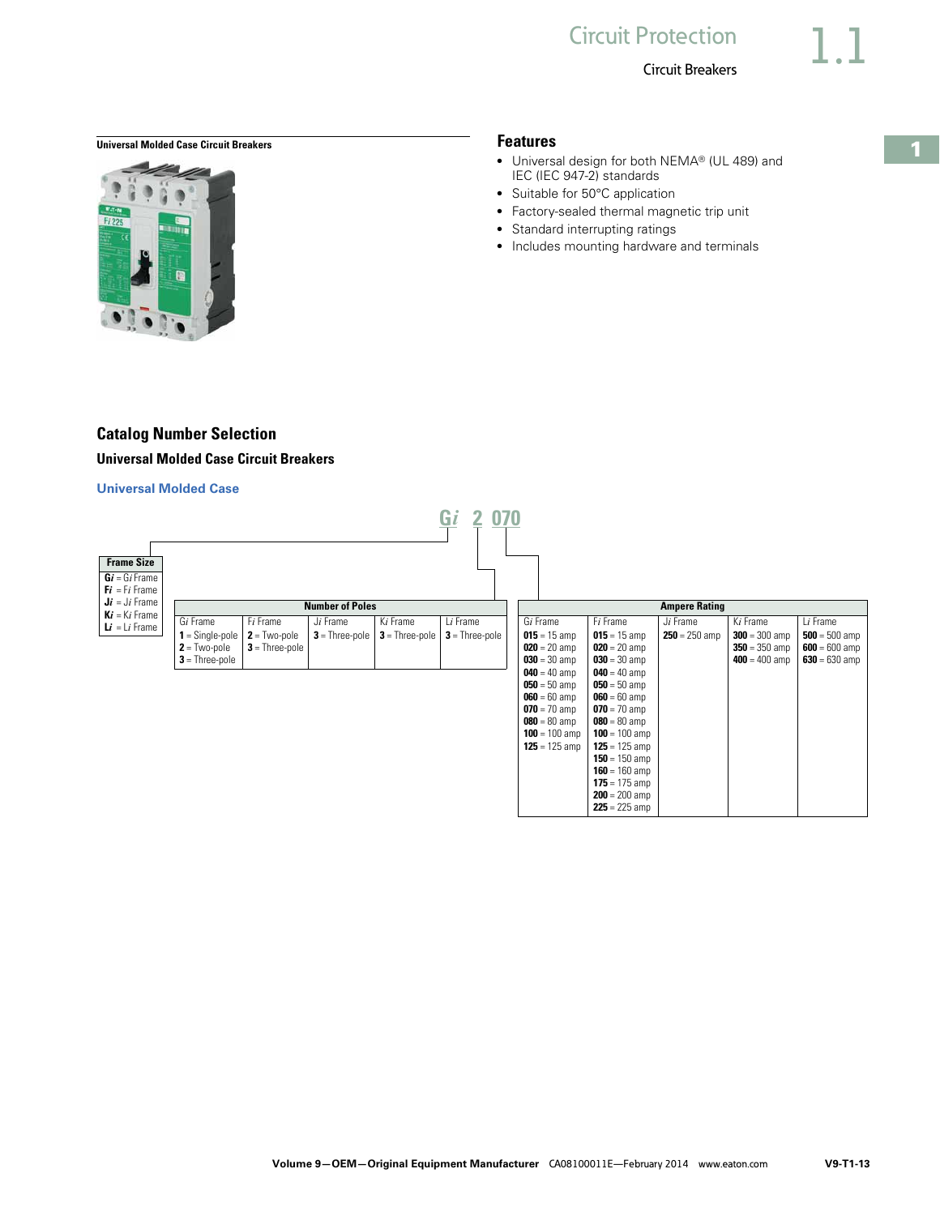Universal Molded Case Circuit Breakers

## Features

- Universal design for both NEMA® (UL 489) and IEC (IEC 947-2) standards
- Suitable for 50°C application
- Factory-sealed thermal magnetic trip unit
- Standard interrupting ratings
- Includes mounting hardware and terminals

## Catalog Number Selection

### Universal Molded Case Circuit Breakers

**Universal Molded Case**

**G*i* 2 070**

| Frame Size |
|---|
| **G*i*** = G*i* Frame |
| **F*i*** = F*i* Frame |
| **J*i*** = J*i* Frame |
| **K*i*** = K*i* Frame |
| **L*i*** = L*i* Frame |

| Number of Poles | | | | |
|---|---|---|---|---|
| G*i* Frame | F*i* Frame | J*i* Frame | K*i* Frame | L*i* Frame |
| **1** = Single-pole<br>**2** = Two-pole<br>**3** = Three-pole | **2** = Two-pole<br>**3** = Three-pole | **3** = Three-pole | **3** = Three-pole | **3** = Three-pole |

| Ampere Rating | | | | |
|---|---|---|---|---|
| G*i* Frame | F*i* Frame | J*i* Frame | K*i* Frame | L*i* Frame |
| **015** = 15 amp<br>**020** = 20 amp<br>**030** = 30 amp<br>**040** = 40 amp<br>**050** = 50 amp<br>**060** = 60 amp<br>**070** = 70 amp<br>**080** = 80 amp<br>**100** = 100 amp<br>**125** = 125 amp | **015** = 15 amp<br>**020** = 20 amp<br>**030** = 30 amp<br>**040** = 40 amp<br>**050** = 50 amp<br>**060** = 60 amp<br>**070** = 70 amp<br>**080** = 80 amp<br>**100** = 100 amp<br>**125** = 125 amp<br>**150** = 150 amp<br>**160** = 160 amp<br>**175** = 175 amp<br>**200** = 200 amp<br>**225** = 225 amp | **250** = 250 amp | **300** = 300 amp<br>**350** = 350 amp<br>**400** = 400 amp | **500** = 500 amp<br>**600** = 600 amp<br>**630** = 630 amp |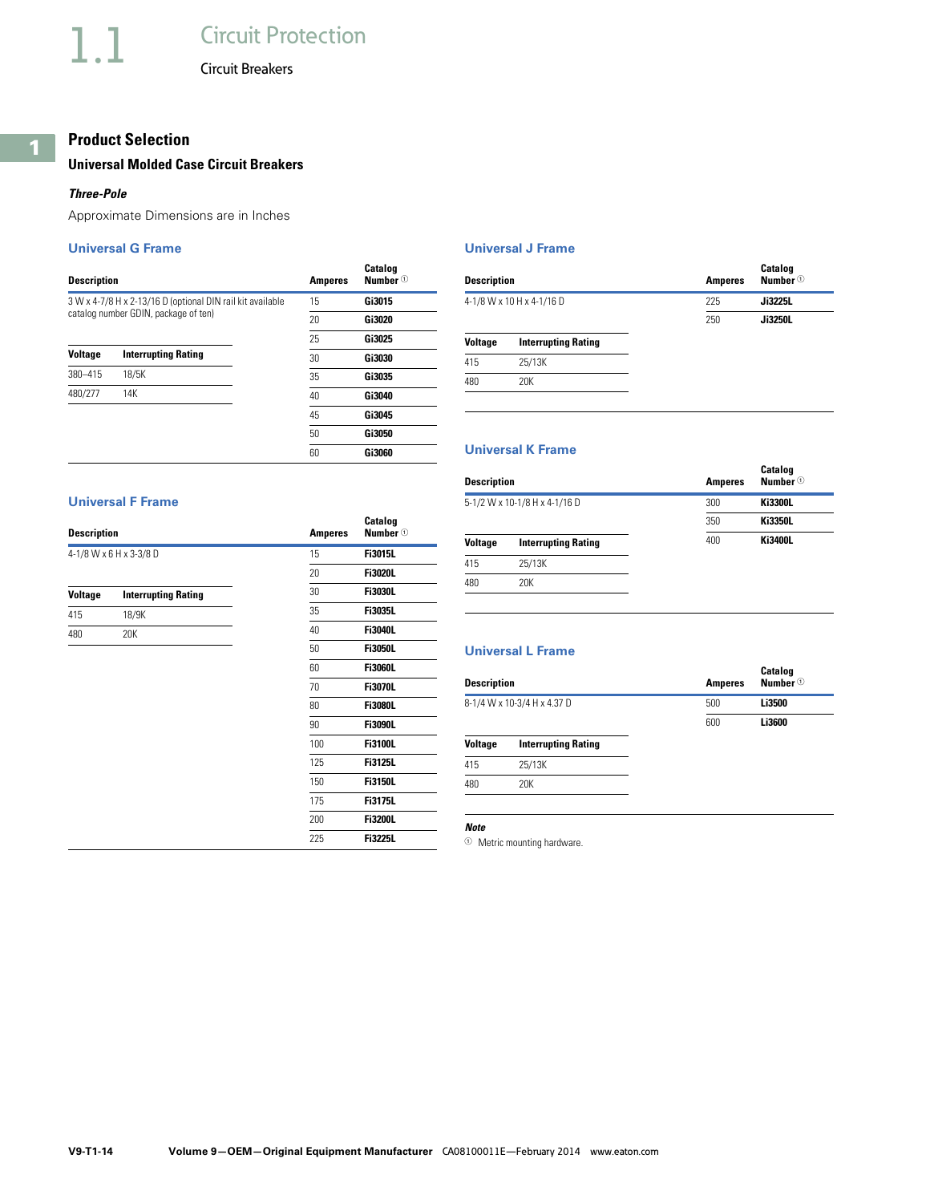# 1.1 Circuit Protection

Circuit Breakers

## Product Selection

### Universal Molded Case Circuit Breakers

#### *Three-Pole*

Approximate Dimensions are in Inches

#### Universal G Frame

| Description | Amperes | Catalog Number [1] |
|---|---|---|
| 3 W x 4-7/8 H x 2-13/16 D (optional DIN rail kit available catalog number GDIN, package of ten) | 15 | **Gi3015** |
| | 20 | **Gi3020** |
| | 25 | **Gi3025** |
| | 30 | **Gi3030** |
| | 35 | **Gi3035** |
| | 40 | **Gi3040** |
| | 45 | **Gi3045** |
| | 50 | **Gi3050** |
| | 60 | **Gi3060** |

| Voltage | Interrupting Rating |
|---|---|
| 380–415 | 18/5K |
| 480/277 | 14K |

#### Universal F Frame

| Description | Amperes | Catalog Number [1] |
|---|---|---|
| 4-1/8 W x 6 H x 3-3/8 D | 15 | **Fi3015L** |
| | 20 | **Fi3020L** |
| | 30 | **Fi3030L** |
| | 35 | **Fi3035L** |
| | 40 | **Fi3040L** |
| | 50 | **Fi3050L** |
| | 60 | **Fi3060L** |
| | 70 | **Fi3070L** |
| | 80 | **Fi3080L** |
| | 90 | **Fi3090L** |
| | 100 | **Fi3100L** |
| | 125 | **Fi3125L** |
| | 150 | **Fi3150L** |
| | 175 | **Fi3175L** |
| | 200 | **Fi3200L** |
| | 225 | **Fi3225L** |

| Voltage | Interrupting Rating |
|---|---|
| 415 | 18/9K |
| 480 | 20K |

#### Universal J Frame

| Description | Amperes | Catalog Number [1] |
|---|---|---|
| 4-1/8 W x 10 H x 4-1/16 D | 225 | **Ji3225L** |
| | 250 | **Ji3250L** |

| Voltage | Interrupting Rating |
|---|---|
| 415 | 25/13K |
| 480 | 20K |

#### Universal K Frame

| Description | Amperes | Catalog Number [1] |
|---|---|---|
| 5-1/2 W x 10-1/8 H x 4-1/16 D | 300 | **Ki3300L** |
| | 350 | **Ki3350L** |
| | 400 | **Ki3400L** |

| Voltage | Interrupting Rating |
|---|---|
| 415 | 25/13K |
| 480 | 20K |

#### Universal L Frame

| Description | Amperes | Catalog Number [1] |
|---|---|---|
| 8-1/4 W x 10-3/4 H x 4.37 D | 500 | **Li3500** |
| | 600 | **Li3600** |

| Voltage | Interrupting Rating |
|---|---|
| 415 | 25/13K |
| 480 | 20K |

***Note***

[1] Metric mounting hardware.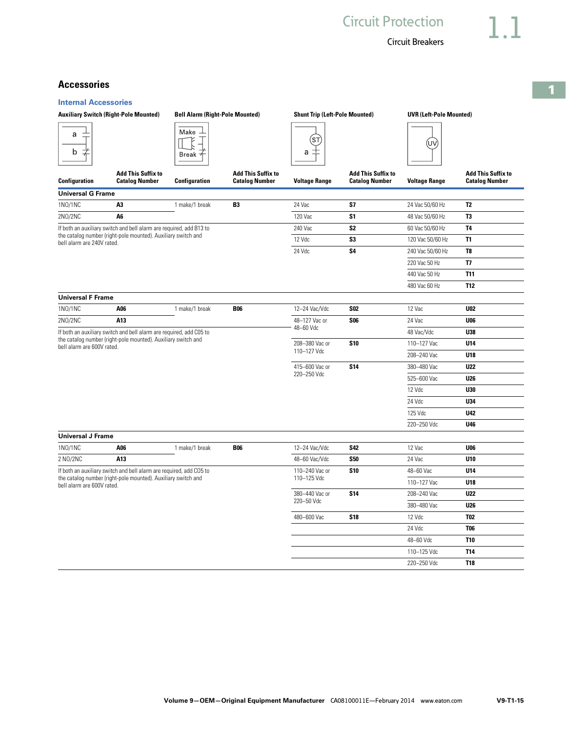## Accessories

### Internal Accessories

| Auxiliary Switch (Right-Pole Mounted) | | Bell Alarm (Right-Pole Mounted) | | Shunt Trip (Left-Pole Mounted) | | UVR (Left-Pole Mounted) | |
|---|---|---|---|---|---|---|---|
| Configuration | Add This Suffix to Catalog Number | Configuration | Add This Suffix to Catalog Number | Voltage Range | Add This Suffix to Catalog Number | Voltage Range | Add This Suffix to Catalog Number |
| **Universal G Frame** | | | | | | | |
| 1NO/1NC | **A3** | 1 make/1 break | **B3** | 24 Vac | **S7** | 24 Vac 50/60 Hz | **T2** |
| 2NO/2NC | **A6** | | | 120 Vac | **S1** | 48 Vac 50/60 Hz | **T3** |
| If both an auxiliary switch and bell alarm are required, add B13 to the catalog number (right-pole mounted). Auxiliary switch and bell alarm are 240V rated. | | | | 240 Vac | **S2** | 60 Vac 50/60 Hz | **T4** |
| | | | | 12 Vdc | **S3** | 120 Vac 50/60 Hz | **T1** |
| | | | | 24 Vdc | **S4** | 240 Vac 50/60 Hz | **T8** |
| | | | | | | 220 Vac 50 Hz | **T7** |
| | | | | | | 440 Vac 50 Hz | **T11** |
| | | | | | | 480 Vac 60 Hz | **T12** |
| **Universal F Frame** | | | | | | | |
| 1NO/1NC | **A06** | 1 make/1 break | **B06** | 12–24 Vac/Vdc | **S02** | 12 Vac | **U02** |
| 2NO/2NC | **A13** | | | 48–127 Vac or 48–60 Vdc | **S06** | 24 Vac | **U06** |
| If both an auxiliary switch and bell alarm are required, add C05 to the catalog number (right-pole mounted). Auxiliary switch and bell alarm are 600V rated. | | | | | | 48 Vac/Vdc | **U38** |
| | | | | 208–380 Vac or 110–127 Vdc | **S10** | 110–127 Vac | **U14** |
| | | | | | | 208–240 Vac | **U18** |
| | | | | 415–600 Vac or 220–250 Vdc | **S14** | 380–480 Vac | **U22** |
| | | | | | | 525–600 Vac | **U26** |
| | | | | | | 12 Vdc | **U30** |
| | | | | | | 24 Vdc | **U34** |
| | | | | | | 125 Vdc | **U42** |
| | | | | | | 220–250 Vdc | **U46** |
| **Universal J Frame** | | | | | | | |
| 1NO/1NC | **A06** | 1 make/1 break | **B06** | 12–24 Vac/Vdc | **S42** | 12 Vac | **U06** |
| 2 NO/2NC | **A13** | | | 48–60 Vac/Vdc | **S50** | 24 Vac | **U10** |
| If both an auxiliary switch and bell alarm are required, add C05 to the catalog number (right-pole mounted). Auxiliary switch and bell alarm are 600V rated. | | | | 110–240 Vac or 110–125 Vdc | **S10** | 48–60 Vac | **U14** |
| | | | | | | 110–127 Vac | **U18** |
| | | | | 380–440 Vac or 220–50 Vdc | **S14** | 208–240 Vac | **U22** |
| | | | | | | 380–480 Vac | **U26** |
| | | | | 480–600 Vac | **S18** | 12 Vdc | **T02** |
| | | | | | | 24 Vdc | **T06** |
| | | | | | | 48–60 Vdc | **T10** |
| | | | | | | 110–125 Vdc | **T14** |
| | | | | | | 220–250 Vdc | **T18** |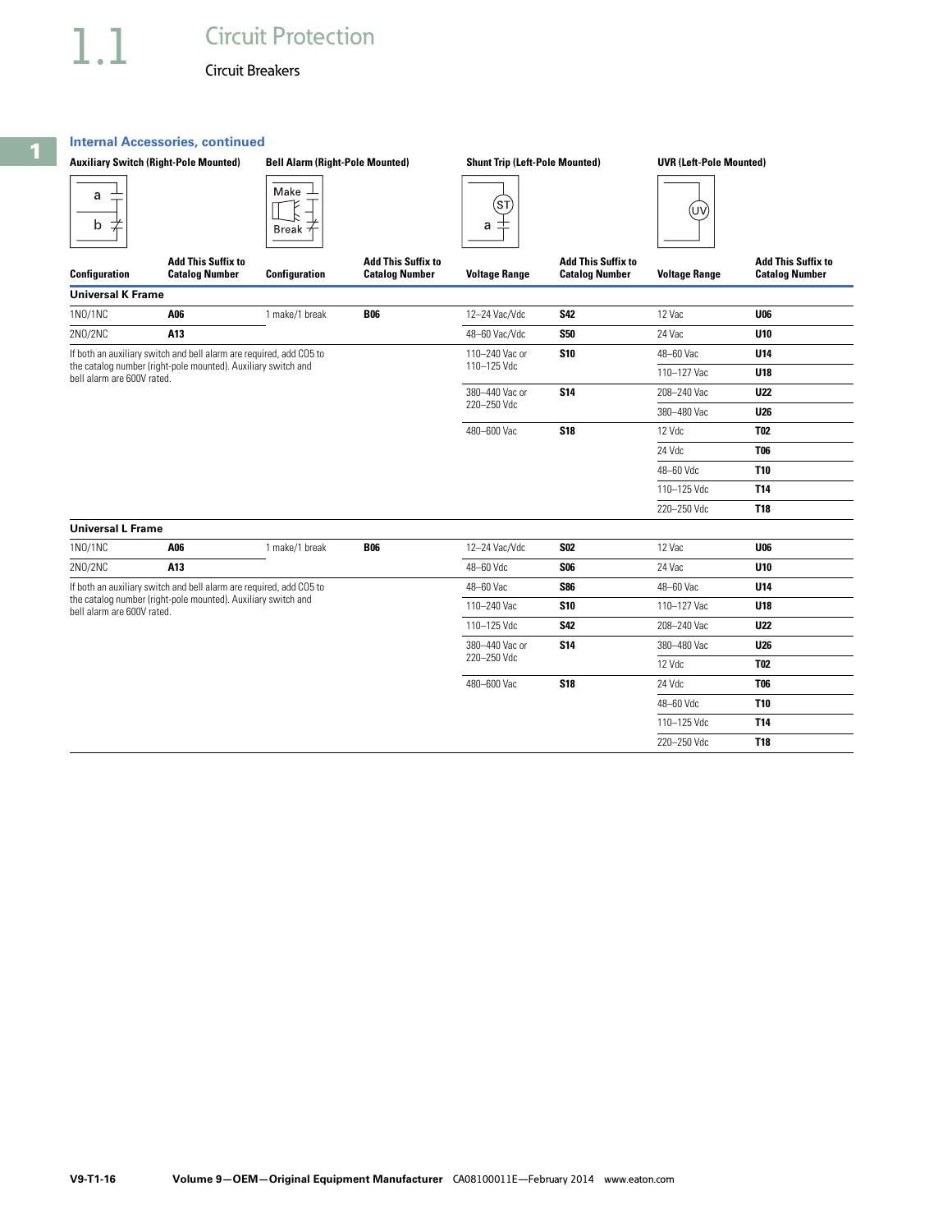# 1.1 Circuit Protection

## Circuit Breakers

### Internal Accessories, continued

| Auxiliary Switch (Right-Pole Mounted) | | Bell Alarm (Right-Pole Mounted) | | Shunt Trip (Left-Pole Mounted) | | UVR (Left-Pole Mounted) | |
|---|---|---|---|---|---|---|---|
| Configuration | Add This Suffix to Catalog Number | Configuration | Add This Suffix to Catalog Number | Voltage Range | Add This Suffix to Catalog Number | Voltage Range | Add This Suffix to Catalog Number |
| **Universal K Frame** | | | | | | | |
| 1NO/1NC | **A06** | 1 make/1 break | **B06** | 12–24 Vac/Vdc | **S42** | 12 Vac | **U06** |
| 2NO/2NC | **A13** | | | 48–60 Vac/Vdc | **S50** | 24 Vac | **U10** |
| If both an auxiliary switch and bell alarm are required, add C05 to the catalog number (right-pole mounted). Auxiliary switch and bell alarm are 600V rated. | | | | 110–240 Vac or 110–125 Vdc | **S10** | 48–60 Vac | **U14** |
| | | | | | | 110–127 Vac | **U18** |
| | | | | 380–440 Vac or 220–250 Vdc | **S14** | 208–240 Vac | **U22** |
| | | | | | | 380–480 Vac | **U26** |
| | | | | 480–600 Vac | **S18** | 12 Vdc | **T02** |
| | | | | | | 24 Vdc | **T06** |
| | | | | | | 48–60 Vdc | **T10** |
| | | | | | | 110–125 Vdc | **T14** |
| | | | | | | 220–250 Vdc | **T18** |
| **Universal L Frame** | | | | | | | |
| 1NO/1NC | **A06** | 1 make/1 break | **B06** | 12–24 Vac/Vdc | **S02** | 12 Vac | **U06** |
| 2NO/2NC | **A13** | | | 48–60 Vdc | **S06** | 24 Vac | **U10** |
| If both an auxiliary switch and bell alarm are required, add C05 to the catalog number (right-pole mounted). Auxiliary switch and bell alarm are 600V rated. | | | | 48–60 Vac | **S86** | 48–60 Vac | **U14** |
| | | | | 110–240 Vac | **S10** | 110–127 Vac | **U18** |
| | | | | 110–125 Vdc | **S42** | 208–240 Vac | **U22** |
| | | | | 380–440 Vac or 220–250 Vdc | **S14** | 380–480 Vac | **U26** |
| | | | | | | 12 Vdc | **T02** |
| | | | | 480–600 Vac | **S18** | 24 Vdc | **T06** |
| | | | | | | 48–60 Vdc | **T10** |
| | | | | | | 110–125 Vdc | **T14** |
| | | | | | | 220–250 Vdc | **T18** |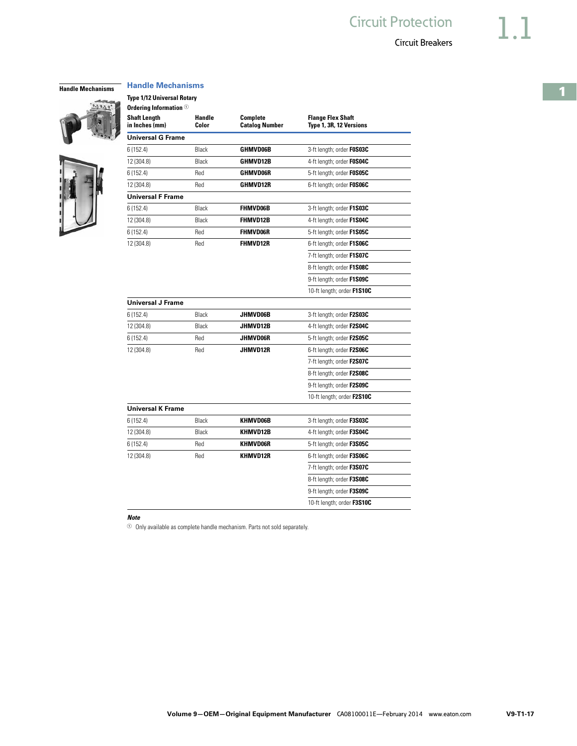## Handle Mechanisms

### Handle Mechanisms

**Type 1/12 Universal Rotary**

**Ordering Information** ①

| Shaft Length in Inches (mm) | Handle Color | Complete Catalog Number | Flange Flex Shaft Type 1, 3R, 12 Versions |
|---|---|---|---|
| **Universal G Frame** | | | |
| 6 (152.4) | Black | **GHMVD06B** | 3-ft length; order **F0S03C** |
| 12 (304.8) | Black | **GHMVD12B** | 4-ft length; order **F0S04C** |
| 6 (152.4) | Red | **GHMVD06R** | 5-ft length; order **F0S05C** |
| 12 (304.8) | Red | **GHMVD12R** | 6-ft length; order **F0S06C** |
| **Universal F Frame** | | | |
| 6 (152.4) | Black | **FHMVD06B** | 3-ft length; order **F1S03C** |
| 12 (304.8) | Black | **FHMVD12B** | 4-ft length; order **F1S04C** |
| 6 (152.4) | Red | **FHMVD06R** | 5-ft length; order **F1S05C** |
| 12 (304.8) | Red | **FHMVD12R** | 6-ft length; order **F1S06C** |
| | | | 7-ft length; order **F1S07C** |
| | | | 8-ft length; order **F1S08C** |
| | | | 9-ft length; order **F1S09C** |
| | | | 10-ft length; order **F1S10C** |
| **Universal J Frame** | | | |
| 6 (152.4) | Black | **JHMVD06B** | 3-ft length; order **F2S03C** |
| 12 (304.8) | Black | **JHMVD12B** | 4-ft length; order **F2S04C** |
| 6 (152.4) | Red | **JHMVD06R** | 5-ft length; order **F2S05C** |
| 12 (304.8) | Red | **JHMVD12R** | 6-ft length; order **F2S06C** |
| | | | 7-ft length; order **F2S07C** |
| | | | 8-ft length; order **F2S08C** |
| | | | 9-ft length; order **F2S09C** |
| | | | 10-ft length; order **F2S10C** |
| **Universal K Frame** | | | |
| 6 (152.4) | Black | **KHMVD06B** | 3-ft length; order **F3S03C** |
| 12 (304.8) | Black | **KHMVD12B** | 4-ft length; order **F3S04C** |
| 6 (152.4) | Red | **KHMVD06R** | 5-ft length; order **F3S05C** |
| 12 (304.8) | Red | **KHMVD12R** | 6-ft length; order **F3S06C** |
| | | | 7-ft length; order **F3S07C** |
| | | | 8-ft length; order **F3S08C** |
| | | | 9-ft length; order **F3S09C** |
| | | | 10-ft length; order **F3S10C** |

***Note***

① Only available as complete handle mechanism. Parts not sold separately.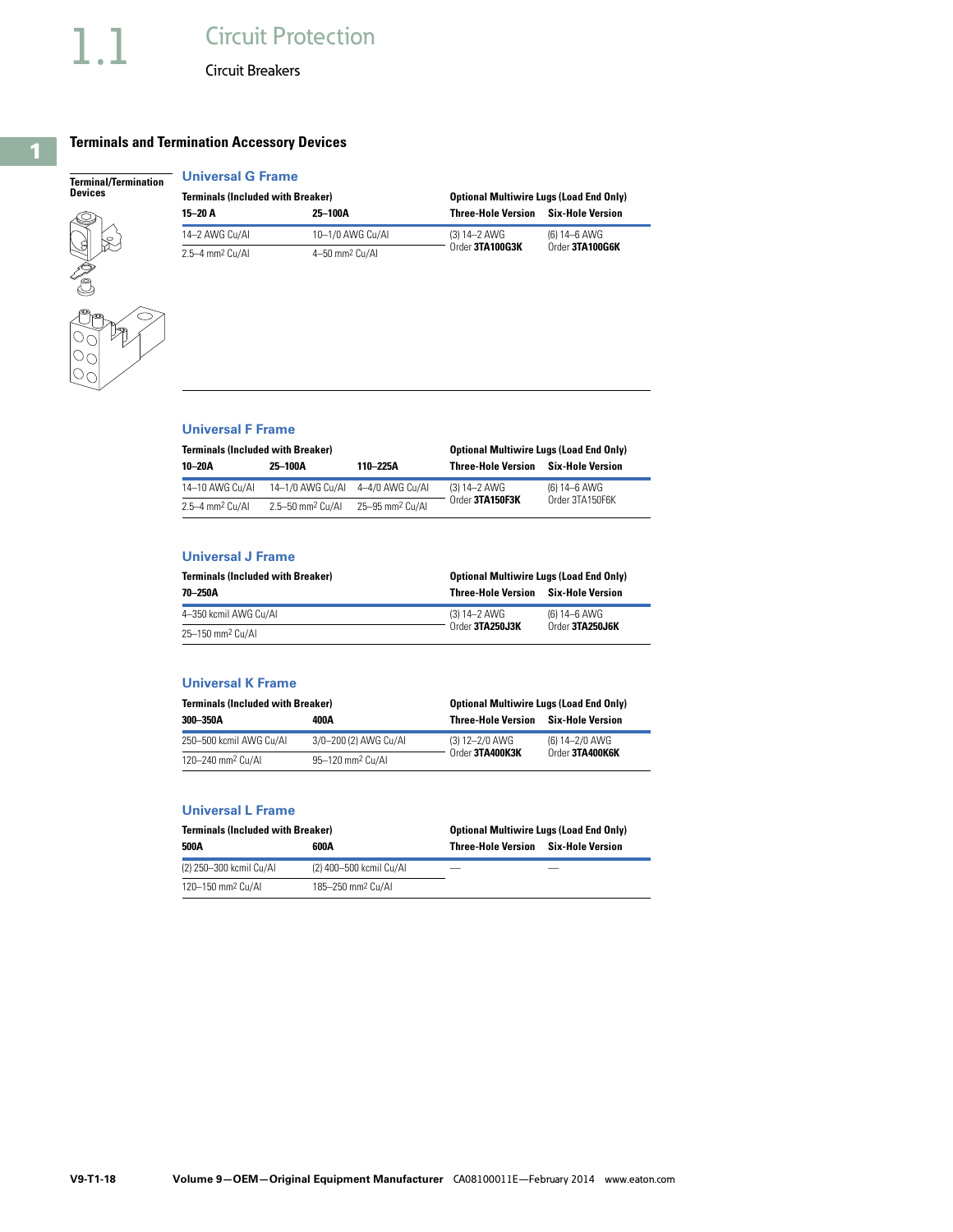# Circuit Protection

## Circuit Breakers

### Terminals and Termination Accessory Devices

**Terminal/Termination Devices**

#### Universal G Frame

| Terminals (Included with Breaker) | | Optional Multiwire Lugs (Load End Only) | |
|---|---|---|---|
| 15–20 A | 25–100A | Three-Hole Version | Six-Hole Version |
| 14–2 AWG Cu/Al | 10–1/0 AWG Cu/Al | (3) 14–2 AWG Order **3TA100G3K** | (6) 14–6 AWG Order **3TA100G6K** |
| 2.5–4 mm² Cu/Al | 4–50 mm² Cu/Al | | |

#### Universal F Frame

| Terminals (Included with Breaker) | | | Optional Multiwire Lugs (Load End Only) | |
|---|---|---|---|---|
| 10–20A | 25–100A | 110–225A | Three-Hole Version | Six-Hole Version |
| 14–10 AWG Cu/Al | 14–1/0 AWG Cu/Al | 4–4/0 AWG Cu/Al | (3) 14–2 AWG Order **3TA150F3K** | (6) 14–6 AWG Order 3TA150F6K |
| 2.5–4 mm² Cu/Al | 2.5–50 mm² Cu/Al | 25–95 mm² Cu/Al | | |

#### Universal J Frame

| Terminals (Included with Breaker) | Optional Multiwire Lugs (Load End Only) | |
|---|---|---|
| 70–250A | Three-Hole Version | Six-Hole Version |
| 4–350 kcmil AWG Cu/Al | (3) 14–2 AWG Order **3TA250J3K** | (6) 14–6 AWG Order **3TA250J6K** |
| 25–150 mm² Cu/Al | | |

#### Universal K Frame

| Terminals (Included with Breaker) | | Optional Multiwire Lugs (Load End Only) | |
|---|---|---|---|
| 300–350A | 400A | Three-Hole Version | Six-Hole Version |
| 250–500 kcmil AWG Cu/Al | 3/0–200 (2) AWG Cu/Al | (3) 12–2/0 AWG Order **3TA400K3K** | (6) 14–2/0 AWG Order **3TA400K6K** |
| 120–240 mm² Cu/Al | 95–120 mm² Cu/Al | | |

#### Universal L Frame

| Terminals (Included with Breaker) | | Optional Multiwire Lugs (Load End Only) | |
|---|---|---|---|
| 500A | 600A | Three-Hole Version | Six-Hole Version |
| (2) 250–300 kcmil Cu/Al | (2) 400–500 kcmil Cu/Al | — | — |
| 120–150 mm² Cu/Al | 185–250 mm² Cu/Al | | |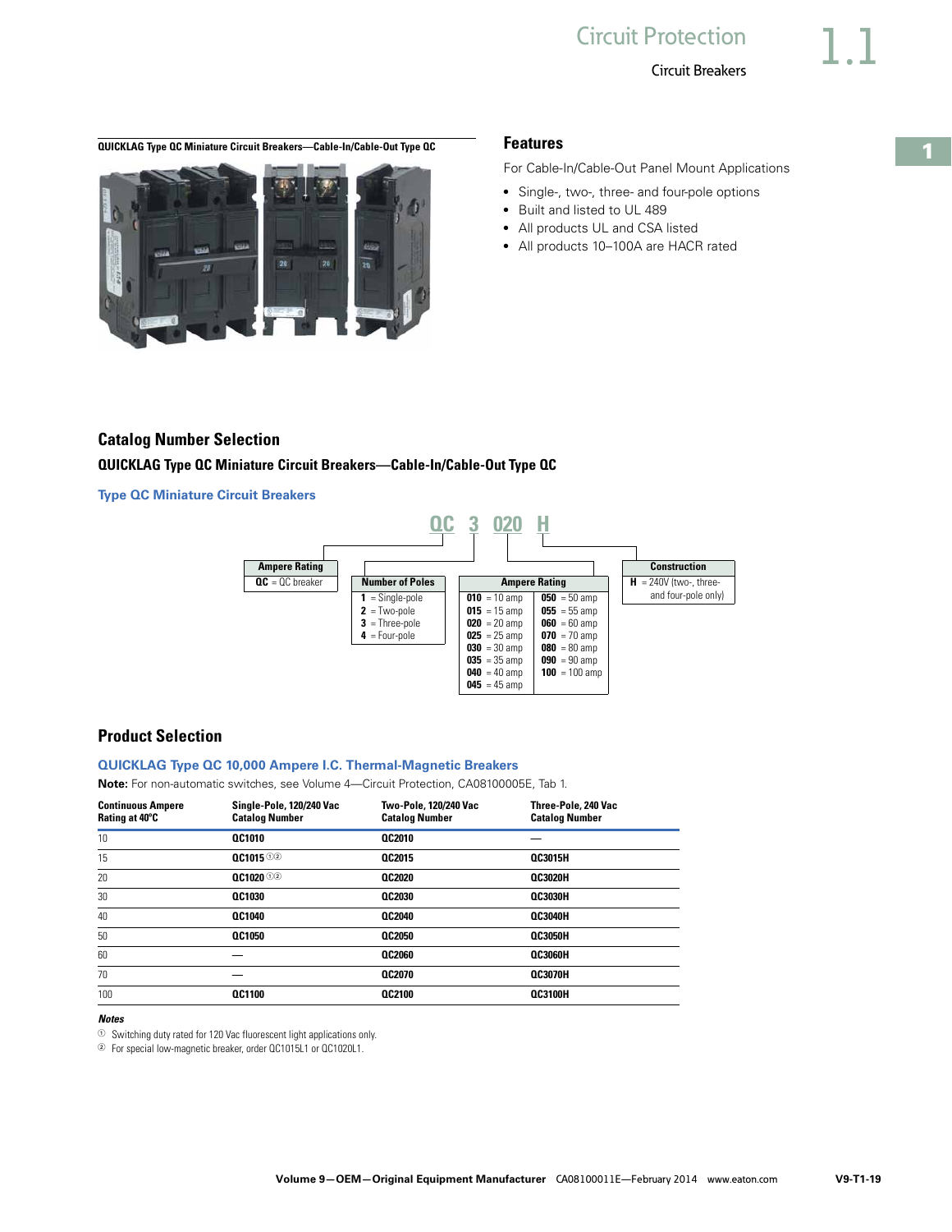QUICKLAG Type QC Miniature Circuit Breakers—Cable-In/Cable-Out Type QC

## Features

For Cable-In/Cable-Out Panel Mount Applications

- Single-, two-, three- and four-pole options
- Built and listed to UL 489
- All products UL and CSA listed
- All products 10–100A are HACR rated

## Catalog Number Selection

### QUICKLAG Type QC Miniature Circuit Breakers—Cable-In/Cable-Out Type QC

#### Type QC Miniature Circuit Breakers

**QC 3 020 H**

| Ampere Rating |
| --- |
| **QC** = QC breaker |

| Number of Poles |
| --- |
| **1** = Single-pole |
| **2** = Two-pole |
| **3** = Three-pole |
| **4** = Four-pole |

| Ampere Rating | |
| --- | --- |
| **010** = 10 amp | **050** = 50 amp |
| **015** = 15 amp | **055** = 55 amp |
| **020** = 20 amp | **060** = 60 amp |
| **025** = 25 amp | **070** = 70 amp |
| **030** = 30 amp | **080** = 80 amp |
| **035** = 35 amp | **090** = 90 amp |
| **040** = 40 amp | **100** = 100 amp |
| **045** = 45 amp | |

| Construction |
| --- |
| **H** = 240V (two-, three- and four-pole only) |

## Product Selection

#### QUICKLAG Type QC 10,000 Ampere I.C. Thermal-Magnetic Breakers

**Note:** For non-automatic switches, see Volume 4—Circuit Protection, CA08100005E, Tab 1.

| Continuous Ampere Rating at 40°C | Single-Pole, 120/240 Vac Catalog Number | Two-Pole, 120/240 Vac Catalog Number | Three-Pole, 240 Vac Catalog Number |
| --- | --- | --- | --- |
| 10 | **QC1010** | **QC2010** | — |
| 15 | **QC1015** ① ② | **QC2015** | **QC3015H** |
| 20 | **QC1020** ① ② | **QC2020** | **QC3020H** |
| 30 | **QC1030** | **QC2030** | **QC3030H** |
| 40 | **QC1040** | **QC2040** | **QC3040H** |
| 50 | **QC1050** | **QC2050** | **QC3050H** |
| 60 | — | **QC2060** | **QC3060H** |
| 70 | — | **QC2070** | **QC3070H** |
| 100 | **QC1100** | **QC2100** | **QC3100H** |

***Notes***

① Switching duty rated for 120 Vac fluorescent light applications only.

② For special low-magnetic breaker, order QC1015L1 or QC1020L1.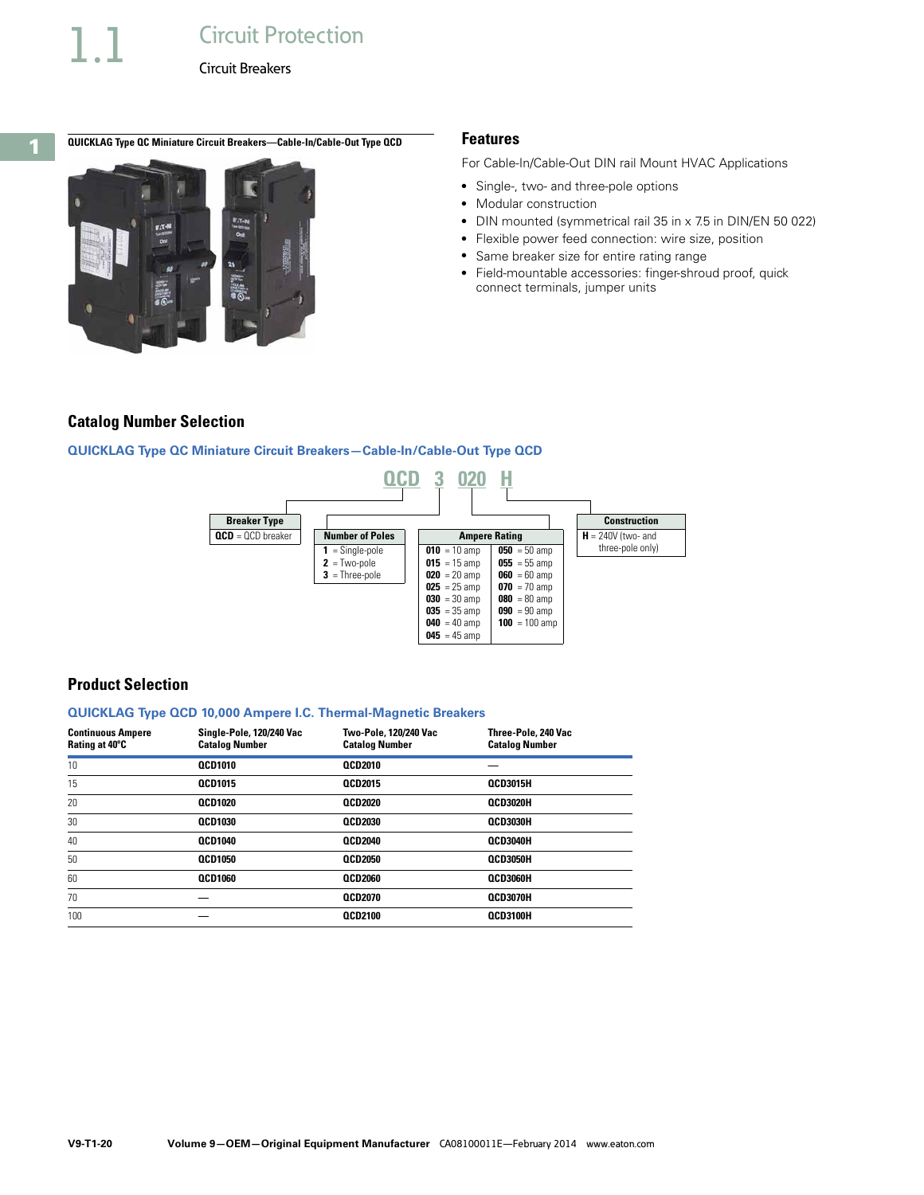# Circuit Protection

## Circuit Breakers

**QUICKLAG Type QC Miniature Circuit Breakers—Cable-In/Cable-Out Type QCD**

### Features

For Cable-In/Cable-Out DIN rail Mount HVAC Applications

- Single-, two- and three-pole options
- Modular construction
- DIN mounted (symmetrical rail 35 in x 7.5 in DIN/EN 50 022)
- Flexible power feed connection: wire size, position
- Same breaker size for entire rating range
- Field-mountable accessories: finger-shroud proof, quick connect terminals, jumper units

### Catalog Number Selection

**QUICKLAG Type QC Miniature Circuit Breakers—Cable-In/Cable-Out Type QCD**

QCD 3 020 H

| Breaker Type |
| --- |
| **QCD** = QCD breaker |

| Number of Poles |
| --- |
| **1** = Single-pole |
| **2** = Two-pole |
| **3** = Three-pole |

| Ampere Rating | |
| --- | --- |
| **010** = 10 amp | **050** = 50 amp |
| **015** = 15 amp | **055** = 55 amp |
| **020** = 20 amp | **060** = 60 amp |
| **025** = 25 amp | **070** = 70 amp |
| **030** = 30 amp | **080** = 80 amp |
| **035** = 35 amp | **090** = 90 amp |
| **040** = 40 amp | **100** = 100 amp |
| **045** = 45 amp | |

| Construction |
| --- |
| **H** = 240V (two- and three-pole only) |

### Product Selection

**QUICKLAG Type QCD 10,000 Ampere I.C. Thermal-Magnetic Breakers**

| Continuous Ampere Rating at 40°C | Single-Pole, 120/240 Vac Catalog Number | Two-Pole, 120/240 Vac Catalog Number | Three-Pole, 240 Vac Catalog Number |
| --- | --- | --- | --- |
| 10 | **QCD1010** | **QCD2010** | — |
| 15 | **QCD1015** | **QCD2015** | **QCD3015H** |
| 20 | **QCD1020** | **QCD2020** | **QCD3020H** |
| 30 | **QCD1030** | **QCD2030** | **QCD3030H** |
| 40 | **QCD1040** | **QCD2040** | **QCD3040H** |
| 50 | **QCD1050** | **QCD2050** | **QCD3050H** |
| 60 | **QCD1060** | **QCD2060** | **QCD3060H** |
| 70 | — | **QCD2070** | **QCD3070H** |
| 100 | — | **QCD2100** | **QCD3100H** |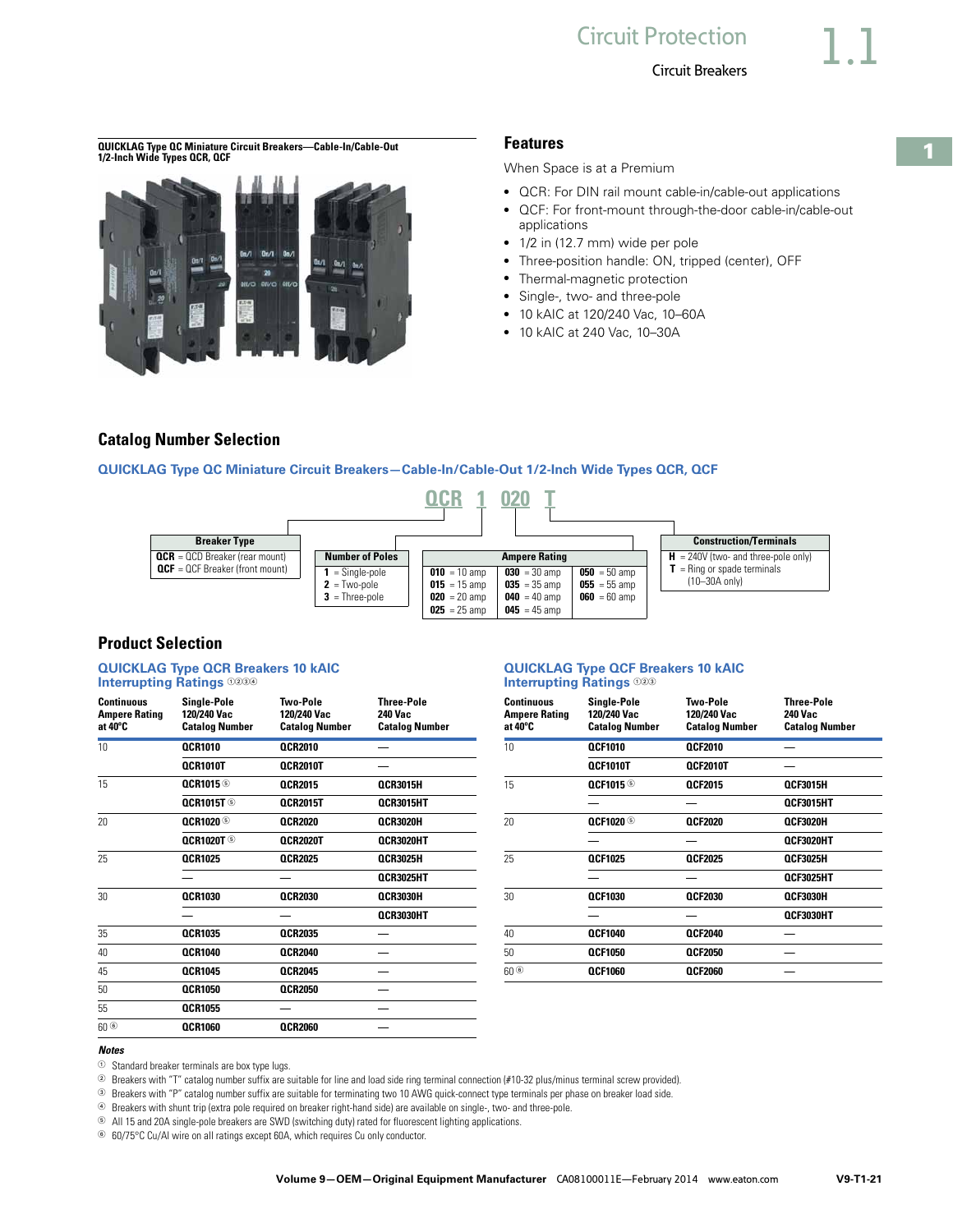QUICKLAG Type QC Miniature Circuit Breakers—Cable-In/Cable-Out 1/2-Inch Wide Types QCR, QCF

## Features

When Space is at a Premium

- QCR: For DIN rail mount cable-in/cable-out applications
- QCF: For front-mount through-the-door cable-in/cable-out applications
- 1/2 in (12.7 mm) wide per pole
- Three-position handle: ON, tripped (center), OFF
- Thermal-magnetic protection
- Single-, two- and three-pole
- 10 kAIC at 120/240 Vac, 10–60A
- 10 kAIC at 240 Vac, 10–30A

## Catalog Number Selection

### QUICKLAG Type QC Miniature Circuit Breakers—Cable-In/Cable-Out 1/2-Inch Wide Types QCR, QCF

**QCR 1 020 T**

| Breaker Type |
| --- |
| **QCR** = QCD Breaker (rear mount) |
| **QCF** = QCF Breaker (front mount) |

| Number of Poles |
| --- |
| **1** = Single-pole |
| **2** = Two-pole |
| **3** = Three-pole |

| Ampere Rating | | |
| --- | --- | --- |
| **010** = 10 amp | **030** = 30 amp | **050** = 50 amp |
| **015** = 15 amp | **035** = 35 amp | **055** = 55 amp |
| **020** = 20 amp | **040** = 40 amp | **060** = 60 amp |
| **025** = 25 amp | **045** = 45 amp | |

| Construction/Terminals |
| --- |
| **H** = 240V (two- and three-pole only) |
| **T** = Ring or spade terminals (10–30A only) |

## Product Selection

### QUICKLAG Type QCR Breakers 10 kAIC Interrupting Ratings ①②③④

| Continuous Ampere Rating at 40°C | Single-Pole 120/240 Vac Catalog Number | Two-Pole 120/240 Vac Catalog Number | Three-Pole 240 Vac Catalog Number |
| --- | --- | --- | --- |
| 10 | QCR1010 | QCR2010 | — |
| | QCR1010T | QCR2010T | — |
| 15 | QCR1015 ⑤ | QCR2015 | QCR3015H |
| | QCR1015T ⑤ | QCR2015T | QCR3015HT |
| 20 | QCR1020 ⑤ | QCR2020 | QCR3020H |
| | QCR1020T ⑤ | QCR2020T | QCR3020HT |
| 25 | QCR1025 | QCR2025 | QCR3025H |
| | — | — | QCR3025HT |
| 30 | QCR1030 | QCR2030 | QCR3030H |
| | — | — | QCR3030HT |
| 35 | QCR1035 | QCR2035 | — |
| 40 | QCR1040 | QCR2040 | — |
| 45 | QCR1045 | QCR2045 | — |
| 50 | QCR1050 | QCR2050 | — |
| 55 | QCR1055 | — | — |
| 60 ⑥ | QCR1060 | QCR2060 | — |

### QUICKLAG Type QCF Breakers 10 kAIC Interrupting Ratings ①②③

| Continuous Ampere Rating at 40°C | Single-Pole 120/240 Vac Catalog Number | Two-Pole 120/240 Vac Catalog Number | Three-Pole 240 Vac Catalog Number |
| --- | --- | --- | --- |
| 10 | QCF1010 | QCF2010 | — |
| | QCF1010T | QCF2010T | — |
| 15 | QCF1015 ⑤ | QCF2015 | QCF3015H |
| | — | — | QCF3015HT |
| 20 | QCF1020 ⑤ | QCF2020 | QCF3020H |
| | — | — | QCF3020HT |
| 25 | QCF1025 | QCF2025 | QCF3025H |
| | — | — | QCF3025HT |
| 30 | QCF1030 | QCF2030 | QCF3030H |
| | — | — | QCF3030HT |
| 40 | QCF1040 | QCF2040 | — |
| 50 | QCF1050 | QCF2050 | — |
| 60 ⑥ | QCF1060 | QCF2060 | — |

*Notes*

① Standard breaker terminals are box type lugs.

② Breakers with "T" catalog number suffix are suitable for line and load side ring terminal connection (#10-32 plus/minus terminal screw provided).

③ Breakers with "P" catalog number suffix are suitable for terminating two 10 AWG quick-connect type terminals per phase on breaker load side.

④ Breakers with shunt trip (extra pole required on breaker right-hand side) are available on single-, two- and three-pole.

⑤ All 15 and 20A single-pole breakers are SWD (switching duty) rated for fluorescent lighting applications.

⑥ 60/75°C Cu/Al wire on all ratings except 60A, which requires Cu only conductor.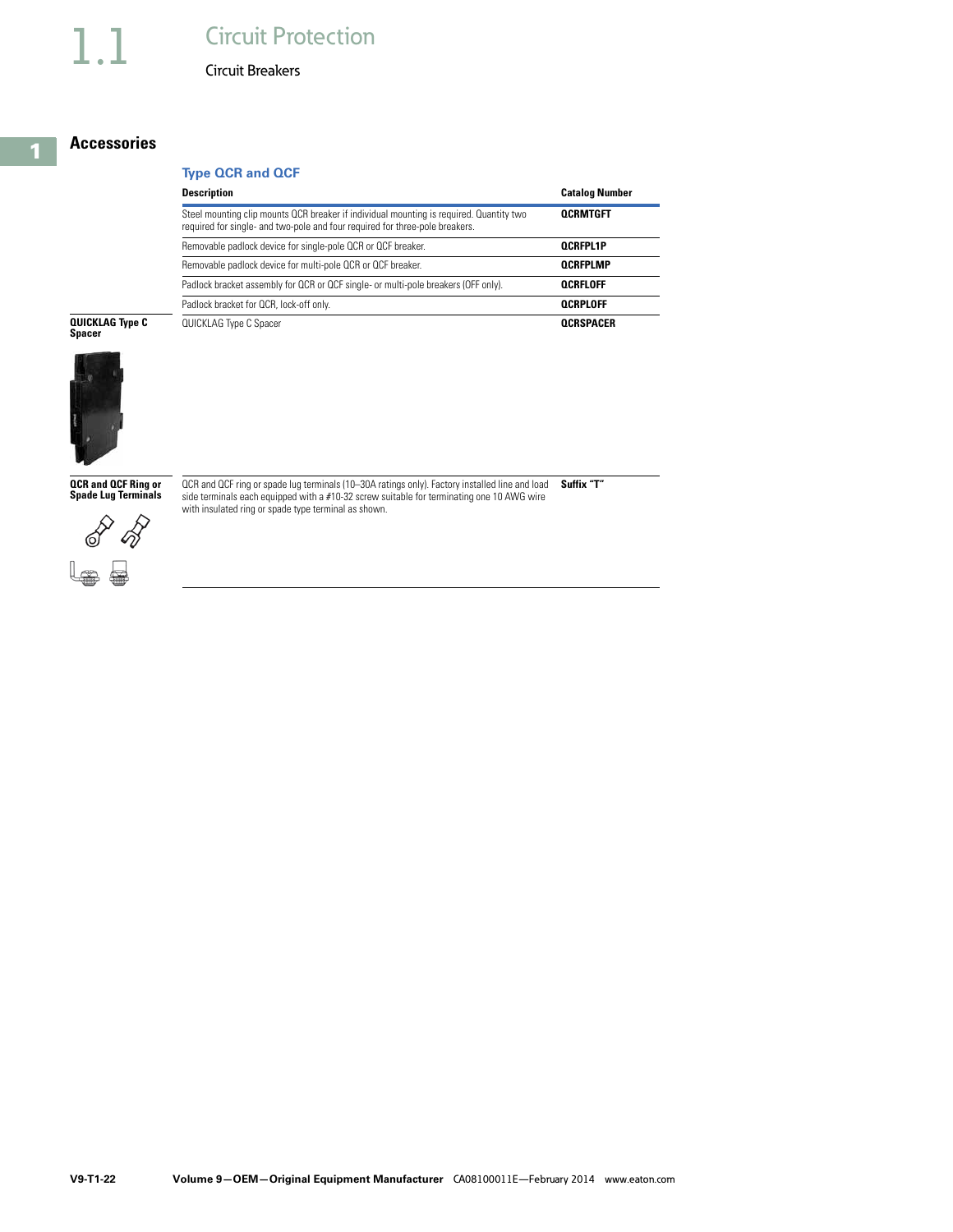# Circuit Protection

## Circuit Breakers

## Accessories

### Type QCR and QCF

| Description | Catalog Number |
| --- | --- |
| Steel mounting clip mounts QCR breaker if individual mounting is required. Quantity two required for single- and two-pole and four required for three-pole breakers. | QCRMTGFT |
| Removable padlock device for single-pole QCR or QCF breaker. | QCRFPL1P |
| Removable padlock device for multi-pole QCR or QCF breaker. | QCRFPLMP |
| Padlock bracket assembly for QCR or QCF single- or multi-pole breakers (OFF only). | QCRFLOFF |
| Padlock bracket for QCR, lock-off only. | QCRPLOFF |
| QUICKLAG Type C Spacer | QCRSPACER |
| QCR and QCF ring or spade lug terminals (10–30A ratings only). Factory installed line and load side terminals each equipped with a #10-32 screw suitable for terminating one 10 AWG wire with insulated ring or spade type terminal as shown. | Suffix "T" |

**QUICKLAG Type C Spacer**

**QCR and QCF Ring or Spade Lug Terminals**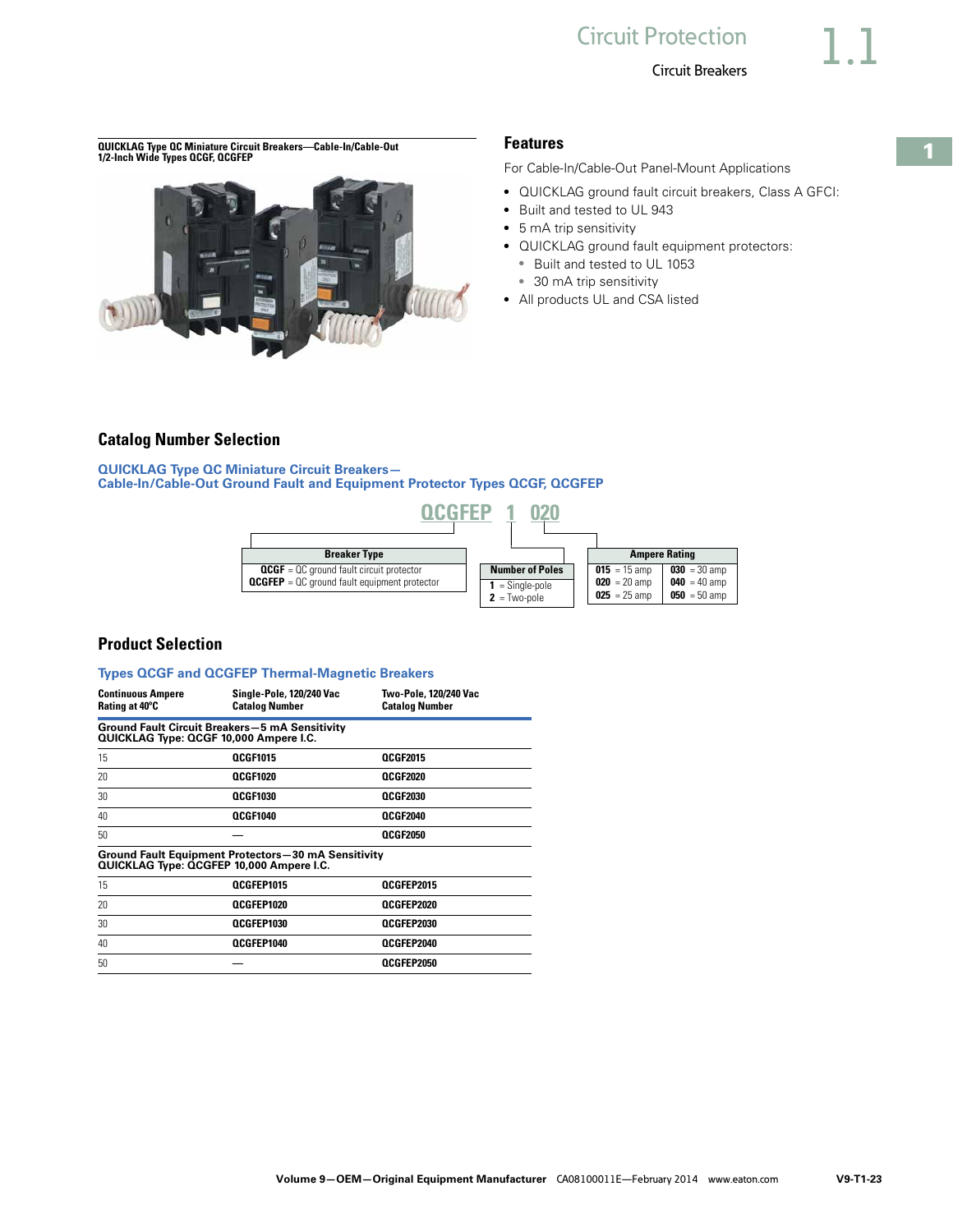**QUICKLAG Type QC Miniature Circuit Breakers—Cable-In/Cable-Out 1/2-Inch Wide Types QCGF, QCGFEP**

## Features

For Cable-In/Cable-Out Panel-Mount Applications

- QUICKLAG ground fault circuit breakers, Class A GFCI:
- Built and tested to UL 943
- 5 mA trip sensitivity
- QUICKLAG ground fault equipment protectors:
  - Built and tested to UL 1053
  - 30 mA trip sensitivity
- All products UL and CSA listed

## Catalog Number Selection

### QUICKLAG Type QC Miniature Circuit Breakers— Cable-In/Cable-Out Ground Fault and Equipment Protector Types QCGF, QCGFEP

**QCGFEP 1 020**

| Breaker Type |
| --- |
| **QCGF** = QC ground fault circuit protector |
| **QCGFEP** = QC ground fault equipment protector |

| Number of Poles |
| --- |
| **1** = Single-pole |
| **2** = Two-pole |

| Ampere Rating | |
| --- | --- |
| **015** = 15 amp | **030** = 30 amp |
| **020** = 20 amp | **040** = 40 amp |
| **025** = 25 amp | **050** = 50 amp |

## Product Selection

### Types QCGF and QCGFEP Thermal-Magnetic Breakers

| Continuous Ampere Rating at 40°C | Single-Pole, 120/240 Vac Catalog Number | Two-Pole, 120/240 Vac Catalog Number |
| --- | --- | --- |
| **Ground Fault Circuit Breakers—5 mA Sensitivity QUICKLAG Type: QCGF 10,000 Ampere I.C.** | | |
| 15 | QCGF1015 | QCGF2015 |
| 20 | QCGF1020 | QCGF2020 |
| 30 | QCGF1030 | QCGF2030 |
| 40 | QCGF1040 | QCGF2040 |
| 50 | — | QCGF2050 |
| **Ground Fault Equipment Protectors—30 mA Sensitivity QUICKLAG Type: QCGFEP 10,000 Ampere I.C.** | | |
| 15 | QCGFEP1015 | QCGFEP2015 |
| 20 | QCGFEP1020 | QCGFEP2020 |
| 30 | QCGFEP1030 | QCGFEP2030 |
| 40 | QCGFEP1040 | QCGFEP2040 |
| 50 | — | QCGFEP2050 |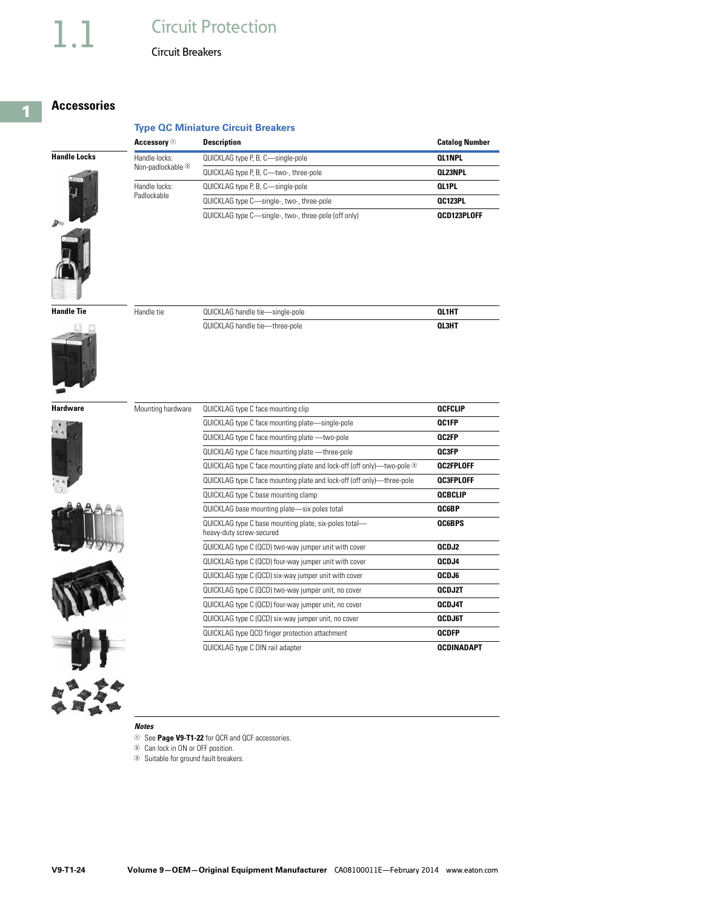# 1.1 Circuit Protection

## Circuit Breakers

## Accessories

### Type QC Miniature Circuit Breakers

| | Accessory ① | Description | Catalog Number |
|---|---|---|---|
| **Handle Locks** | Handle locks: Non-padlockable ② | QUICKLAG type P, B, C—single-pole | **QL1NPL** |
| | | QUICKLAG type P, B, C—two-, three-pole | **QL23NPL** |
| | Handle locks: Padlockable | QUICKLAG type P, B, C—single-pole | **QL1PL** |
| | | QUICKLAG type C—single-, two-, three-pole | **QC123PL** |
| | | QUICKLAG type C—single-, two-, three-pole (off only) | **QCD123PLOFF** |
| **Handle Tie** | Handle tie | QUICKLAG handle tie—single-pole | **QL1HT** |
| | | QUICKLAG handle tie—three-pole | **QL3HT** |
| **Hardware** | Mounting hardware | QUICKLAG type C face mounting clip | **QCFCLIP** |
| | | QUICKLAG type C face mounting plate—single-pole | **QC1FP** |
| | | QUICKLAG type C face mounting plate —two-pole | **QC2FP** |
| | | QUICKLAG type C face mounting plate —three-pole | **QC3FP** |
| | | QUICKLAG type C face mounting plate and lock-off (off only)—two-pole ③ | **QC2FPLOFF** |
| | | QUICKLAG type C face mounting plate and lock-off (off only)—three-pole | **QC3FPLOFF** |
| | | QUICKLAG type C base mounting clamp | **QCBCLIP** |
| | | QUICKLAG base mounting plate—six poles total | **QC6BP** |
| | | QUICKLAG type C base mounting plate, six-poles total—heavy-duty screw-secured | **QC6BPS** |
| | | QUICKLAG type C (QCD) two-way jumper unit with cover | **QCDJ2** |
| | | QUICKLAG type C (QCD) four-way jumper unit with cover | **QCDJ4** |
| | | QUICKLAG type C (QCD) six-way jumper unit with cover | **QCDJ6** |
| | | QUICKLAG type C (QCD) two-way jumper unit, no cover | **QCDJ2T** |
| | | QUICKLAG type C (QCD) four-way jumper unit, no cover | **QCDJ4T** |
| | | QUICKLAG type C (QCD) six-way jumper unit, no cover | **QCDJ6T** |
| | | QUICKLAG type QCD finger protection attachment | **QCDFP** |
| | | QUICKLAG type C DIN rail adapter | **QCDINADAPT** |

***Notes***

① See **Page V9-T1-22** for QCR and QCF accessories.

② Can lock in ON or OFF position.

③ Suitable for ground fault breakers.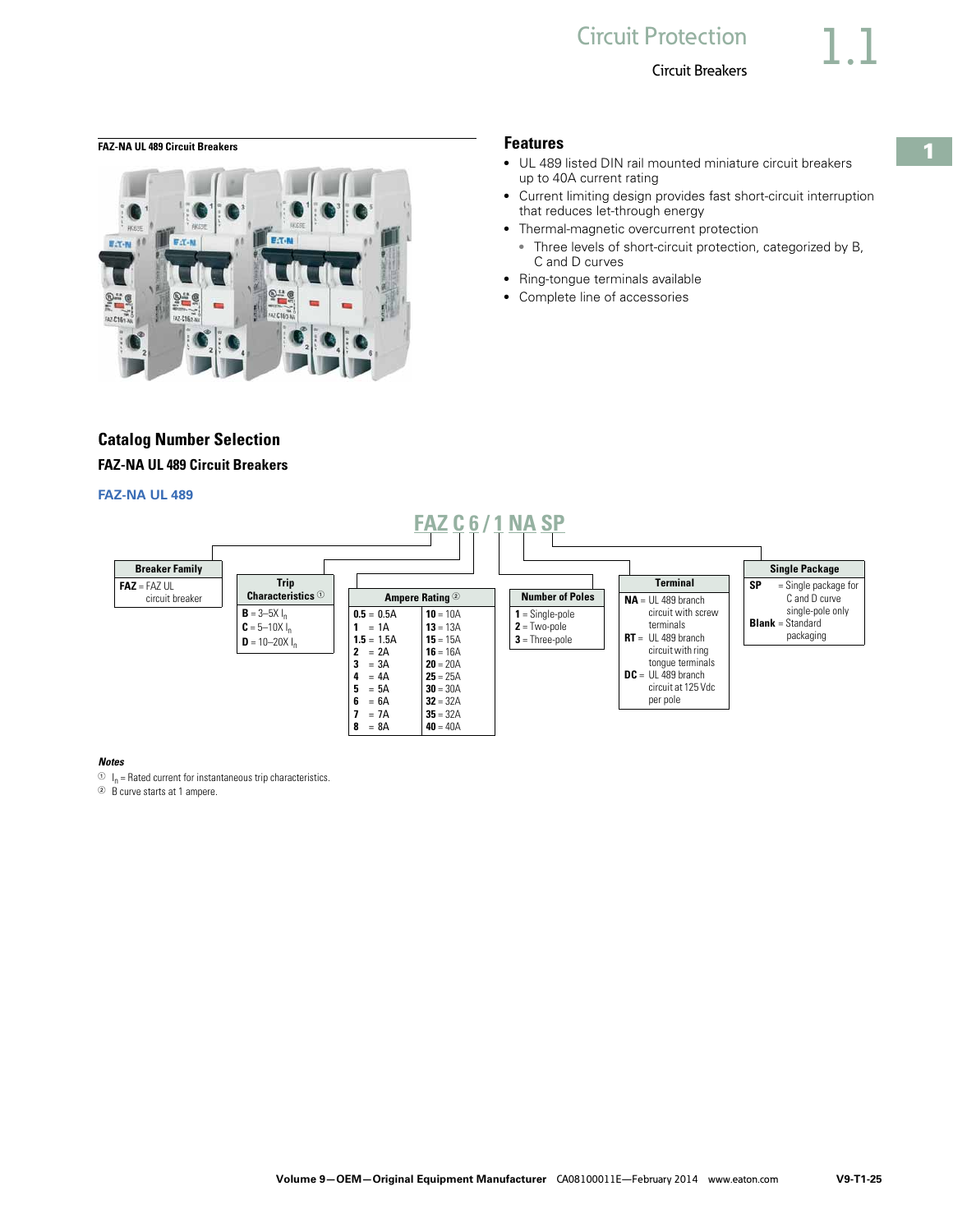FAZ-NA UL 489 Circuit Breakers

## Features

- UL 489 listed DIN rail mounted miniature circuit breakers up to 40A current rating
- Current limiting design provides fast short-circuit interruption that reduces let-through energy
- Thermal-magnetic overcurrent protection
  - Three levels of short-circuit protection, categorized by B, C and D curves
- Ring-tongue terminals available
- Complete line of accessories

## Catalog Number Selection

### FAZ-NA UL 489 Circuit Breakers

**FAZ-NA UL 489**

**FAZ C 6 / 1 NA SP**

| Breaker Family |
|---|
| **FAZ** = FAZ UL circuit breaker |

| Trip Characteristics ① |
|---|
| **B** = 3–5X $I_n$ |
| **C** = 5–10X $I_n$ |
| **D** = 10–20X $I_n$ |

| Ampere Rating ② | |
|---|---|
| **0.5** = 0.5A | **10** = 10A |
| **1** = 1A | **13** = 13A |
| **1.5** = 1.5A | **15** = 15A |
| **2** = 2A | **16** = 16A |
| **3** = 3A | **20** = 20A |
| **4** = 4A | **25** = 25A |
| **5** = 5A | **30** = 30A |
| **6** = 6A | **32** = 32A |
| **7** = 7A | **35** = 32A |
| **8** = 8A | **40** = 40A |

| Number of Poles |
|---|
| **1** = Single-pole |
| **2** = Two-pole |
| **3** = Three-pole |

| Terminal |
|---|
| **NA** = UL 489 branch circuit with screw terminals |
| **RT** = UL 489 branch circuit with ring tongue terminals |
| **DC** = UL 489 branch circuit at 125 Vdc per pole |

| Single Package |
|---|
| **SP** = Single package for C and D curve single-pole only |
| **Blank** = Standard packaging |

*Notes*

① $I_n$ = Rated current for instantaneous trip characteristics.

② B curve starts at 1 ampere.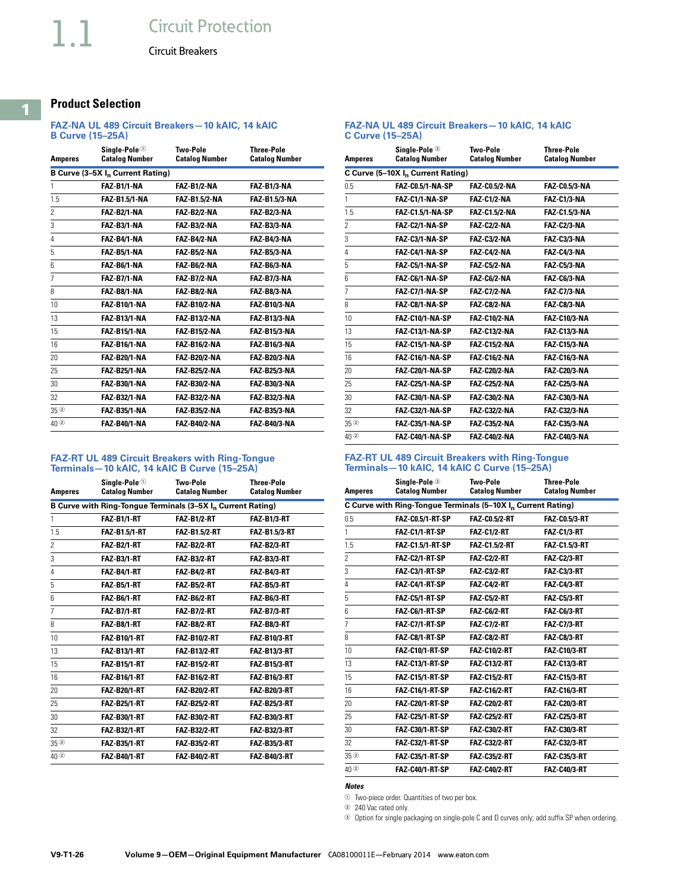# 1.1 Circuit Protection

## Circuit Breakers

### Product Selection

#### FAZ-NA UL 489 Circuit Breakers—10 kAIC, 14 kAIC B Curve (15–25A)

| Amperes | Single-Pole [1] Catalog Number | Two-Pole Catalog Number | Three-Pole Catalog Number |
|---|---|---|---|
| B Curve (3–5X $I_n$ Current Rating) | | | |
| 1 | FAZ-B1/1-NA | FAZ-B1/2-NA | FAZ-B1/3-NA |
| 1.5 | FAZ-B1.5/1-NA | FAZ-B1.5/2-NA | FAZ-B1.5/3-NA |
| 2 | FAZ-B2/1-NA | FAZ-B2/2-NA | FAZ-B2/3-NA |
| 3 | FAZ-B3/1-NA | FAZ-B3/2-NA | FAZ-B3/3-NA |
| 4 | FAZ-B4/1-NA | FAZ-B4/2-NA | FAZ-B4/3-NA |
| 5 | FAZ-B5/1-NA | FAZ-B5/2-NA | FAZ-B5/3-NA |
| 6 | FAZ-B6/1-NA | FAZ-B6/2-NA | FAZ-B6/3-NA |
| 7 | FAZ-B7/1-NA | FAZ-B7/2-NA | FAZ-B7/3-NA |
| 8 | FAZ-B8/1-NA | FAZ-B8/2-NA | FAZ-B8/3-NA |
| 10 | FAZ-B10/1-NA | FAZ-B10/2-NA | FAZ-B10/3-NA |
| 13 | FAZ-B13/1-NA | FAZ-B13/2-NA | FAZ-B13/3-NA |
| 15 | FAZ-B15/1-NA | FAZ-B15/2-NA | FAZ-B15/3-NA |
| 16 | FAZ-B16/1-NA | FAZ-B16/2-NA | FAZ-B16/3-NA |
| 20 | FAZ-B20/1-NA | FAZ-B20/2-NA | FAZ-B20/3-NA |
| 25 | FAZ-B25/1-NA | FAZ-B25/2-NA | FAZ-B25/3-NA |
| 30 | FAZ-B30/1-NA | FAZ-B30/2-NA | FAZ-B30/3-NA |
| 32 | FAZ-B32/1-NA | FAZ-B32/2-NA | FAZ-B32/3-NA |
| 35 [2] | FAZ-B35/1-NA | FAZ-B35/2-NA | FAZ-B35/3-NA |
| 40 [2] | FAZ-B40/1-NA | FAZ-B40/2-NA | FAZ-B40/3-NA |

#### FAZ-RT UL 489 Circuit Breakers with Ring-Tongue Terminals—10 kAIC, 14 kAIC B Curve (15–25A)

| Amperes | Single-Pole [1] Catalog Number | Two-Pole Catalog Number | Three-Pole Catalog Number |
|---|---|---|---|
| B Curve with Ring-Tongue Terminals (3–5X $I_n$ Current Rating) | | | |
| 1 | FAZ-B1/1-RT | FAZ-B1/2-RT | FAZ-B1/3-RT |
| 1.5 | FAZ-B1.5/1-RT | FAZ-B1.5/2-RT | FAZ-B1.5/3-RT |
| 2 | FAZ-B2/1-RT | FAZ-B2/2-RT | FAZ-B2/3-RT |
| 3 | FAZ-B3/1-RT | FAZ-B3/2-RT | FAZ-B3/3-RT |
| 4 | FAZ-B4/1-RT | FAZ-B4/2-RT | FAZ-B4/3-RT |
| 5 | FAZ-B5/1-RT | FAZ-B5/2-RT | FAZ-B5/3-RT |
| 6 | FAZ-B6/1-RT | FAZ-B6/2-RT | FAZ-B6/3-RT |
| 7 | FAZ-B7/1-RT | FAZ-B7/2-RT | FAZ-B7/3-RT |
| 8 | FAZ-B8/1-RT | FAZ-B8/2-RT | FAZ-B8/3-RT |
| 10 | FAZ-B10/1-RT | FAZ-B10/2-RT | FAZ-B10/3-RT |
| 13 | FAZ-B13/1-RT | FAZ-B13/2-RT | FAZ-B13/3-RT |
| 15 | FAZ-B15/1-RT | FAZ-B15/2-RT | FAZ-B15/3-RT |
| 16 | FAZ-B16/1-RT | FAZ-B16/2-RT | FAZ-B16/3-RT |
| 20 | FAZ-B20/1-RT | FAZ-B20/2-RT | FAZ-B20/3-RT |
| 25 | FAZ-B25/1-RT | FAZ-B25/2-RT | FAZ-B25/3-RT |
| 30 | FAZ-B30/1-RT | FAZ-B30/2-RT | FAZ-B30/3-RT |
| 32 | FAZ-B32/1-RT | FAZ-B32/2-RT | FAZ-B32/3-RT |
| 35 [2] | FAZ-B35/1-RT | FAZ-B35/2-RT | FAZ-B35/3-RT |
| 40 [2] | FAZ-B40/1-RT | FAZ-B40/2-RT | FAZ-B40/3-RT |

#### FAZ-NA UL 489 Circuit Breakers—10 kAIC, 14 kAIC C Curve (15–25A)

| Amperes | Single-Pole [3] Catalog Number | Two-Pole Catalog Number | Three-Pole Catalog Number |
|---|---|---|---|
| C Curve (5–10X $I_n$ Current Rating) | | | |
| 0.5 | FAZ-C0.5/1-NA-SP | FAZ-C0.5/2-NA | FAZ-C0.5/3-NA |
| 1 | FAZ-C1/1-NA-SP | FAZ-C1/2-NA | FAZ-C1/3-NA |
| 1.5 | FAZ-C1.5/1-NA-SP | FAZ-C1.5/2-NA | FAZ-C1.5/3-NA |
| 2 | FAZ-C2/1-NA-SP | FAZ-C2/2-NA | FAZ-C2/3-NA |
| 3 | FAZ-C3/1-NA-SP | FAZ-C3/2-NA | FAZ-C3/3-NA |
| 4 | FAZ-C4/1-NA-SP | FAZ-C4/2-NA | FAZ-C4/3-NA |
| 5 | FAZ-C5/1-NA-SP | FAZ-C5/2-NA | FAZ-C5/3-NA |
| 6 | FAZ-C6/1-NA-SP | FAZ-C6/2-NA | FAZ-C6/3-NA |
| 7 | FAZ-C7/1-NA-SP | FAZ-C7/2-NA | FAZ-C7/3-NA |
| 8 | FAZ-C8/1-NA-SP | FAZ-C8/2-NA | FAZ-C8/3-NA |
| 10 | FAZ-C10/1-NA-SP | FAZ-C10/2-NA | FAZ-C10/3-NA |
| 13 | FAZ-C13/1-NA-SP | FAZ-C13/2-NA | FAZ-C13/3-NA |
| 15 | FAZ-C15/1-NA-SP | FAZ-C15/2-NA | FAZ-C15/3-NA |
| 16 | FAZ-C16/1-NA-SP | FAZ-C16/2-NA | FAZ-C16/3-NA |
| 20 | FAZ-C20/1-NA-SP | FAZ-C20/2-NA | FAZ-C20/3-NA |
| 25 | FAZ-C25/1-NA-SP | FAZ-C25/2-NA | FAZ-C25/3-NA |
| 30 | FAZ-C30/1-NA-SP | FAZ-C30/2-NA | FAZ-C30/3-NA |
| 32 | FAZ-C32/1-NA-SP | FAZ-C32/2-NA | FAZ-C32/3-NA |
| 35 [2] | FAZ-C35/1-NA-SP | FAZ-C35/2-NA | FAZ-C35/3-NA |
| 40 [2] | FAZ-C40/1-NA-SP | FAZ-C40/2-NA | FAZ-C40/3-NA |

#### FAZ-RT UL 489 Circuit Breakers with Ring-Tongue Terminals—10 kAIC, 14 kAIC C Curve (15–25A)

| Amperes | Single-Pole [3] Catalog Number | Two-Pole Catalog Number | Three-Pole Catalog Number |
|---|---|---|---|
| C Curve with Ring-Tongue Terminals (5–10X $I_n$ Current Rating) | | | |
| 0.5 | FAZ-C0.5/1-RT-SP | FAZ-C0.5/2-RT | FAZ-C0.5/3-RT |
| 1 | FAZ-C1/1-RT-SP | FAZ-C1/2-RT | FAZ-C1/3-RT |
| 1.5 | FAZ-C1.5/1-RT-SP | FAZ-C1.5/2-RT | FAZ-C1.5/3-RT |
| 2 | FAZ-C2/1-RT-SP | FAZ-C2/2-RT | FAZ-C2/3-RT |
| 3 | FAZ-C3/1-RT-SP | FAZ-C3/2-RT | FAZ-C3/3-RT |
| 4 | FAZ-C4/1-RT-SP | FAZ-C4/2-RT | FAZ-C4/3-RT |
| 5 | FAZ-C5/1-RT-SP | FAZ-C5/2-RT | FAZ-C5/3-RT |
| 6 | FAZ-C6/1-RT-SP | FAZ-C6/2-RT | FAZ-C6/3-RT |
| 7 | FAZ-C7/1-RT-SP | FAZ-C7/2-RT | FAZ-C7/3-RT |
| 8 | FAZ-C8/1-RT-SP | FAZ-C8/2-RT | FAZ-C8/3-RT |
| 10 | FAZ-C10/1-RT-SP | FAZ-C10/2-RT | FAZ-C10/3-RT |
| 13 | FAZ-C13/1-RT-SP | FAZ-C13/2-RT | FAZ-C13/3-RT |
| 15 | FAZ-C15/1-RT-SP | FAZ-C15/2-RT | FAZ-C15/3-RT |
| 16 | FAZ-C16/1-RT-SP | FAZ-C16/2-RT | FAZ-C16/3-RT |
| 20 | FAZ-C20/1-RT-SP | FAZ-C20/2-RT | FAZ-C20/3-RT |
| 25 | FAZ-C25/1-RT-SP | FAZ-C25/2-RT | FAZ-C25/3-RT |
| 30 | FAZ-C30/1-RT-SP | FAZ-C30/2-RT | FAZ-C30/3-RT |
| 32 | FAZ-C32/1-RT-SP | FAZ-C32/2-RT | FAZ-C32/3-RT |
| 35 [2] | FAZ-C35/1-RT-SP | FAZ-C35/2-RT | FAZ-C35/3-RT |
| 40 [2] | FAZ-C40/1-RT-SP | FAZ-C40/2-RT | FAZ-C40/3-RT |

*Notes*

[1] Two-piece order. Quantities of two per box.

[2] 240 Vac rated only.

[3] Option for single packaging on single-pole C and D curves only; add suffix SP when ordering.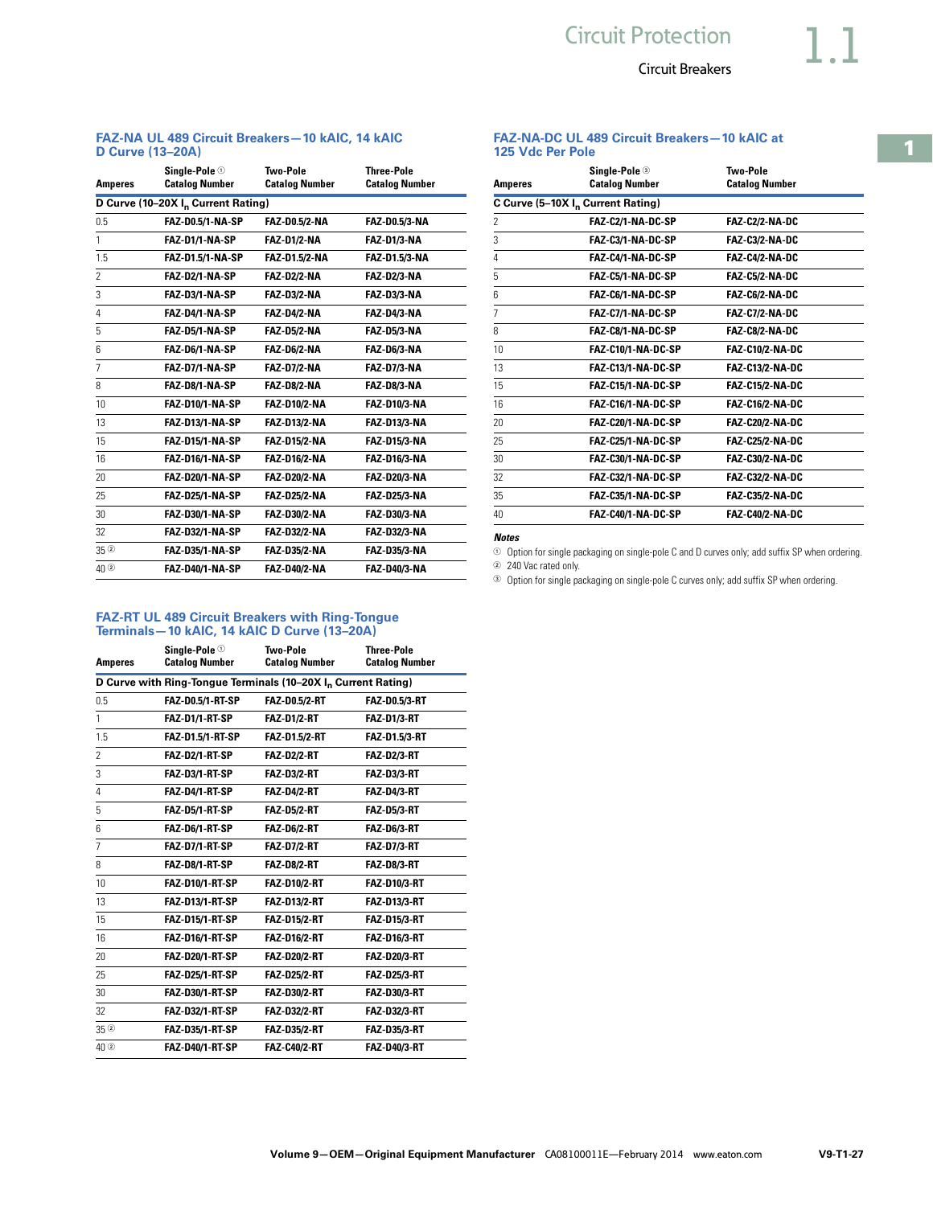## FAZ-NA UL 489 Circuit Breakers—10 kAIC, 14 kAIC D Curve (13–20A)

| Amperes | Single-Pole ① Catalog Number | Two-Pole Catalog Number | Three-Pole Catalog Number |
|---|---|---|---|
| D Curve (10–20X $I_n$ Current Rating) | | | |
| 0.5 | FAZ-D0.5/1-NA-SP | FAZ-D0.5/2-NA | FAZ-D0.5/3-NA |
| 1 | FAZ-D1/1-NA-SP | FAZ-D1/2-NA | FAZ-D1/3-NA |
| 1.5 | FAZ-D1.5/1-NA-SP | FAZ-D1.5/2-NA | FAZ-D1.5/3-NA |
| 2 | FAZ-D2/1-NA-SP | FAZ-D2/2-NA | FAZ-D2/3-NA |
| 3 | FAZ-D3/1-NA-SP | FAZ-D3/2-NA | FAZ-D3/3-NA |
| 4 | FAZ-D4/1-NA-SP | FAZ-D4/2-NA | FAZ-D4/3-NA |
| 5 | FAZ-D5/1-NA-SP | FAZ-D5/2-NA | FAZ-D5/3-NA |
| 6 | FAZ-D6/1-NA-SP | FAZ-D6/2-NA | FAZ-D6/3-NA |
| 7 | FAZ-D7/1-NA-SP | FAZ-D7/2-NA | FAZ-D7/3-NA |
| 8 | FAZ-D8/1-NA-SP | FAZ-D8/2-NA | FAZ-D8/3-NA |
| 10 | FAZ-D10/1-NA-SP | FAZ-D10/2-NA | FAZ-D10/3-NA |
| 13 | FAZ-D13/1-NA-SP | FAZ-D13/2-NA | FAZ-D13/3-NA |
| 15 | FAZ-D15/1-NA-SP | FAZ-D15/2-NA | FAZ-D15/3-NA |
| 16 | FAZ-D16/1-NA-SP | FAZ-D16/2-NA | FAZ-D16/3-NA |
| 20 | FAZ-D20/1-NA-SP | FAZ-D20/2-NA | FAZ-D20/3-NA |
| 25 | FAZ-D25/1-NA-SP | FAZ-D25/2-NA | FAZ-D25/3-NA |
| 30 | FAZ-D30/1-NA-SP | FAZ-D30/2-NA | FAZ-D30/3-NA |
| 32 | FAZ-D32/1-NA-SP | FAZ-D32/2-NA | FAZ-D32/3-NA |
| 35 ② | FAZ-D35/1-NA-SP | FAZ-D35/2-NA | FAZ-D35/3-NA |
| 40 ② | FAZ-D40/1-NA-SP | FAZ-D40/2-NA | FAZ-D40/3-NA |

## FAZ-RT UL 489 Circuit Breakers with Ring-Tongue Terminals—10 kAIC, 14 kAIC D Curve (13–20A)

| Amperes | Single-Pole ① Catalog Number | Two-Pole Catalog Number | Three-Pole Catalog Number |
|---|---|---|---|
| D Curve with Ring-Tongue Terminals (10–20X $I_n$ Current Rating) | | | |
| 0.5 | FAZ-D0.5/1-RT-SP | FAZ-D0.5/2-RT | FAZ-D0.5/3-RT |
| 1 | FAZ-D1/1-RT-SP | FAZ-D1/2-RT | FAZ-D1/3-RT |
| 1.5 | FAZ-D1.5/1-RT-SP | FAZ-D1.5/2-RT | FAZ-D1.5/3-RT |
| 2 | FAZ-D2/1-RT-SP | FAZ-D2/2-RT | FAZ-D2/3-RT |
| 3 | FAZ-D3/1-RT-SP | FAZ-D3/2-RT | FAZ-D3/3-RT |
| 4 | FAZ-D4/1-RT-SP | FAZ-D4/2-RT | FAZ-D4/3-RT |
| 5 | FAZ-D5/1-RT-SP | FAZ-D5/2-RT | FAZ-D5/3-RT |
| 6 | FAZ-D6/1-RT-SP | FAZ-D6/2-RT | FAZ-D6/3-RT |
| 7 | FAZ-D7/1-RT-SP | FAZ-D7/2-RT | FAZ-D7/3-RT |
| 8 | FAZ-D8/1-RT-SP | FAZ-D8/2-RT | FAZ-D8/3-RT |
| 10 | FAZ-D10/1-RT-SP | FAZ-D10/2-RT | FAZ-D10/3-RT |
| 13 | FAZ-D13/1-RT-SP | FAZ-D13/2-RT | FAZ-D13/3-RT |
| 15 | FAZ-D15/1-RT-SP | FAZ-D15/2-RT | FAZ-D15/3-RT |
| 16 | FAZ-D16/1-RT-SP | FAZ-D16/2-RT | FAZ-D16/3-RT |
| 20 | FAZ-D20/1-RT-SP | FAZ-D20/2-RT | FAZ-D20/3-RT |
| 25 | FAZ-D25/1-RT-SP | FAZ-D25/2-RT | FAZ-D25/3-RT |
| 30 | FAZ-D30/1-RT-SP | FAZ-D30/2-RT | FAZ-D30/3-RT |
| 32 | FAZ-D32/1-RT-SP | FAZ-D32/2-RT | FAZ-D32/3-RT |
| 35 ② | FAZ-D35/1-RT-SP | FAZ-D35/2-RT | FAZ-D35/3-RT |
| 40 ② | FAZ-D40/1-RT-SP | FAZ-C40/2-RT | FAZ-D40/3-RT |

## FAZ-NA-DC UL 489 Circuit Breakers—10 kAIC at 125 Vdc Per Pole

| Amperes | Single-Pole ③ Catalog Number | Two-Pole Catalog Number |
|---|---|---|
| C Curve (5–10X $I_n$ Current Rating) | | |
| 2 | FAZ-C2/1-NA-DC-SP | FAZ-C2/2-NA-DC |
| 3 | FAZ-C3/1-NA-DC-SP | FAZ-C3/2-NA-DC |
| 4 | FAZ-C4/1-NA-DC-SP | FAZ-C4/2-NA-DC |
| 5 | FAZ-C5/1-NA-DC-SP | FAZ-C5/2-NA-DC |
| 6 | FAZ-C6/1-NA-DC-SP | FAZ-C6/2-NA-DC |
| 7 | FAZ-C7/1-NA-DC-SP | FAZ-C7/2-NA-DC |
| 8 | FAZ-C8/1-NA-DC-SP | FAZ-C8/2-NA-DC |
| 10 | FAZ-C10/1-NA-DC-SP | FAZ-C10/2-NA-DC |
| 13 | FAZ-C13/1-NA-DC-SP | FAZ-C13/2-NA-DC |
| 15 | FAZ-C15/1-NA-DC-SP | FAZ-C15/2-NA-DC |
| 16 | FAZ-C16/1-NA-DC-SP | FAZ-C16/2-NA-DC |
| 20 | FAZ-C20/1-NA-DC-SP | FAZ-C20/2-NA-DC |
| 25 | FAZ-C25/1-NA-DC-SP | FAZ-C25/2-NA-DC |
| 30 | FAZ-C30/1-NA-DC-SP | FAZ-C30/2-NA-DC |
| 32 | FAZ-C32/1-NA-DC-SP | FAZ-C32/2-NA-DC |
| 35 | FAZ-C35/1-NA-DC-SP | FAZ-C35/2-NA-DC |
| 40 | FAZ-C40/1-NA-DC-SP | FAZ-C40/2-NA-DC |

*Notes*

① Option for single packaging on single-pole C and D curves only; add suffix SP when ordering.

② 240 Vac rated only.

③ Option for single packaging on single-pole C curves only; add suffix SP when ordering.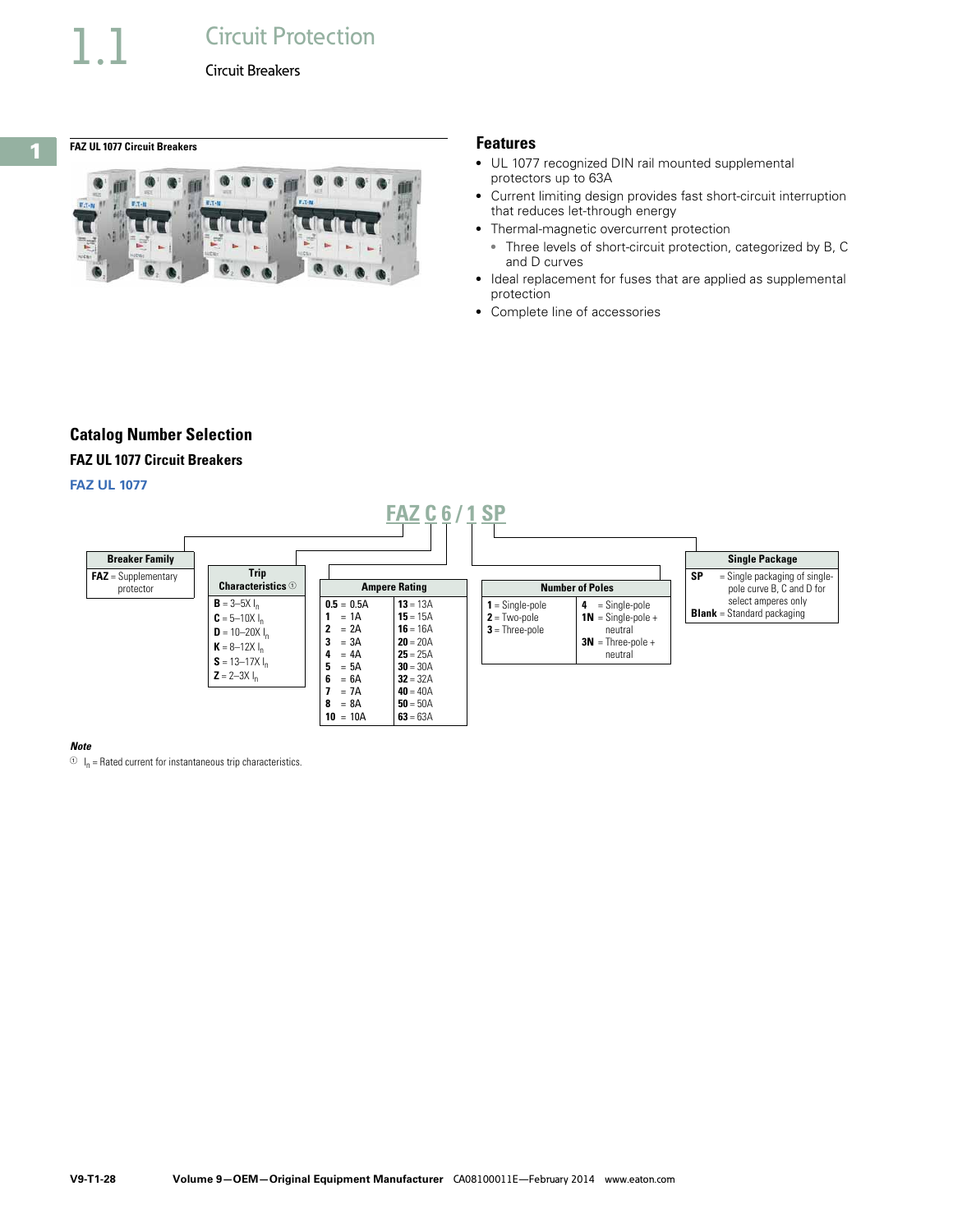# Circuit Protection

## Circuit Breakers

**FAZ UL 1077 Circuit Breakers**

### Features

- UL 1077 recognized DIN rail mounted supplemental protectors up to 63A
- Current limiting design provides fast short-circuit interruption that reduces let-through energy
- Thermal-magnetic overcurrent protection
  - Three levels of short-circuit protection, categorized by B, C and D curves
- Ideal replacement for fuses that are applied as supplemental protection
- Complete line of accessories

## Catalog Number Selection

### FAZ UL 1077 Circuit Breakers

**FAZ UL 1077**

**FAZ C 6 / 1 SP**

**Breaker Family**

**FAZ** = Supplementary protector

**Trip Characteristics** ①

| Code | Description |
|---|---|
| **B** | = 3–5X $I_n$ |
| **C** | = 5–10X $I_n$ |
| **D** | = 10–20X $I_n$ |
| **K** | = 8–12X $I_n$ |
| **S** | = 13–17X $I_n$ |
| **Z** | = 2–3X $I_n$ |

**Ampere Rating**

| Code | Rating | Code | Rating |
|---|---|---|---|
| **0.5** | = 0.5A | **13** | = 13A |
| **1** | = 1A | **15** | = 15A |
| **2** | = 2A | **16** | = 16A |
| **3** | = 3A | **20** | = 20A |
| **4** | = 4A | **25** | = 25A |
| **5** | = 5A | **30** | = 30A |
| **6** | = 6A | **32** | = 32A |
| **7** | = 7A | **40** | = 40A |
| **8** | = 8A | **50** | = 50A |
| **10** | = 10A | **63** | = 63A |

**Number of Poles**

| Code | Description | Code | Description |
|---|---|---|---|
| **1** | = Single-pole | **4** | = Single-pole |
| **2** | = Two-pole | **1N** | = Single-pole + neutral |
| **3** | = Three-pole | **3N** | = Three-pole + neutral |

**Single Package**

**SP** = Single packaging of single-pole curve B, C and D for select amperes only

**Blank** = Standard packaging

*Note*

① $I_n$ = Rated current for instantaneous trip characteristics.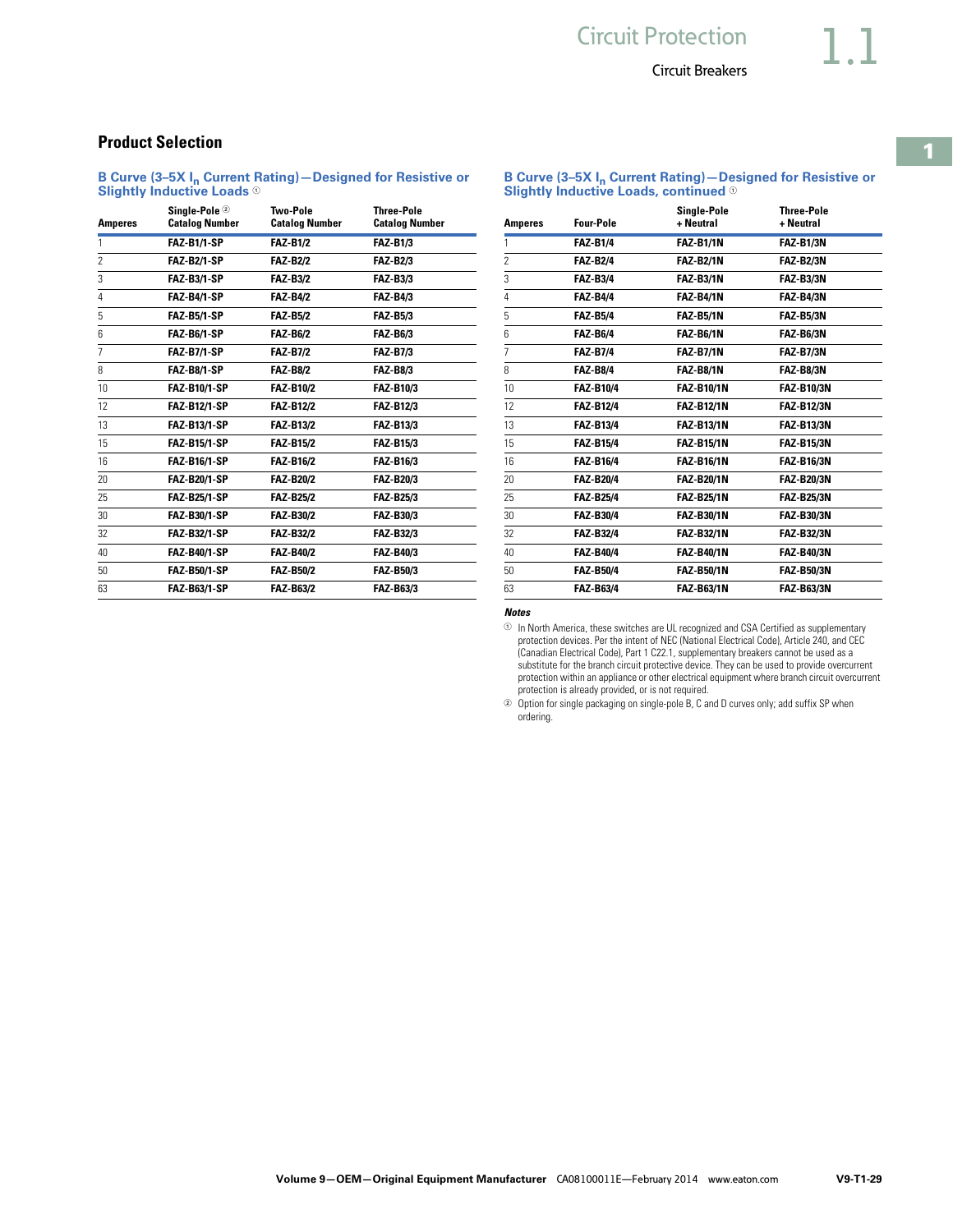## Product Selection

### B Curve (3–5X $I_n$ Current Rating)—Designed for Resistive or Slightly Inductive Loads [1]

| Amperes | Single-Pole [2] Catalog Number | Two-Pole Catalog Number | Three-Pole Catalog Number |
|---|---|---|---|
| 1 | FAZ-B1/1-SP | FAZ-B1/2 | FAZ-B1/3 |
| 2 | FAZ-B2/1-SP | FAZ-B2/2 | FAZ-B2/3 |
| 3 | FAZ-B3/1-SP | FAZ-B3/2 | FAZ-B3/3 |
| 4 | FAZ-B4/1-SP | FAZ-B4/2 | FAZ-B4/3 |
| 5 | FAZ-B5/1-SP | FAZ-B5/2 | FAZ-B5/3 |
| 6 | FAZ-B6/1-SP | FAZ-B6/2 | FAZ-B6/3 |
| 7 | FAZ-B7/1-SP | FAZ-B7/2 | FAZ-B7/3 |
| 8 | FAZ-B8/1-SP | FAZ-B8/2 | FAZ-B8/3 |
| 10 | FAZ-B10/1-SP | FAZ-B10/2 | FAZ-B10/3 |
| 12 | FAZ-B12/1-SP | FAZ-B12/2 | FAZ-B12/3 |
| 13 | FAZ-B13/1-SP | FAZ-B13/2 | FAZ-B13/3 |
| 15 | FAZ-B15/1-SP | FAZ-B15/2 | FAZ-B15/3 |
| 16 | FAZ-B16/1-SP | FAZ-B16/2 | FAZ-B16/3 |
| 20 | FAZ-B20/1-SP | FAZ-B20/2 | FAZ-B20/3 |
| 25 | FAZ-B25/1-SP | FAZ-B25/2 | FAZ-B25/3 |
| 30 | FAZ-B30/1-SP | FAZ-B30/2 | FAZ-B30/3 |
| 32 | FAZ-B32/1-SP | FAZ-B32/2 | FAZ-B32/3 |
| 40 | FAZ-B40/1-SP | FAZ-B40/2 | FAZ-B40/3 |
| 50 | FAZ-B50/1-SP | FAZ-B50/2 | FAZ-B50/3 |
| 63 | FAZ-B63/1-SP | FAZ-B63/2 | FAZ-B63/3 |

### B Curve (3–5X $I_n$ Current Rating)—Designed for Resistive or Slightly Inductive Loads, continued [1]

| Amperes | Four-Pole | Single-Pole + Neutral | Three-Pole + Neutral |
|---|---|---|---|
| 1 | FAZ-B1/4 | FAZ-B1/1N | FAZ-B1/3N |
| 2 | FAZ-B2/4 | FAZ-B2/1N | FAZ-B2/3N |
| 3 | FAZ-B3/4 | FAZ-B3/1N | FAZ-B3/3N |
| 4 | FAZ-B4/4 | FAZ-B4/1N | FAZ-B4/3N |
| 5 | FAZ-B5/4 | FAZ-B5/1N | FAZ-B5/3N |
| 6 | FAZ-B6/4 | FAZ-B6/1N | FAZ-B6/3N |
| 7 | FAZ-B7/4 | FAZ-B7/1N | FAZ-B7/3N |
| 8 | FAZ-B8/4 | FAZ-B8/1N | FAZ-B8/3N |
| 10 | FAZ-B10/4 | FAZ-B10/1N | FAZ-B10/3N |
| 12 | FAZ-B12/4 | FAZ-B12/1N | FAZ-B12/3N |
| 13 | FAZ-B13/4 | FAZ-B13/1N | FAZ-B13/3N |
| 15 | FAZ-B15/4 | FAZ-B15/1N | FAZ-B15/3N |
| 16 | FAZ-B16/4 | FAZ-B16/1N | FAZ-B16/3N |
| 20 | FAZ-B20/4 | FAZ-B20/1N | FAZ-B20/3N |
| 25 | FAZ-B25/4 | FAZ-B25/1N | FAZ-B25/3N |
| 30 | FAZ-B30/4 | FAZ-B30/1N | FAZ-B30/3N |
| 32 | FAZ-B32/4 | FAZ-B32/1N | FAZ-B32/3N |
| 40 | FAZ-B40/4 | FAZ-B40/1N | FAZ-B40/3N |
| 50 | FAZ-B50/4 | FAZ-B50/1N | FAZ-B50/3N |
| 63 | FAZ-B63/4 | FAZ-B63/1N | FAZ-B63/3N |

***Notes***

[1] In North America, these switches are UL recognized and CSA Certified as supplementary protection devices. Per the intent of NEC (National Electrical Code), Article 240, and CEC (Canadian Electrical Code), Part 1 C22.1, supplementary breakers cannot be used as a substitute for the branch circuit protective device. They can be used to provide overcurrent protection within an appliance or other electrical equipment where branch circuit overcurrent protection is already provided, or is not required.

[2] Option for single packaging on single-pole B, C and D curves only; add suffix SP when ordering.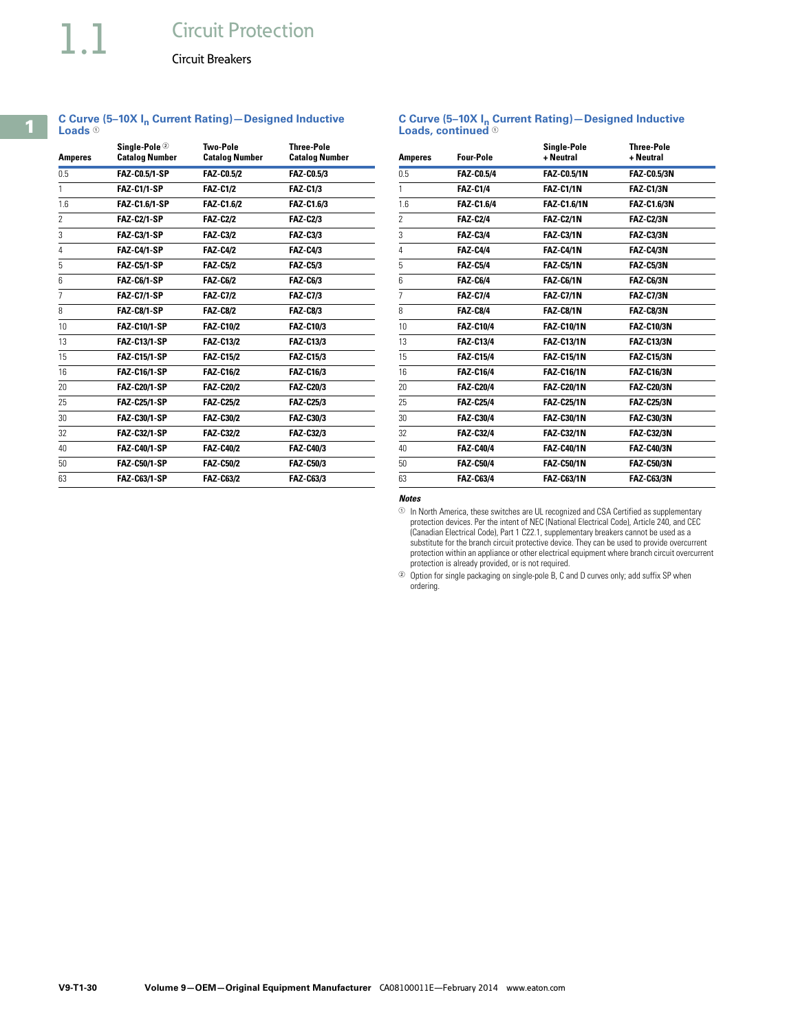# 1.1 Circuit Protection

## Circuit Breakers

### C Curve (5–10X $I_n$ Current Rating)—Designed Inductive Loads [1]

| Amperes | Single-Pole [2] Catalog Number | Two-Pole Catalog Number | Three-Pole Catalog Number |
|---|---|---|---|
| 0.5 | FAZ-C0.5/1-SP | FAZ-C0.5/2 | FAZ-C0.5/3 |
| 1 | FAZ-C1/1-SP | FAZ-C1/2 | FAZ-C1/3 |
| 1.6 | FAZ-C1.6/1-SP | FAZ-C1.6/2 | FAZ-C1.6/3 |
| 2 | FAZ-C2/1-SP | FAZ-C2/2 | FAZ-C2/3 |
| 3 | FAZ-C3/1-SP | FAZ-C3/2 | FAZ-C3/3 |
| 4 | FAZ-C4/1-SP | FAZ-C4/2 | FAZ-C4/3 |
| 5 | FAZ-C5/1-SP | FAZ-C5/2 | FAZ-C5/3 |
| 6 | FAZ-C6/1-SP | FAZ-C6/2 | FAZ-C6/3 |
| 7 | FAZ-C7/1-SP | FAZ-C7/2 | FAZ-C7/3 |
| 8 | FAZ-C8/1-SP | FAZ-C8/2 | FAZ-C8/3 |
| 10 | FAZ-C10/1-SP | FAZ-C10/2 | FAZ-C10/3 |
| 13 | FAZ-C13/1-SP | FAZ-C13/2 | FAZ-C13/3 |
| 15 | FAZ-C15/1-SP | FAZ-C15/2 | FAZ-C15/3 |
| 16 | FAZ-C16/1-SP | FAZ-C16/2 | FAZ-C16/3 |
| 20 | FAZ-C20/1-SP | FAZ-C20/2 | FAZ-C20/3 |
| 25 | FAZ-C25/1-SP | FAZ-C25/2 | FAZ-C25/3 |
| 30 | FAZ-C30/1-SP | FAZ-C30/2 | FAZ-C30/3 |
| 32 | FAZ-C32/1-SP | FAZ-C32/2 | FAZ-C32/3 |
| 40 | FAZ-C40/1-SP | FAZ-C40/2 | FAZ-C40/3 |
| 50 | FAZ-C50/1-SP | FAZ-C50/2 | FAZ-C50/3 |
| 63 | FAZ-C63/1-SP | FAZ-C63/2 | FAZ-C63/3 |

### C Curve (5–10X $I_n$ Current Rating)—Designed Inductive Loads, continued [1]

| Amperes | Four-Pole | Single-Pole + Neutral | Three-Pole + Neutral |
|---|---|---|---|
| 0.5 | FAZ-C0.5/4 | FAZ-C0.5/1N | FAZ-C0.5/3N |
| 1 | FAZ-C1/4 | FAZ-C1/1N | FAZ-C1/3N |
| 1.6 | FAZ-C1.6/4 | FAZ-C1.6/1N | FAZ-C1.6/3N |
| 2 | FAZ-C2/4 | FAZ-C2/1N | FAZ-C2/3N |
| 3 | FAZ-C3/4 | FAZ-C3/1N | FAZ-C3/3N |
| 4 | FAZ-C4/4 | FAZ-C4/1N | FAZ-C4/3N |
| 5 | FAZ-C5/4 | FAZ-C5/1N | FAZ-C5/3N |
| 6 | FAZ-C6/4 | FAZ-C6/1N | FAZ-C6/3N |
| 7 | FAZ-C7/4 | FAZ-C7/1N | FAZ-C7/3N |
| 8 | FAZ-C8/4 | FAZ-C8/1N | FAZ-C8/3N |
| 10 | FAZ-C10/4 | FAZ-C10/1N | FAZ-C10/3N |
| 13 | FAZ-C13/4 | FAZ-C13/1N | FAZ-C13/3N |
| 15 | FAZ-C15/4 | FAZ-C15/1N | FAZ-C15/3N |
| 16 | FAZ-C16/4 | FAZ-C16/1N | FAZ-C16/3N |
| 20 | FAZ-C20/4 | FAZ-C20/1N | FAZ-C20/3N |
| 25 | FAZ-C25/4 | FAZ-C25/1N | FAZ-C25/3N |
| 30 | FAZ-C30/4 | FAZ-C30/1N | FAZ-C30/3N |
| 32 | FAZ-C32/4 | FAZ-C32/1N | FAZ-C32/3N |
| 40 | FAZ-C40/4 | FAZ-C40/1N | FAZ-C40/3N |
| 50 | FAZ-C50/4 | FAZ-C50/1N | FAZ-C50/3N |
| 63 | FAZ-C63/4 | FAZ-C63/1N | FAZ-C63/3N |

*Notes*

[1] In North America, these switches are UL recognized and CSA Certified as supplementary protection devices. Per the intent of NEC (National Electrical Code), Article 240, and CEC (Canadian Electrical Code), Part 1 C22.1, supplementary breakers cannot be used as a substitute for the branch circuit protective device. They can be used to provide overcurrent protection within an appliance or other electrical equipment where branch circuit overcurrent protection is already provided, or is not required.

[2] Option for single packaging on single-pole B, C and D curves only; add suffix SP when ordering.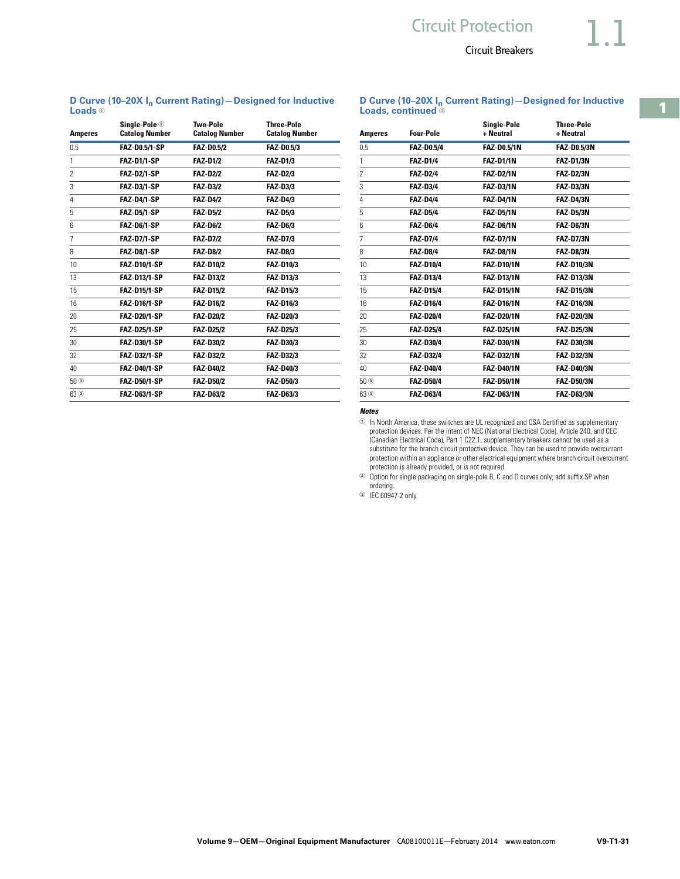### D Curve (10–20X $I_n$ Current Rating)—Designed for Inductive Loads ①

| Amperes | Single-Pole ② Catalog Number | Two-Pole Catalog Number | Three-Pole Catalog Number |
|---|---|---|---|
| 0.5 | FAZ-D0.5/1-SP | FAZ-D0.5/2 | FAZ-D0.5/3 |
| 1 | FAZ-D1/1-SP | FAZ-D1/2 | FAZ-D1/3 |
| 2 | FAZ-D2/1-SP | FAZ-D2/2 | FAZ-D2/3 |
| 3 | FAZ-D3/1-SP | FAZ-D3/2 | FAZ-D3/3 |
| 4 | FAZ-D4/1-SP | FAZ-D4/2 | FAZ-D4/3 |
| 5 | FAZ-D5/1-SP | FAZ-D5/2 | FAZ-D5/3 |
| 6 | FAZ-D6/1-SP | FAZ-D6/2 | FAZ-D6/3 |
| 7 | FAZ-D7/1-SP | FAZ-D7/2 | FAZ-D7/3 |
| 8 | FAZ-D8/1-SP | FAZ-D8/2 | FAZ-D8/3 |
| 10 | FAZ-D10/1-SP | FAZ-D10/2 | FAZ-D10/3 |
| 13 | FAZ-D13/1-SP | FAZ-D13/2 | FAZ-D13/3 |
| 15 | FAZ-D15/1-SP | FAZ-D15/2 | FAZ-D15/3 |
| 16 | FAZ-D16/1-SP | FAZ-D16/2 | FAZ-D16/3 |
| 20 | FAZ-D20/1-SP | FAZ-D20/2 | FAZ-D20/3 |
| 25 | FAZ-D25/1-SP | FAZ-D25/2 | FAZ-D25/3 |
| 30 | FAZ-D30/1-SP | FAZ-D30/2 | FAZ-D30/3 |
| 32 | FAZ-D32/1-SP | FAZ-D32/2 | FAZ-D32/3 |
| 40 | FAZ-D40/1-SP | FAZ-D40/2 | FAZ-D40/3 |
| 50 ③ | FAZ-D50/1-SP | FAZ-D50/2 | FAZ-D50/3 |
| 63 ③ | FAZ-D63/1-SP | FAZ-D63/2 | FAZ-D63/3 |

### D Curve (10–20X $I_n$ Current Rating)—Designed for Inductive Loads, continued ①

| Amperes | Four-Pole | Single-Pole + Neutral | Three-Pole + Neutral |
|---|---|---|---|
| 0.5 | FAZ-D0.5/4 | FAZ-D0.5/1N | FAZ-D0.5/3N |
| 1 | FAZ-D1/4 | FAZ-D1/1N | FAZ-D1/3N |
| 2 | FAZ-D2/4 | FAZ-D2/1N | FAZ-D2/3N |
| 3 | FAZ-D3/4 | FAZ-D3/1N | FAZ-D3/3N |
| 4 | FAZ-D4/4 | FAZ-D4/1N | FAZ-D4/3N |
| 5 | FAZ-D5/4 | FAZ-D5/1N | FAZ-D5/3N |
| 6 | FAZ-D6/4 | FAZ-D6/1N | FAZ-D6/3N |
| 7 | FAZ-D7/4 | FAZ-D7/1N | FAZ-D7/3N |
| 8 | FAZ-D8/4 | FAZ-D8/1N | FAZ-D8/3N |
| 10 | FAZ-D10/4 | FAZ-D10/1N | FAZ-D10/3N |
| 13 | FAZ-D13/4 | FAZ-D13/1N | FAZ-D13/3N |
| 15 | FAZ-D15/4 | FAZ-D15/1N | FAZ-D15/3N |
| 16 | FAZ-D16/4 | FAZ-D16/1N | FAZ-D16/3N |
| 20 | FAZ-D20/4 | FAZ-D20/1N | FAZ-D20/3N |
| 25 | FAZ-D25/4 | FAZ-D25/1N | FAZ-D25/3N |
| 30 | FAZ-D30/4 | FAZ-D30/1N | FAZ-D30/3N |
| 32 | FAZ-D32/4 | FAZ-D32/1N | FAZ-D32/3N |
| 40 | FAZ-D40/4 | FAZ-D40/1N | FAZ-D40/3N |
| 50 ③ | FAZ-D50/4 | FAZ-D50/1N | FAZ-D50/3N |
| 63 ③ | FAZ-D63/4 | FAZ-D63/1N | FAZ-D63/3N |

***Notes***

① In North America, these switches are UL recognized and CSA Certified as supplementary protection devices. Per the intent of NEC (National Electrical Code), Article 240, and CEC (Canadian Electrical Code), Part 1 C22.1, supplementary breakers cannot be used as a substitute for the branch circuit protective device. They can be used to provide overcurrent protection within an appliance or other electrical equipment where branch circuit overcurrent protection is already provided, or is not required.

② Option for single packaging on single-pole B, C and D curves only; add suffix SP when ordering.

③ IEC 60947-2 only.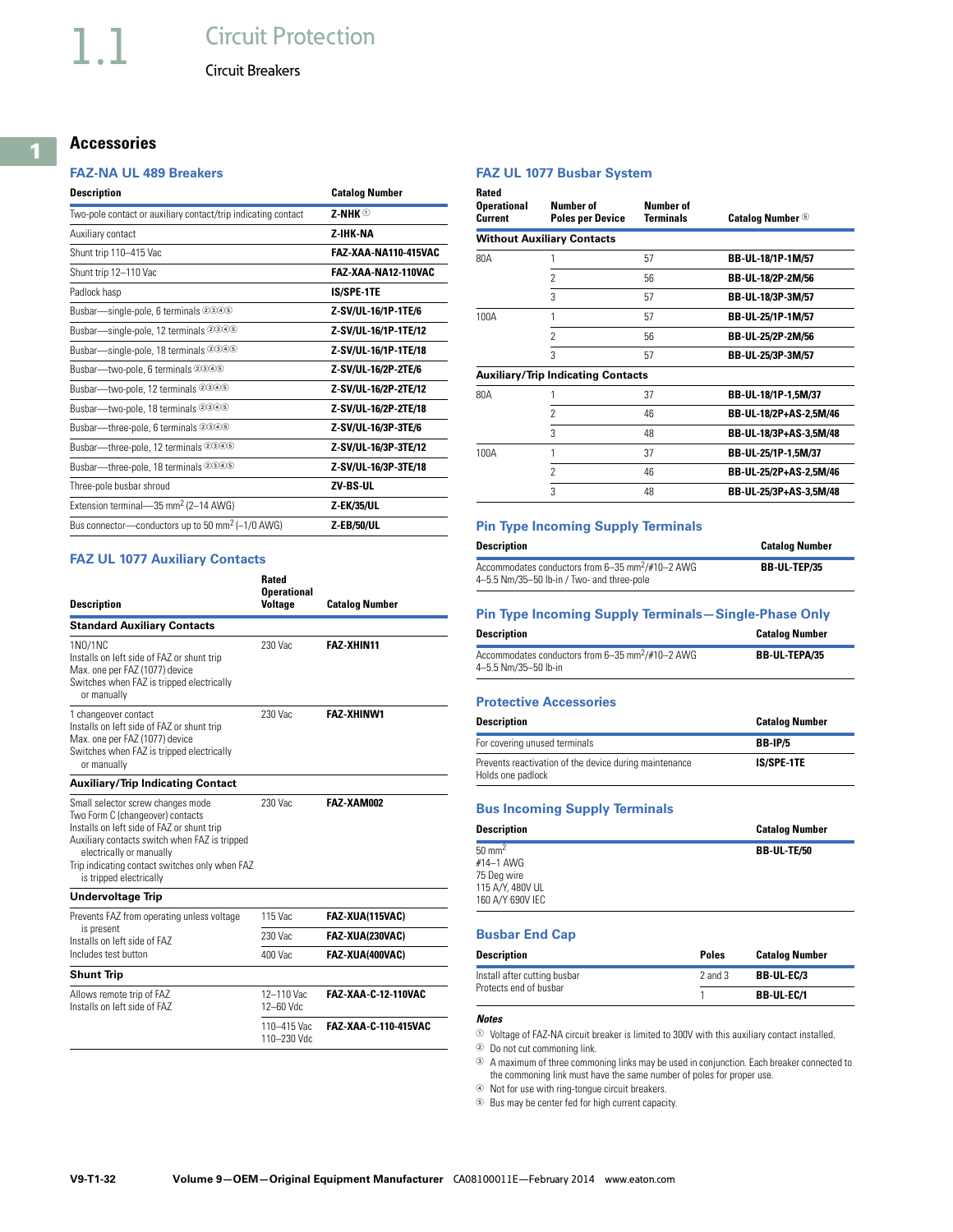# 1.1 Circuit Protection

## Circuit Breakers

## Accessories

### FAZ-NA UL 489 Breakers

| Description | Catalog Number |
|---|---|
| Two-pole contact or auxiliary contact/trip indicating contact | Z-NHK ① |
| Auxiliary contact | Z-IHK-NA |
| Shunt trip 110–415 Vac | FAZ-XAA-NA110-415VAC |
| Shunt trip 12–110 Vac | FAZ-XAA-NA12-110VAC |
| Padlock hasp | IS/SPE-1TE |
| Busbar—single-pole, 6 terminals ②③④⑤ | Z-SV/UL-16/1P-1TE/6 |
| Busbar—single-pole, 12 terminals ②③④⑤ | Z-SV/UL-16/1P-1TE/12 |
| Busbar—single-pole, 18 terminals ②③④⑤ | Z-SV/UL-16/1P-1TE/18 |
| Busbar—two-pole, 6 terminals ②③④⑤ | Z-SV/UL-16/2P-2TE/6 |
| Busbar—two-pole, 12 terminals ②③④⑤ | Z-SV/UL-16/2P-2TE/12 |
| Busbar—two-pole, 18 terminals ②③④⑤ | Z-SV/UL-16/2P-2TE/18 |
| Busbar—three-pole, 6 terminals ②③④⑤ | Z-SV/UL-16/3P-3TE/6 |
| Busbar—three-pole, 12 terminals ②③④⑤ | Z-SV/UL-16/3P-3TE/12 |
| Busbar—three-pole, 18 terminals ②③④⑤ | Z-SV/UL-16/3P-3TE/18 |
| Three-pole busbar shroud | ZV-BS-UL |
| Extension terminal—35 mm² (2–14 AWG) | Z-EK/35/UL |
| Bus connector—conductors up to 50 mm² (–1/0 AWG) | Z-EB/50/UL |

### FAZ UL 1077 Auxiliary Contacts

| Description | Rated Operational Voltage | Catalog Number |
|---|---|---|
| **Standard Auxiliary Contacts** | | |
| 1NO/1NC<br>Installs on left side of FAZ or shunt trip<br>Max. one per FAZ (1077) device<br>Switches when FAZ is tripped electrically or manually | 230 Vac | FAZ-XHIN11 |
| 1 changeover contact<br>Installs on left side of FAZ or shunt trip<br>Max. one per FAZ (1077) device<br>Switches when FAZ is tripped electrically or manually | 230 Vac | FAZ-XHINW1 |
| **Auxiliary/Trip Indicating Contact** | | |
| Small selector screw changes mode<br>Two Form C (changeover) contacts<br>Installs on left side of FAZ or shunt trip<br>Auxiliary contacts switch when FAZ is tripped electrically or manually<br>Trip indicating contact switches only when FAZ is tripped electrically | 230 Vac | FAZ-XAM002 |
| **Undervoltage Trip** | | |
| Prevents FAZ from operating unless voltage is present<br>Installs on left side of FAZ<br>Includes test button | 115 Vac | FAZ-XUA(115VAC) |
| | 230 Vac | FAZ-XUA(230VAC) |
| | 400 Vac | FAZ-XUA(400VAC) |
| **Shunt Trip** | | |
| Allows remote trip of FAZ<br>Installs on left side of FAZ | 12–110 Vac<br>12–60 Vdc | FAZ-XAA-C-12-110VAC |
| | 110–415 Vac<br>110–230 Vdc | FAZ-XAA-C-110-415VAC |

### FAZ UL 1077 Busbar System

| Rated Operational Current | Number of Poles per Device | Number of Terminals | Catalog Number ⑤ |
|---|---|---|---|
| **Without Auxiliary Contacts** | | | |
| 80A | 1 | 57 | BB-UL-18/1P-1M/57 |
| | 2 | 56 | BB-UL-18/2P-2M/56 |
| | 3 | 57 | BB-UL-18/3P-3M/57 |
| 100A | 1 | 57 | BB-UL-25/1P-1M/57 |
| | 2 | 56 | BB-UL-25/2P-2M/56 |
| | 3 | 57 | BB-UL-25/3P-3M/57 |
| **Auxiliary/Trip Indicating Contacts** | | | |
| 80A | 1 | 37 | BB-UL-18/1P-1,5M/37 |
| | 2 | 46 | BB-UL-18/2P+AS-2,5M/46 |
| | 3 | 48 | BB-UL-18/3P+AS-3,5M/48 |
| 100A | 1 | 37 | BB-UL-25/1P-1,5M/37 |
| | 2 | 46 | BB-UL-25/2P+AS-2,5M/46 |
| | 3 | 48 | BB-UL-25/3P+AS-3,5M/48 |

### Pin Type Incoming Supply Terminals

| Description | Catalog Number |
|---|---|
| Accommodates conductors from 6–35 mm²/#10–2 AWG<br>4–5.5 Nm/35–50 lb-in / Two- and three-pole | BB-UL-TEP/35 |

### Pin Type Incoming Supply Terminals—Single-Phase Only

| Description | Catalog Number |
|---|---|
| Accommodates conductors from 6–35 mm²/#10–2 AWG<br>4–5.5 Nm/35–50 lb-in | BB-UL-TEPA/35 |

### Protective Accessories

| Description | Catalog Number |
|---|---|
| For covering unused terminals | BB-IP/5 |
| Prevents reactivation of the device during maintenance<br>Holds one padlock | IS/SPE-1TE |

### Bus Incoming Supply Terminals

| Description | Catalog Number |
|---|---|
| 50 mm²<br>#14–1 AWG<br>75 Deg wire<br>115 A/Y, 480V UL<br>160 A/Y 690V IEC | BB-UL-TE/50 |

### Busbar End Cap

| Description | Poles | Catalog Number |
|---|---|---|
| Install after cutting busbar<br>Protects end of busbar | 2 and 3 | BB-UL-EC/3 |
| | 1 | BB-UL-EC/1 |

***Notes***

① Voltage of FAZ-NA circuit breaker is limited to 300V with this auxiliary contact installed.
② Do not cut commoning link.
③ A maximum of three commoning links may be used in conjunction. Each breaker connected to the commoning link must have the same number of poles for proper use.
④ Not for use with ring-tongue circuit breakers.
⑤ Bus may be center fed for high current capacity.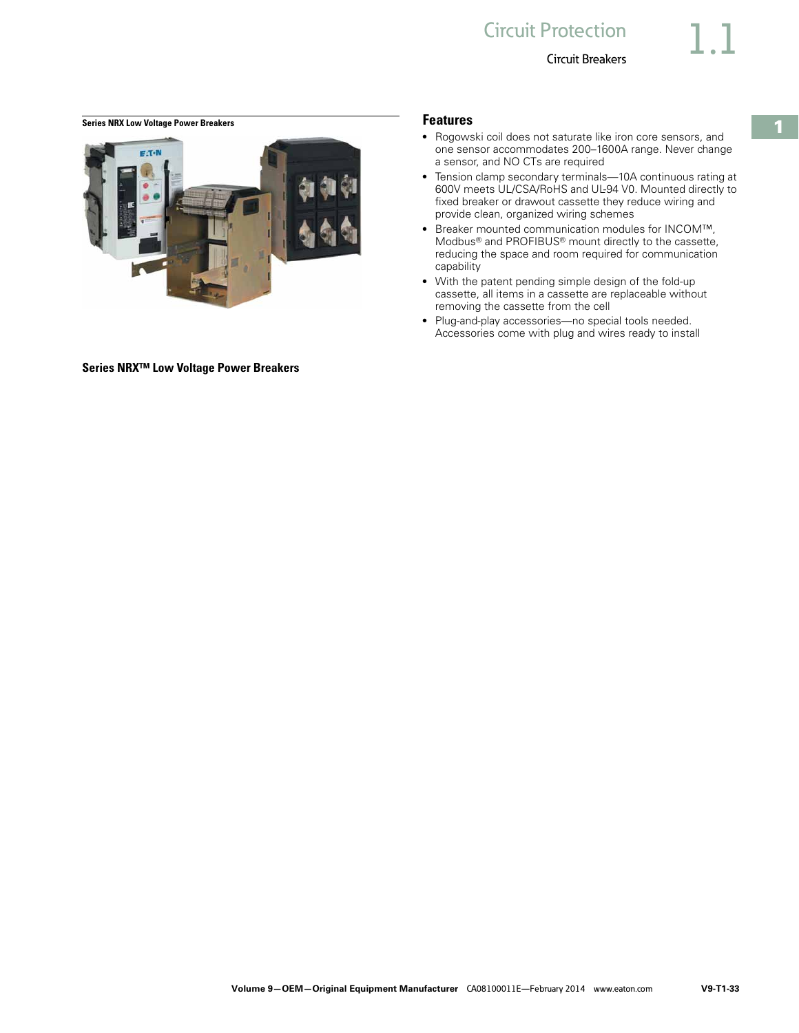**Series NRX Low Voltage Power Breakers**

**Series NRX™ Low Voltage Power Breakers**

## Features

- Rogowski coil does not saturate like iron core sensors, and one sensor accommodates 200–1600A range. Never change a sensor, and NO CTs are required
- Tension clamp secondary terminals—10A continuous rating at 600V meets UL/CSA/RoHS and UL-94 V0. Mounted directly to fixed breaker or drawout cassette they reduce wiring and provide clean, organized wiring schemes
- Breaker mounted communication modules for INCOM™, Modbus® and PROFIBUS® mount directly to the cassette, reducing the space and room required for communication capability
- With the patent pending simple design of the fold-up cassette, all items in a cassette are replaceable without removing the cassette from the cell
- Plug-and-play accessories—no special tools needed. Accessories come with plug and wires ready to install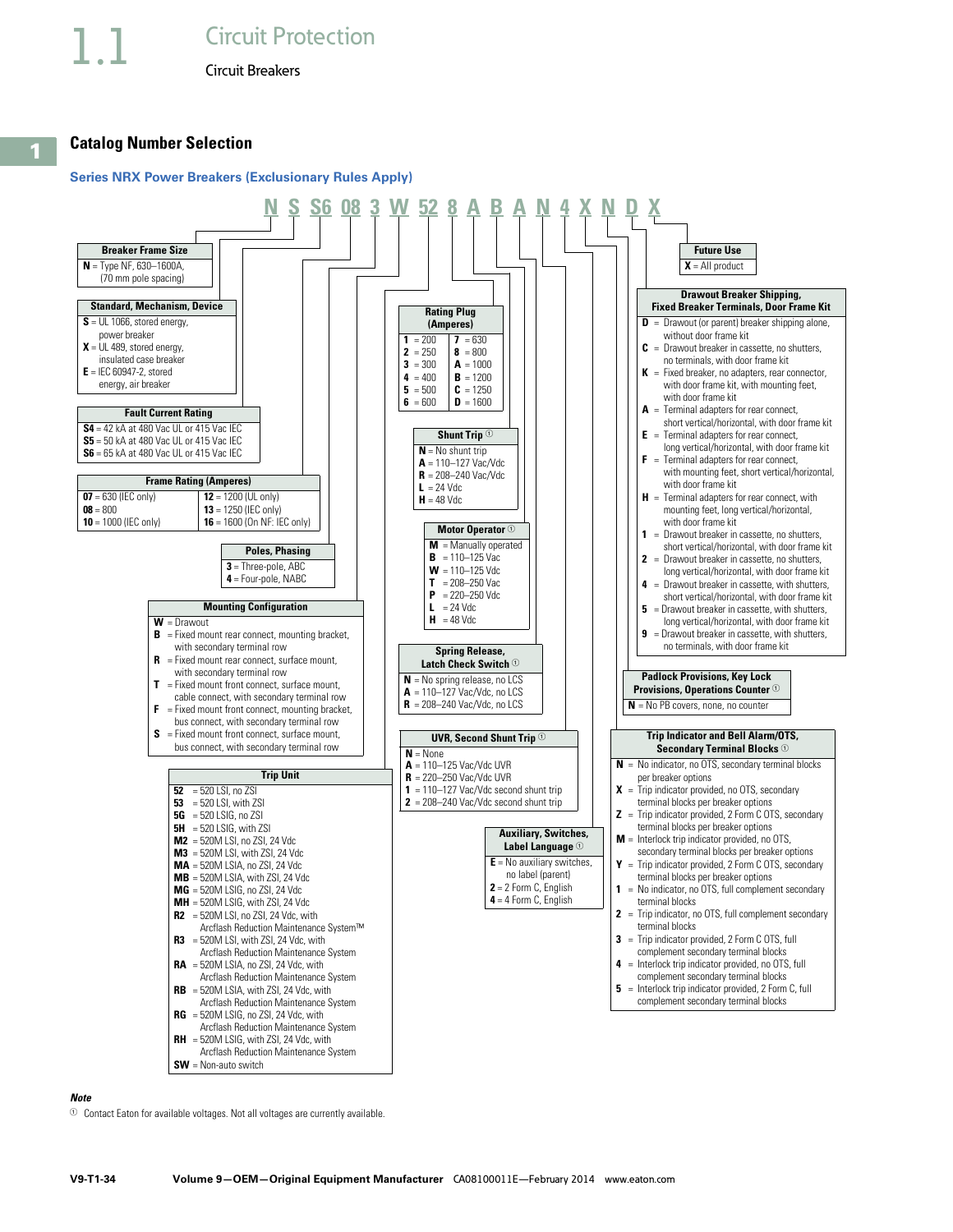# Catalog Number Selection

## Series NRX Power Breakers (Exclusionary Rules Apply)

**N S S6 08 3 W 52 8 A B A N 4 X N D X**

### Breaker Frame Size

**N** = Type NF, 630–1600A, (70 mm pole spacing)

### Standard, Mechanism, Device

**S** = UL 1066, stored energy, power breaker
**X** = UL 489, stored energy, insulated case breaker
**E** = IEC 60947-2, stored energy, air breaker

### Fault Current Rating

**S4** = 42 kA at 480 Vac UL or 415 Vac IEC
**S5** = 50 kA at 480 Vac UL or 415 Vac IEC
**S6** = 65 kA at 480 Vac UL or 415 Vac IEC

### Frame Rating (Amperes)

| | |
|---|---|
| **07** = 630 (IEC only) | **12** = 1200 (UL only) |
| **08** = 800 | **13** = 1250 (IEC only) |
| **10** = 1000 (IEC only) | **16** = 1600 (On NF: IEC only) |

### Poles, Phasing

**3** = Three-pole, ABC
**4** = Four-pole, NABC

### Mounting Configuration

**W** = Drawout
**B** = Fixed mount rear connect, mounting bracket, with secondary terminal row
**R** = Fixed mount rear connect, surface mount, with secondary terminal row
**T** = Fixed mount front connect, surface mount, cable connect, with secondary terminal row
**F** = Fixed mount front connect, mounting bracket, bus connect, with secondary terminal row
**S** = Fixed mount front connect, surface mount, bus connect, with secondary terminal row

### Trip Unit

**52** = 520 LSI, no ZSI
**53** = 520 LSI, with ZSI
**5G** = 520 LSIG, no ZSI
**5H** = 520 LSIG, with ZSI
**M2** = 520M LSI, no ZSI, 24 Vdc
**M3** = 520M LSI, with ZSI, 24 Vdc
**MA** = 520M LSIA, no ZSI, 24 Vdc
**MB** = 520M LSIA, with ZSI, 24 Vdc
**MG** = 520M LSIG, no ZSI, 24 Vdc
**MH** = 520M LSIG, with ZSI, 24 Vdc
**R2** = 520M LSI, no ZSI, 24 Vdc, with Arcflash Reduction Maintenance System™
**R3** = 520M LSI, with ZSI, 24 Vdc, with Arcflash Reduction Maintenance System
**RA** = 520M LSIA, no ZSI, 24 Vdc, with Arcflash Reduction Maintenance System
**RB** = 520M LSIA, with ZSI, 24 Vdc, with Arcflash Reduction Maintenance System
**RG** = 520M LSIG, no ZSI, 24 Vdc, with Arcflash Reduction Maintenance System
**RH** = 520M LSIG, with ZSI, 24 Vdc, with Arcflash Reduction Maintenance System
**SW** = Non-auto switch

### Rating Plug (Amperes)

| | |
|---|---|
| **1** = 200 | **7** = 630 |
| **2** = 250 | **8** = 800 |
| **3** = 300 | **A** = 1000 |
| **4** = 400 | **B** = 1200 |
| **5** = 500 | **C** = 1250 |
| **6** = 600 | **D** = 1600 |

### Shunt Trip ①

**N** = No shunt trip
**A** = 110–127 Vac/Vdc
**R** = 208–240 Vac/Vdc
**L** = 24 Vdc
**H** = 48 Vdc

### Motor Operator ①

**M** = Manually operated
**B** = 110–125 Vac
**W** = 110–125 Vdc
**T** = 208–250 Vac
**P** = 220–250 Vdc
**L** = 24 Vdc
**H** = 48 Vdc

### Spring Release, Latch Check Switch ①

**N** = No spring release, no LCS
**A** = 110–127 Vac/Vdc, no LCS
**R** = 208–240 Vac/Vdc, no LCS

### UVR, Second Shunt Trip ①

**N** = None
**A** = 110–125 Vac/Vdc UVR
**R** = 220–250 Vac/Vdc UVR
**1** = 110–127 Vac/Vdc second shunt trip
**2** = 208–240 Vac/Vdc second shunt trip

### Auxiliary, Switches, Label Language ①

**E** = No auxiliary switches, no label (parent)
**2** = 2 Form C, English
**4** = 4 Form C, English

### Trip Indicator and Bell Alarm/OTS, Secondary Terminal Blocks ①

**N** = No indicator, no OTS, secondary terminal blocks per breaker options
**X** = Trip indicator provided, no OTS, secondary terminal blocks per breaker options
**Z** = Trip indicator provided, 2 Form C OTS, secondary terminal blocks per breaker options
**M** = Interlock trip indicator provided, no OTS, secondary terminal blocks per breaker options
**Y** = Trip indicator provided, 2 Form C OTS, secondary terminal blocks per breaker options
**1** = No indicator, no OTS, full complement secondary terminal blocks
**2** = Trip indicator, no OTS, full complement secondary terminal blocks
**3** = Trip indicator provided, 2 Form C OTS, full complement secondary terminal blocks
**4** = Interlock trip indicator provided, no OTS, full complement secondary terminal blocks
**5** = Interlock trip indicator provided, 2 Form C, full complement secondary terminal blocks

### Padlock Provisions, Key Lock Provisions, Operations Counter ①

**N** = No PB covers, none, no counter

### Drawout Breaker Shipping, Fixed Breaker Terminals, Door Frame Kit

**D** = Drawout (or parent) breaker shipping alone, without door frame kit
**C** = Drawout breaker in cassette, no shutters, no terminals, with door frame kit
**K** = Fixed breaker, no adapters, rear connector, with door frame kit, with mounting feet, with door frame kit
**A** = Terminal adapters for rear connect, short vertical/horizontal, with door frame kit
**E** = Terminal adapters for rear connect, long vertical/horizontal, with door frame kit
**F** = Terminal adapters for rear connect, with mounting feet, short vertical/horizontal, with door frame kit
**H** = Terminal adapters for rear connect, with mounting feet, long vertical/horizontal, with door frame kit
**1** = Drawout breaker in cassette, no shutters, short vertical/horizontal, with door frame kit
**2** = Drawout breaker in cassette, no shutters, long vertical/horizontal, with door frame kit
**4** = Drawout breaker in cassette, with shutters, short vertical/horizontal, with door frame kit
**5** = Drawout breaker in cassette, with shutters, long vertical/horizontal, with door frame kit
**9** = Drawout breaker in cassette, with shutters, no terminals, with door frame kit

### Future Use

**X** = All product

*Note*

① Contact Eaton for available voltages. Not all voltages are currently available.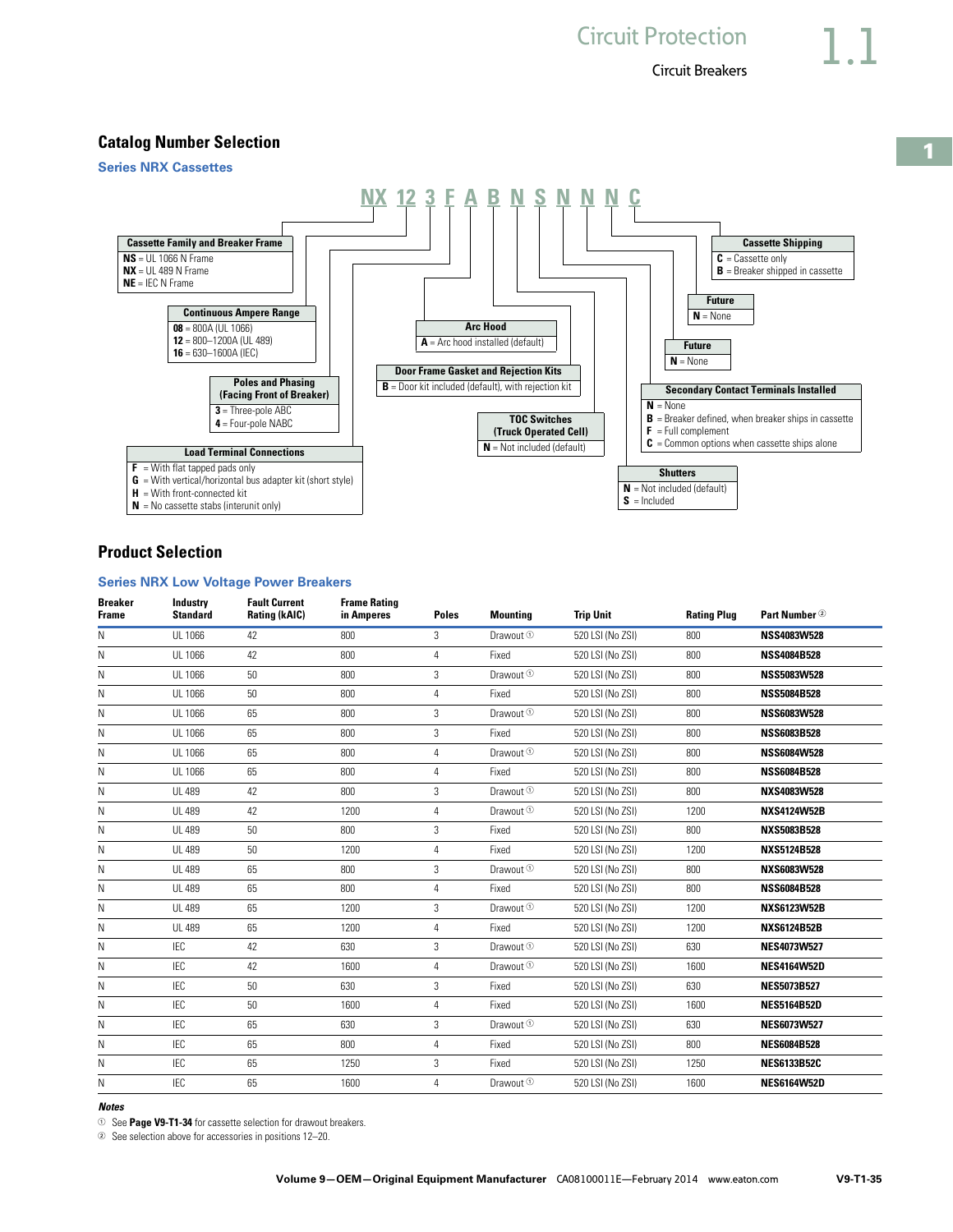## Catalog Number Selection

### Series NRX Cassettes

**NX 12 3 F A B N S N N N C**

**Cassette Family and Breaker Frame**
- **NS** = UL 1066 N Frame
- **NX** = UL 489 N Frame
- **NE** = IEC N Frame

**Continuous Ampere Range**
- **08** = 800A (UL 1066)
- **12** = 800–1200A (UL 489)
- **16** = 630–1600A (IEC)

**Poles and Phasing (Facing Front of Breaker)**
- **3** = Three-pole ABC
- **4** = Four-pole NABC

**Load Terminal Connections**
- **F** = With flat tapped pads only
- **G** = With vertical/horizontal bus adapter kit (short style)
- **H** = With front-connected kit
- **N** = No cassette stabs (interunit only)

**Arc Hood**
- **A** = Arc hood installed (default)

**Door Frame Gasket and Rejection Kits**
- **B** = Door kit included (default), with rejection kit

**TOC Switches (Truck Operated Cell)**
- **N** = Not included (default)

**Shutters**
- **N** = Not included (default)
- **S** = Included

**Secondary Contact Terminals Installed**
- **N** = None
- **B** = Breaker defined, when breaker ships in cassette
- **F** = Full complement
- **C** = Common options when cassette ships alone

**Future**
- **N** = None

**Future**
- **N** = None

**Cassette Shipping**
- **C** = Cassette only
- **B** = Breaker shipped in cassette

## Product Selection

### Series NRX Low Voltage Power Breakers

| Breaker Frame | Industry Standard | Fault Current Rating (kAIC) | Frame Rating in Amperes | Poles | Mounting | Trip Unit | Rating Plug | Part Number ② |
|---|---|---|---|---|---|---|---|---|
| N | UL 1066 | 42 | 800 | 3 | Drawout ① | 520 LSI (No ZSI) | 800 | **NSS4083W528** |
| N | UL 1066 | 42 | 800 | 4 | Fixed | 520 LSI (No ZSI) | 800 | **NSS4084B528** |
| N | UL 1066 | 50 | 800 | 3 | Drawout ① | 520 LSI (No ZSI) | 800 | **NSS5083W528** |
| N | UL 1066 | 50 | 800 | 4 | Fixed | 520 LSI (No ZSI) | 800 | **NSS5084B528** |
| N | UL 1066 | 65 | 800 | 3 | Drawout ① | 520 LSI (No ZSI) | 800 | **NSS6083W528** |
| N | UL 1066 | 65 | 800 | 3 | Fixed | 520 LSI (No ZSI) | 800 | **NSS6083B528** |
| N | UL 1066 | 65 | 800 | 4 | Drawout ① | 520 LSI (No ZSI) | 800 | **NSS6084W528** |
| N | UL 1066 | 65 | 800 | 4 | Fixed | 520 LSI (No ZSI) | 800 | **NSS6084B528** |
| N | UL 489 | 42 | 800 | 3 | Drawout ① | 520 LSI (No ZSI) | 800 | **NXS4083W528** |
| N | UL 489 | 42 | 1200 | 4 | Drawout ① | 520 LSI (No ZSI) | 1200 | **NXS4124W52B** |
| N | UL 489 | 50 | 800 | 3 | Fixed | 520 LSI (No ZSI) | 800 | **NXS5083B528** |
| N | UL 489 | 50 | 1200 | 4 | Fixed | 520 LSI (No ZSI) | 1200 | **NXS5124B528** |
| N | UL 489 | 65 | 800 | 3 | Drawout ① | 520 LSI (No ZSI) | 800 | **NXS6083W528** |
| N | UL 489 | 65 | 800 | 4 | Fixed | 520 LSI (No ZSI) | 800 | **NSS6084B528** |
| N | UL 489 | 65 | 1200 | 3 | Drawout ① | 520 LSI (No ZSI) | 1200 | **NXS6123W52B** |
| N | UL 489 | 65 | 1200 | 4 | Fixed | 520 LSI (No ZSI) | 1200 | **NXS6124B52B** |
| N | IEC | 42 | 630 | 3 | Drawout ① | 520 LSI (No ZSI) | 630 | **NES4073W527** |
| N | IEC | 42 | 1600 | 4 | Drawout ① | 520 LSI (No ZSI) | 1600 | **NES4164W52D** |
| N | IEC | 50 | 630 | 3 | Fixed | 520 LSI (No ZSI) | 630 | **NES5073B527** |
| N | IEC | 50 | 1600 | 4 | Fixed | 520 LSI (No ZSI) | 1600 | **NES5164B52D** |
| N | IEC | 65 | 630 | 3 | Drawout ① | 520 LSI (No ZSI) | 630 | **NES6073W527** |
| N | IEC | 65 | 800 | 4 | Fixed | 520 LSI (No ZSI) | 800 | **NES6084B528** |
| N | IEC | 65 | 1250 | 3 | Fixed | 520 LSI (No ZSI) | 1250 | **NES6133B52C** |
| N | IEC | 65 | 1600 | 4 | Drawout ① | 520 LSI (No ZSI) | 1600 | **NES6164W52D** |

***Notes***

① See **Page V9-T1-34** for cassette selection for drawout breakers.

② See selection above for accessories in positions 12–20.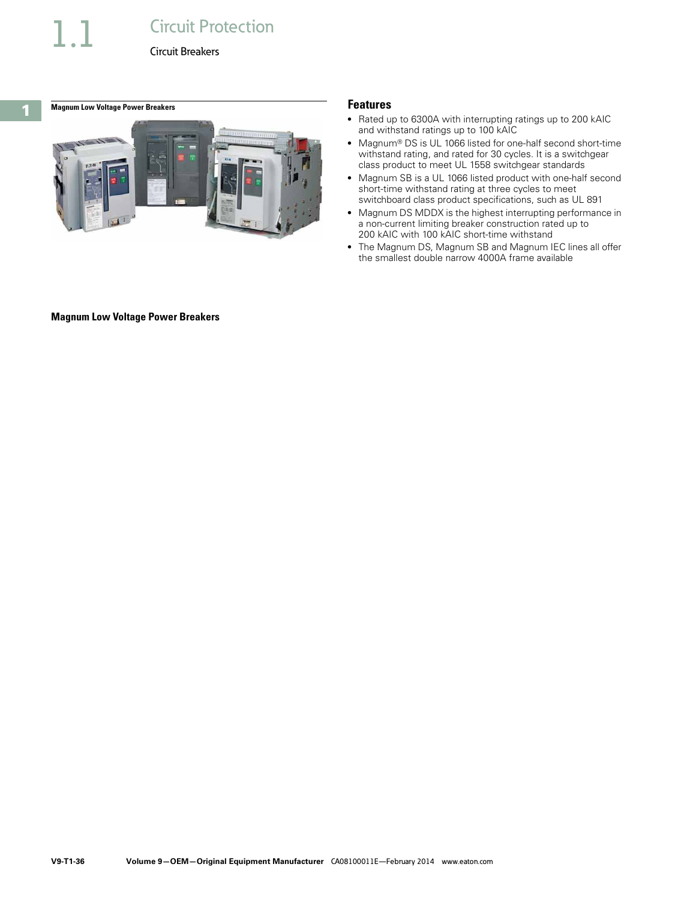Magnum Low Voltage Power Breakers

## Features

- Rated up to 6300A with interrupting ratings up to 200 kAIC and withstand ratings up to 100 kAIC
- Magnum® DS is UL 1066 listed for one-half second short-time withstand rating, and rated for 30 cycles. It is a switchgear class product to meet UL 1558 switchgear standards
- Magnum SB is a UL 1066 listed product with one-half second short-time withstand rating at three cycles to meet switchboard class product specifications, such as UL 891
- Magnum DS MDDX is the highest interrupting performance in a non-current limiting breaker construction rated up to 200 kAIC with 100 kAIC short-time withstand
- The Magnum DS, Magnum SB and Magnum IEC lines all offer the smallest double narrow 4000A frame available

**Magnum Low Voltage Power Breakers**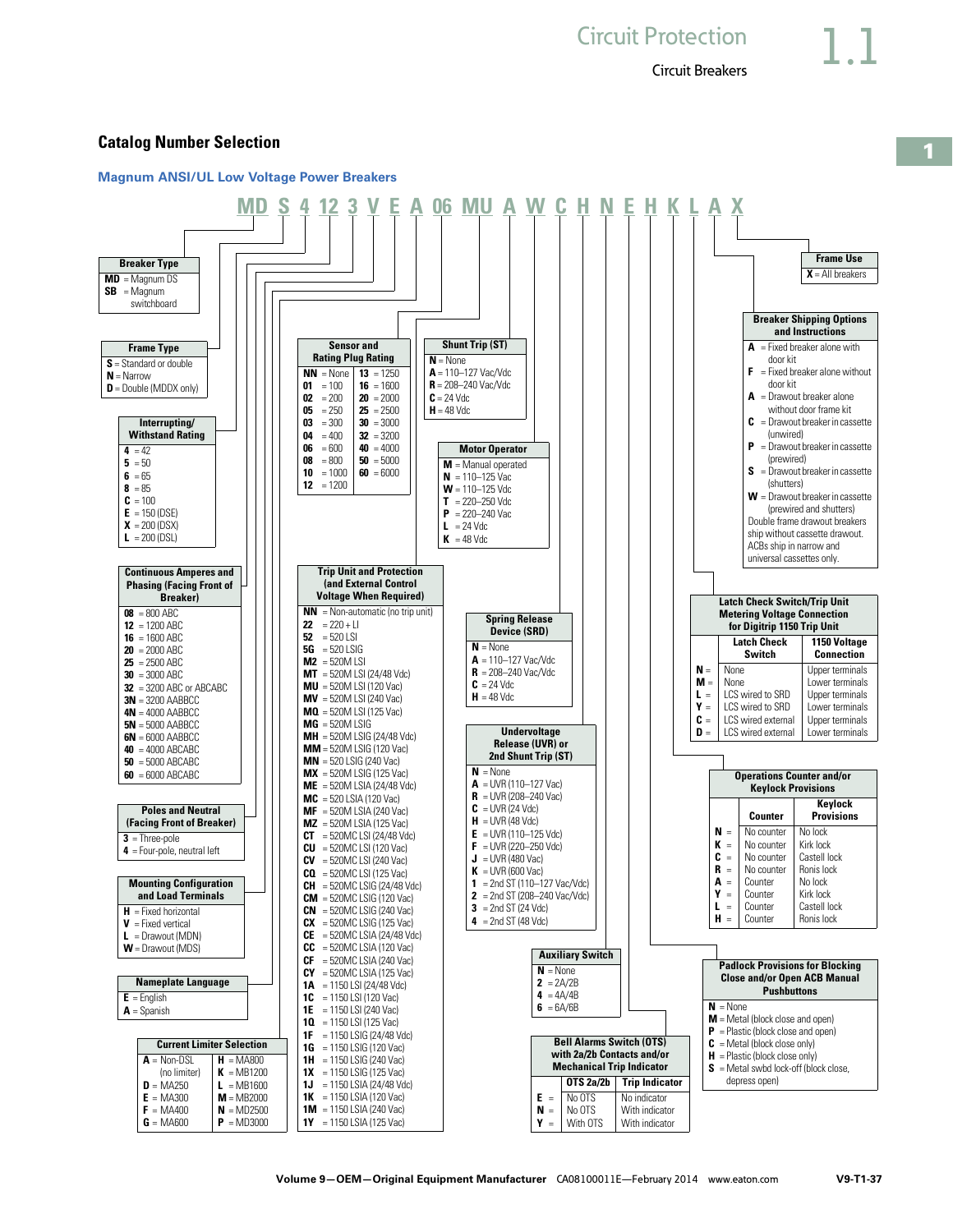## Catalog Number Selection

### Magnum ANSI/UL Low Voltage Power Breakers

**MD S 4 12 3 V E A 06 MU A W C H N E H K L A X**

**Breaker Type**

- **MD** = Magnum DS
- **SB** = Magnum switchboard

**Frame Type**

- **S** = Standard or double
- **N** = Narrow
- **D** = Double (MDDX only)

**Interrupting/ Withstand Rating**

- **4** = 42
- **5** = 50
- **6** = 65
- **8** = 85
- **C** = 100
- **E** = 150 (DSE)
- **X** = 200 (DSX)
- **L** = 200 (DSL)

**Continuous Amperes and Phasing (Facing Front of Breaker)**

- **08** = 800 ABC
- **12** = 1200 ABC
- **16** = 1600 ABC
- **20** = 2000 ABC
- **25** = 2500 ABC
- **30** = 3000 ABC
- **32** = 3200 ABC or ABCABC
- **3N** = 3200 AABBCC
- **4N** = 4000 AABBCC
- **5N** = 5000 AABBCC
- **6N** = 6000 AABBCC
- **40** = 4000 ABCABC
- **50** = 5000 ABCABC
- **60** = 6000 ABCABC

**Poles and Neutral (Facing Front of Breaker)**

- **3** = Three-pole
- **4** = Four-pole, neutral left

**Mounting Configuration and Load Terminals**

- **H** = Fixed horizontal
- **V** = Fixed vertical
- **L** = Drawout (MDN)
- **W** = Drawout (MDS)

**Nameplate Language**

- **E** = English
- **A** = Spanish

**Current Limiter Selection**

| | | | |
|---|---|---|---|
| **A** | = Non-DSL (no limiter) | **H** | = MA800 |
| **D** | = MA250 | **K** | = MB1200 |
| **E** | = MA300 | **L** | = MB1600 |
| **F** | = MA400 | **M** | = MB2000 |
| **G** | = MA600 | **N** | = MD2500 |
| | | **P** | = MD3000 |

**Sensor and Rating Plug Rating**

| | | | |
|---|---|---|---|
| **NN** | = None | **13** | = 1250 |
| **01** | = 100 | **16** | = 1600 |
| **02** | = 200 | **20** | = 2000 |
| **05** | = 250 | **25** | = 2500 |
| **03** | = 300 | **30** | = 3000 |
| **04** | = 400 | **32** | = 3200 |
| **06** | = 600 | **40** | = 4000 |
| **08** | = 800 | **50** | = 5000 |
| **10** | = 1000 | **60** | = 6000 |
| **12** | = 1200 | | |

**Trip Unit and Protection (and External Control Voltage When Required)**

- **NN** = Non-automatic (no trip unit)
- **22** = 220 + LI
- **52** = 520 LSI
- **5G** = 520 LSIG
- **M2** = 520M LSI
- **MT** = 520M LSI (24/48 Vdc)
- **MU** = 520M LSI (120 Vac)
- **MV** = 520M LSI (240 Vac)
- **MQ** = 520M LSI (125 Vac)
- **MG** = 520M LSIG
- **MH** = 520M LSIG (24/48 Vdc)
- **MM** = 520M LSIG (120 Vac)
- **MN** = 520 LSIG (240 Vac)
- **MX** = 520M LSIG (125 Vac)
- **ME** = 520M LSIA (24/48 Vdc)
- **MC** = 520 LSIA (120 Vac)
- **MF** = 520M LSIA (240 Vac)
- **MZ** = 520M LSIA (125 Vac)
- **CT** = 520MC LSI (24/48 Vdc)
- **CU** = 520MC LSI (120 Vac)
- **CV** = 520MC LSI (240 Vac)
- **CQ** = 520MC LSI (125 Vac)
- **CH** = 520MC LSIG (24/48 Vdc)
- **CM** = 520MC LSIG (120 Vac)
- **CN** = 520MC LSIG (240 Vac)
- **CX** = 520MC LSIG (125 Vac)
- **CE** = 520MC LSIA (24/48 Vdc)
- **CC** = 520MC LSIA (120 Vac)
- **CF** = 520MC LSIA (240 Vac)
- **CY** = 520MC LSIA (125 Vac)
- **1A** = 1150 LSI (24/48 Vdc)
- **1C** = 1150 LSI (120 Vac)
- **1E** = 1150 LSI (240 Vac)
- **1Q** = 1150 LSI (125 Vac)
- **1F** = 1150 LSIG (24/48 Vdc)
- **1G** = 1150 LSIG (120 Vac)
- **1H** = 1150 LSIG (240 Vac)
- **1X** = 1150 LSIG (125 Vac)
- **1J** = 1150 LSIA (24/48 Vdc)
- **1K** = 1150 LSIA (120 Vac)
- **1M** = 1150 LSIA (240 Vac)
- **1Y** = 1150 LSIA (125 Vac)

**Shunt Trip (ST)**

- **N** = None
- **A** = 110–127 Vac/Vdc
- **R** = 208–240 Vac/Vdc
- **C** = 24 Vdc
- **H** = 48 Vdc

**Motor Operator**

- **M** = Manual operated
- **N** = 110–125 Vac
- **W** = 110–125 Vdc
- **T** = 220–250 Vdc
- **P** = 220–240 Vac
- **L** = 24 Vdc
- **K** = 48 Vdc

**Spring Release Device (SRD)**

- **N** = None
- **A** = 110–127 Vac/Vdc
- **R** = 208–240 Vac/Vdc
- **C** = 24 Vdc
- **H** = 48 Vdc

**Undervoltage Release (UVR) or 2nd Shunt Trip (ST)**

- **N** = None
- **A** = UVR (110–127 Vac)
- **R** = UVR (208–240 Vac)
- **C** = UVR (24 Vdc)
- **H** = UVR (48 Vdc)
- **E** = UVR (110–125 Vdc)
- **F** = UVR (220–250 Vdc)
- **J** = UVR (480 Vac)
- **K** = UVR (600 Vac)
- **1** = 2nd ST (110–127 Vac/Vdc)
- **2** = 2nd ST (208–240 Vac/Vdc)
- **3** = 2nd ST (24 Vdc)
- **4** = 2nd ST (48 Vdc)

**Auxiliary Switch**

- **N** = None
- **2** = 2A/2B
- **4** = 4A/4B
- **6** = 6A/6B

**Bell Alarms Switch (OTS) with 2a/2b Contacts and/or Mechanical Trip Indicator**

| | OTS 2a/2b | Trip Indicator |
|---|---|---|
| **E** = | No OTS | No indicator |
| **N** = | No OTS | With indicator |
| **Y** = | With OTS | With indicator |

**Frame Use**

- **X** = All breakers

**Breaker Shipping Options and Instructions**

- **A** = Fixed breaker alone with door kit
- **F** = Fixed breaker alone without door kit
- **A** = Drawout breaker alone without door frame kit
- **C** = Drawout breaker in cassette (unwired)
- **P** = Drawout breaker in cassette (prewired)
- **S** = Drawout breaker in cassette (shutters)
- **W** = Drawout breaker in cassette (prewired and shutters)

Double frame drawout breakers ship without cassette drawout. ACBs ship in narrow and universal cassettes only.

**Latch Check Switch/Trip Unit Metering Voltage Connection for Digitrip 1150 Trip Unit**

| | Latch Check Switch | 1150 Voltage Connection |
|---|---|---|
| **N** = | None | Upper terminals |
| **M** = | None | Lower terminals |
| **L** = | LCS wired to SRD | Upper terminals |
| **Y** = | LCS wired to SRD | Lower terminals |
| **C** = | LCS wired external | Upper terminals |
| **D** = | LCS wired external | Lower terminals |

**Operations Counter and/or Keylock Provisions**

| | Counter | Keylock Provisions |
|---|---|---|
| **N** = | No counter | No lock |
| **K** = | No counter | Kirk lock |
| **C** = | No counter | Castell lock |
| **R** = | No counter | Ronis lock |
| **A** = | Counter | No lock |
| **Y** = | Counter | Kirk lock |
| **L** = | Counter | Castell lock |
| **H** = | Counter | Ronis lock |

**Padlock Provisions for Blocking Close and/or Open ACB Manual Pushbuttons**

- **N** = None
- **M** = Metal (block close and open)
- **P** = Plastic (block close and open)
- **C** = Metal (block close only)
- **H** = Plastic (block close only)
- **S** = Metal swbd lock-off (block close, depress open)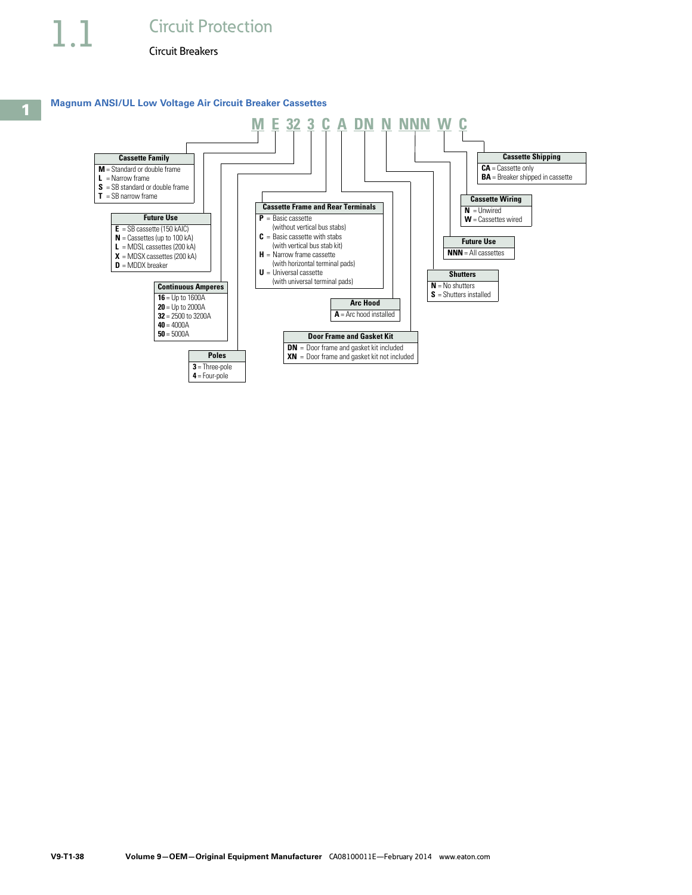## Magnum ANSI/UL Low Voltage Air Circuit Breaker Cassettes

**M E 32 3 C A DN N NNN W C**

**Cassette Family**
- **M** = Standard or double frame
- **L** = Narrow frame
- **S** = SB standard or double frame
- **T** = SB narrow frame

**Future Use**
- **E** = SB cassette (150 kAIC)
- **N** = Cassettes (up to 100 kA)
- **L** = MDSL cassettes (200 kA)
- **X** = MDSX cassettes (200 kA)
- **D** = MDDX breaker

**Continuous Amperes**
- **16** = Up to 1600A
- **20** = Up to 2000A
- **32** = 2500 to 3200A
- **40** = 4000A
- **50** = 5000A

**Poles**
- **3** = Three-pole
- **4** = Four-pole

**Cassette Frame and Rear Terminals**
- **P** = Basic cassette (without vertical bus stabs)
- **C** = Basic cassette with stabs (with vertical bus stab kit)
- **H** = Narrow frame cassette (with horizontal terminal pads)
- **U** = Universal cassette (with universal terminal pads)

**Arc Hood**
- **A** = Arc hood installed

**Door Frame and Gasket Kit**
- **DN** = Door frame and gasket kit included
- **XN** = Door frame and gasket kit not included

**Shutters**
- **N** = No shutters
- **S** = Shutters installed

**Future Use**
- **NNN** = All cassettes

**Cassette Wiring**
- **N** = Unwired
- **W** = Cassettes wired

**Cassette Shipping**
- **CA** = Cassette only
- **BA** = Breaker shipped in cassette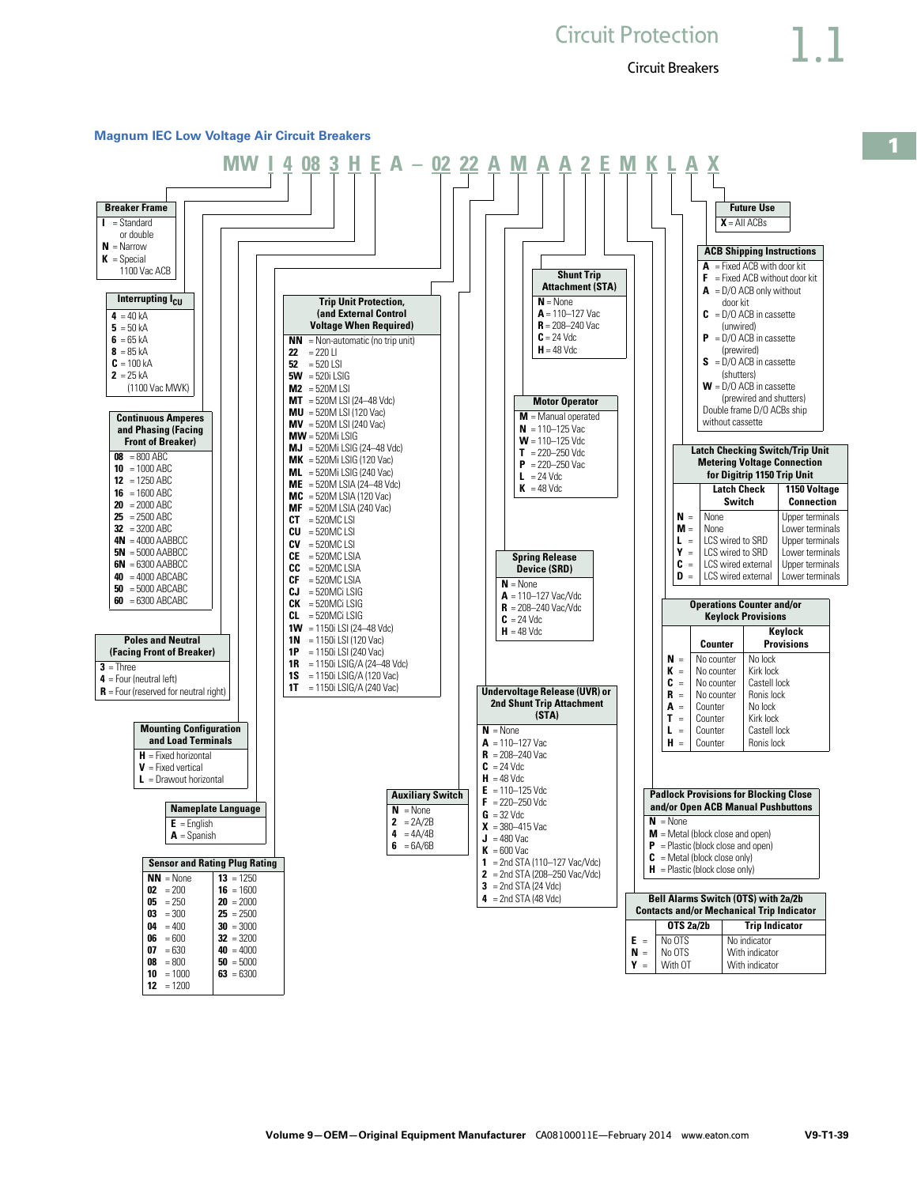## Magnum IEC Low Voltage Air Circuit Breakers

**MW I 4 08 3 H E A – 02 22 A M A A 2 E M K L A X**

**Breaker Frame**

- **I** = Standard or double
- **N** = Narrow
- **K** = Special 1100 Vac ACB

**Interrupting $I_{CU}$**

- **4** = 40 kA
- **5** = 50 kA
- **6** = 65 kA
- **8** = 85 kA
- **C** = 100 kA
- **2** = 25 kA (1100 Vac MWK)

**Continuous Amperes and Phasing (Facing Front of Breaker)**

- **08** = 800 ABC
- **10** = 1000 ABC
- **12** = 1250 ABC
- **16** = 1600 ABC
- **20** = 2000 ABC
- **25** = 2500 ABC
- **32** = 3200 ABC
- **4N** = 4000 AABBCC
- **5N** = 5000 AABBCC
- **6N** = 6300 AABBCC
- **40** = 4000 ABCABC
- **50** = 5000 ABCABC
- **60** = 6300 ABCABC

**Poles and Neutral (Facing Front of Breaker)**

- **3** = Three
- **4** = Four (neutral left)
- **R** = Four (reserved for neutral right)

**Mounting Configuration and Load Terminals**

- **H** = Fixed horizontal
- **V** = Fixed vertical
- **L** = Drawout horizontal

**Nameplate Language**

- **E** = English
- **A** = Spanish

**Sensor and Rating Plug Rating**

| | |
|---|---|
| **NN** = None | **13** = 1250 |
| **02** = 200 | **16** = 1600 |
| **05** = 250 | **20** = 2000 |
| **03** = 300 | **25** = 2500 |
| **04** = 400 | **30** = 3000 |
| **06** = 600 | **32** = 3200 |
| **07** = 630 | **40** = 4000 |
| **08** = 800 | **50** = 5000 |
| **10** = 1000 | **63** = 6300 |
| **12** = 1200 | |

**Trip Unit Protection, (and External Control Voltage When Required)**

- **NN** = Non-automatic (no trip unit)
- **22** = 220 LI
- **52** = 520 LSI
- **5W** = 520i LSIG
- **M2** = 520M LSI
- **MT** = 520M LSI (24–48 Vdc)
- **MU** = 520M LSI (120 Vac)
- **MV** = 520M LSI (240 Vac)
- **MW** = 520Mi LSIG
- **MJ** = 520Mi LSIG (24–48 Vdc)
- **MK** = 520Mi LSIG (120 Vac)
- **ML** = 520Mi LSIG (240 Vac)
- **ME** = 520M LSIA (24–48 Vdc)
- **MC** = 520M LSIA (120 Vac)
- **MF** = 520M LSIA (240 Vac)
- **CT** = 520MC LSI
- **CU** = 520MC LSI
- **CV** = 520MC LSI
- **CE** = 520MC LSIA
- **CC** = 520MC LSIA
- **CF** = 520MC LSIA
- **CJ** = 520MCi LSIG
- **CK** = 520MCi LSIG
- **CL** = 520MCi LSIG
- **1W** = 1150i LSI (24–48 Vdc)
- **1N** = 1150i LSI (120 Vac)
- **1P** = 1150i LSI (240 Vac)
- **1R** = 1150i LSIG/A (24–48 Vdc)
- **1S** = 1150i LSIG/A (120 Vac)
- **1T** = 1150i LSIG/A (240 Vac)

**Auxiliary Switch**

- **N** = None
- **2** = 2A/2B
- **4** = 4A/4B
- **6** = 6A/6B

**Undervoltage Release (UVR) or 2nd Shunt Trip Attachment (STA)**

- **N** = None
- **A** = 110–127 Vac
- **R** = 208–240 Vac
- **C** = 24 Vdc
- **H** = 48 Vdc
- **E** = 110–125 Vdc
- **F** = 220–250 Vdc
- **G** = 32 Vdc
- **X** = 380–415 Vac
- **J** = 480 Vac
- **K** = 600 Vac
- **1** = 2nd STA (110–127 Vac/Vdc)
- **2** = 2nd STA (208–250 Vac/Vdc)
- **3** = 2nd STA (24 Vdc)
- **4** = 2nd STA (48 Vdc)

**Spring Release Device (SRD)**

- **N** = None
- **A** = 110–127 Vac/Vdc
- **R** = 208–240 Vac/Vdc
- **C** = 24 Vdc
- **H** = 48 Vdc

**Motor Operator**

- **M** = Manual operated
- **N** = 110–125 Vac
- **W** = 110–125 Vdc
- **T** = 220–250 Vdc
- **P** = 220–250 Vac
- **L** = 24 Vdc
- **K** = 48 Vdc

**Shunt Trip Attachment (STA)**

- **N** = None
- **A** = 110–127 Vac
- **R** = 208–240 Vac
- **C** = 24 Vdc
- **H** = 48 Vdc

**Bell Alarms Switch (OTS) with 2a/2b Contacts and/or Mechanical Trip Indicator**

| | OTS 2a/2b | Trip Indicator |
|---|---|---|
| **E** = | No OTS | No indicator |
| **N** = | No OTS | With indicator |
| **Y** = | With OT | With indicator |

**Padlock Provisions for Blocking Close and/or Open ACB Manual Pushbuttons**

- **N** = None
- **M** = Metal (block close and open)
- **P** = Plastic (block close and open)
- **C** = Metal (block close only)
- **H** = Plastic (block close only)

**Operations Counter and/or Keylock Provisions**

| | Counter | Keylock Provisions |
|---|---|---|
| **N** = | No counter | No lock |
| **K** = | No counter | Kirk lock |
| **C** = | No counter | Castell lock |
| **R** = | No counter | Ronis lock |
| **A** = | Counter | No lock |
| **T** = | Counter | Kirk lock |
| **L** = | Counter | Castell lock |
| **H** = | Counter | Ronis lock |

**Latch Checking Switch/Trip Unit Metering Voltage Connection for Digitrip 1150 Trip Unit**

| | Latch Check Switch | 1150 Voltage Connection |
|---|---|---|
| **N** = | None | Upper terminals |
| **M** = | None | Lower terminals |
| **L** = | LCS wired to SRD | Upper terminals |
| **Y** = | LCS wired to SRD | Lower terminals |
| **C** = | LCS wired external | Upper terminals |
| **D** = | LCS wired external | Lower terminals |

**ACB Shipping Instructions**

- **A** = Fixed ACB with door kit
- **F** = Fixed ACB without door kit
- **A** = D/O ACB only without door kit
- **C** = D/O ACB in cassette (unwired)
- **P** = D/O ACB in cassette (prewired)
- **S** = D/O ACB in cassette (shutters)
- **W** = D/O ACB in cassette (prewired and shutters)

Double frame D/O ACBs ship without cassette

**Future Use**

- **X** = All ACBs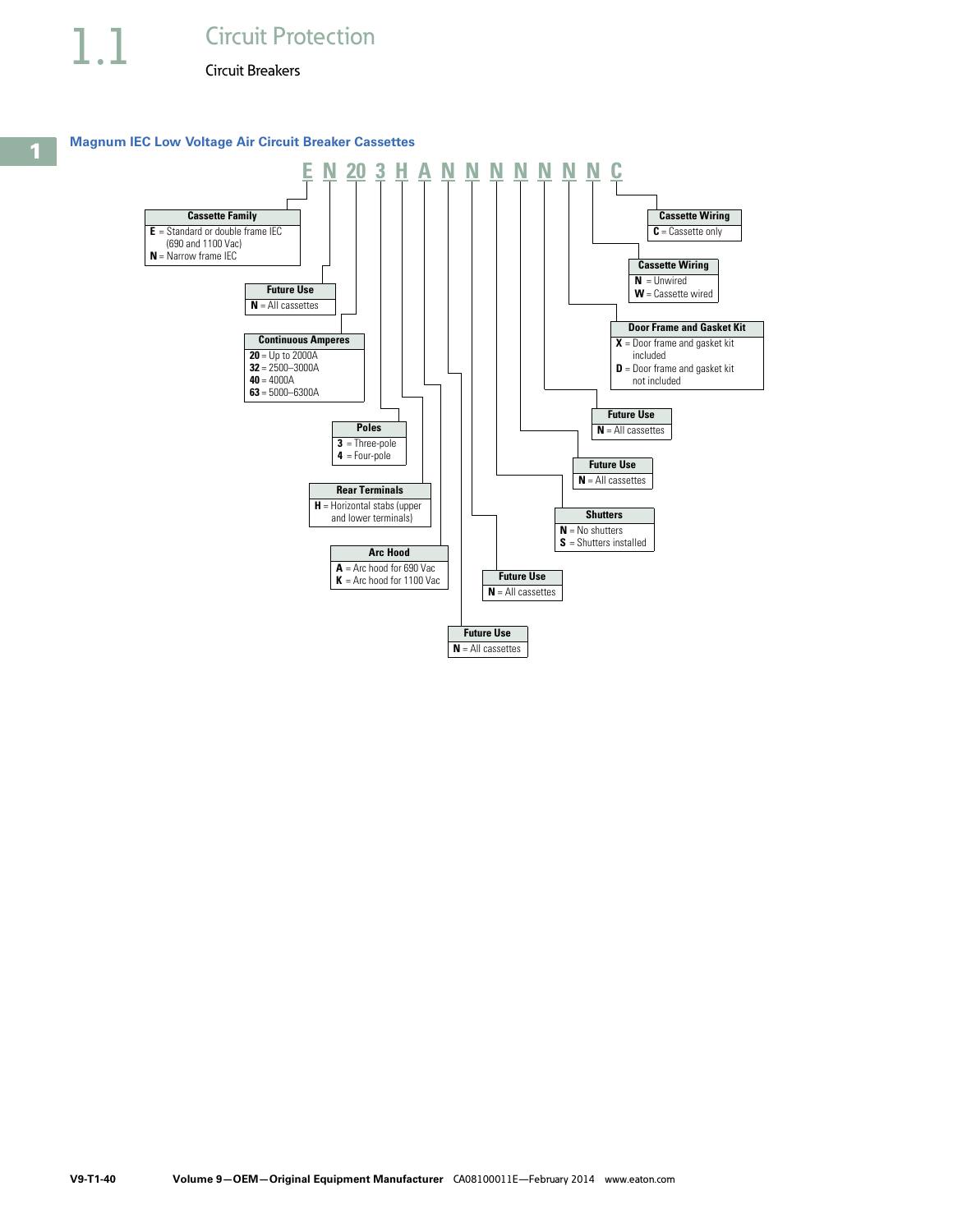## Magnum IEC Low Voltage Air Circuit Breaker Cassettes

**E N 20 3 H A N N N N N N N C**

**Cassette Family**
- **E** = Standard or double frame IEC (690 and 1100 Vac)
- **N** = Narrow frame IEC

**Future Use**
- **N** = All cassettes

**Continuous Amperes**
- **20** = Up to 2000A
- **32** = 2500–3000A
- **40** = 4000A
- **63** = 5000–6300A

**Poles**
- **3** = Three-pole
- **4** = Four-pole

**Rear Terminals**
- **H** = Horizontal stabs (upper and lower terminals)

**Arc Hood**
- **A** = Arc hood for 690 Vac
- **K** = Arc hood for 1100 Vac

**Future Use**
- **N** = All cassettes

**Future Use**
- **N** = All cassettes

**Shutters**
- **N** = No shutters
- **S** = Shutters installed

**Future Use**
- **N** = All cassettes

**Future Use**
- **N** = All cassettes

**Door Frame and Gasket Kit**
- **X** = Door frame and gasket kit included
- **D** = Door frame and gasket kit not included

**Cassette Wiring**
- **N** = Unwired
- **W** = Cassette wired

**Cassette Wiring**
- **C** = Cassette only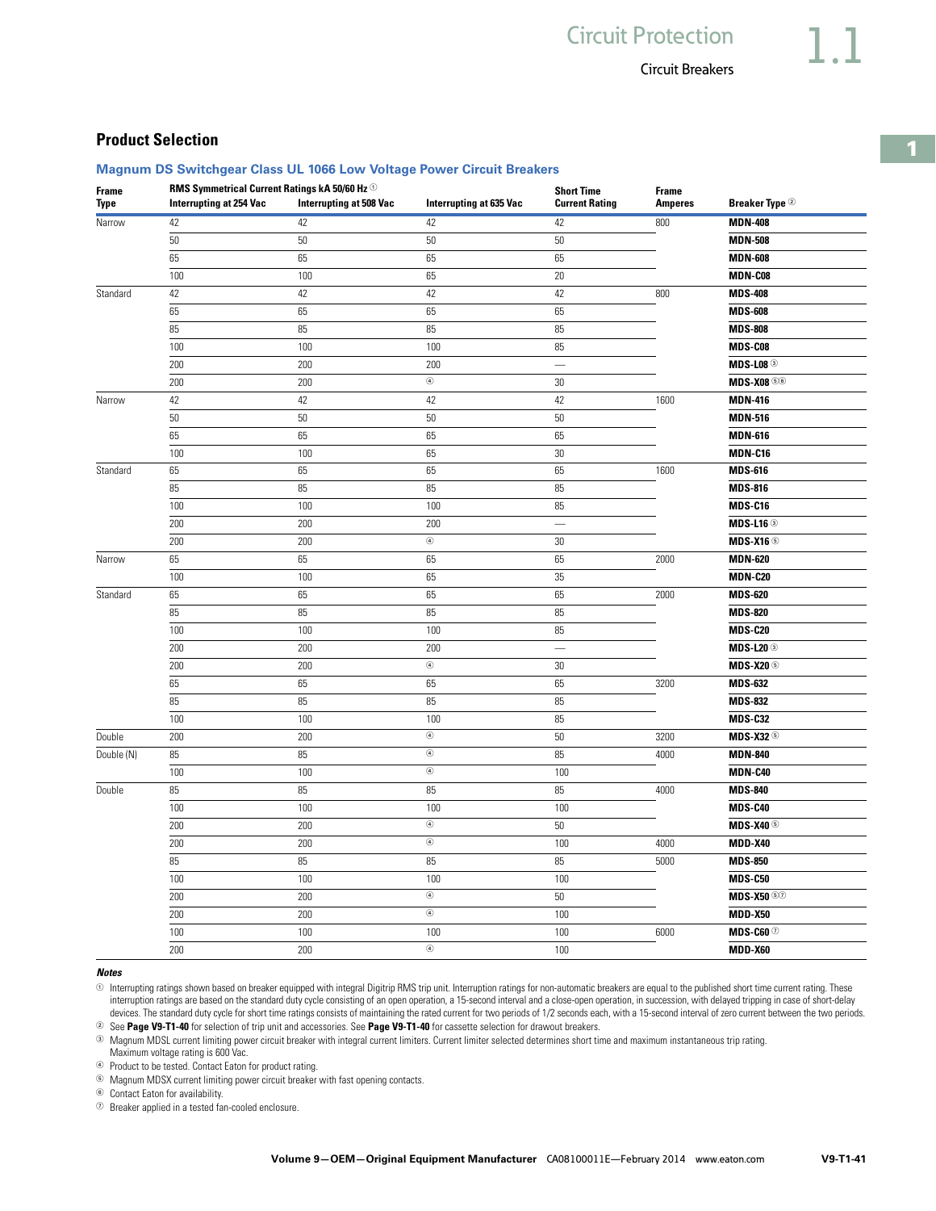## Product Selection

### Magnum DS Switchgear Class UL 1066 Low Voltage Power Circuit Breakers

| Frame Type | RMS Symmetrical Current Ratings kA 50/60 Hz [1] Interrupting at 254 Vac | Interrupting at 508 Vac | Interrupting at 635 Vac | Short Time Current Rating | Frame Amperes | Breaker Type [2] |
|---|---|---|---|---|---|---|
| Narrow | 42 | 42 | 42 | 42 | 800 | **MDN-408** |
| | 50 | 50 | 50 | 50 | | **MDN-508** |
| | 65 | 65 | 65 | 65 | | **MDN-608** |
| | 100 | 100 | 65 | 20 | | **MDN-C08** |
| Standard | 42 | 42 | 42 | 42 | 800 | **MDS-408** |
| | 65 | 65 | 65 | 65 | | **MDS-608** |
| | 85 | 85 | 85 | 85 | | **MDS-808** |
| | 100 | 100 | 100 | 85 | | **MDS-C08** |
| | 200 | 200 | 200 | — | | **MDS-L08** [3] |
| | 200 | 200 | [4] | 30 | | **MDS-X08** [5][6] |
| Narrow | 42 | 42 | 42 | 42 | 1600 | **MDN-416** |
| | 50 | 50 | 50 | 50 | | **MDN-516** |
| | 65 | 65 | 65 | 65 | | **MDN-616** |
| | 100 | 100 | 65 | 30 | | **MDN-C16** |
| Standard | 65 | 65 | 65 | 65 | 1600 | **MDS-616** |
| | 85 | 85 | 85 | 85 | | **MDS-816** |
| | 100 | 100 | 100 | 85 | | **MDS-C16** |
| | 200 | 200 | 200 | — | | **MDS-L16** [3] |
| | 200 | 200 | [4] | 30 | | **MDS-X16** [5] |
| Narrow | 65 | 65 | 65 | 65 | 2000 | **MDN-620** |
| | 100 | 100 | 65 | 35 | | **MDN-C20** |
| Standard | 65 | 65 | 65 | 65 | 2000 | **MDS-620** |
| | 85 | 85 | 85 | 85 | | **MDS-820** |
| | 100 | 100 | 100 | 85 | | **MDS-C20** |
| | 200 | 200 | 200 | — | | **MDS-L20** [3] |
| | 200 | 200 | [4] | 30 | | **MDS-X20** [5] |
| | 65 | 65 | 65 | 65 | 3200 | **MDS-632** |
| | 85 | 85 | 85 | 85 | | **MDS-832** |
| | 100 | 100 | 100 | 85 | | **MDS-C32** |
| Double | 200 | 200 | [4] | 50 | 3200 | **MDS-X32** [5] |
| Double (N) | 85 | 85 | [4] | 85 | 4000 | **MDN-840** |
| | 100 | 100 | [4] | 100 | | **MDN-C40** |
| Double | 85 | 85 | 85 | 85 | 4000 | **MDS-840** |
| | 100 | 100 | 100 | 100 | | **MDS-C40** |
| | 200 | 200 | [4] | 50 | | **MDS-X40** [5] |
| | 200 | 200 | [4] | 100 | 4000 | **MDD-X40** |
| | 85 | 85 | 85 | 85 | 5000 | **MDS-850** |
| | 100 | 100 | 100 | 100 | | **MDS-C50** |
| | 200 | 200 | [4] | 50 | | **MDS-X50** [5][7] |
| | 200 | 200 | [4] | 100 | | **MDD-X50** |
| | 100 | 100 | 100 | 100 | 6000 | **MDS-C60** [7] |
| | 200 | 200 | [4] | 100 | | **MDD-X60** |

***Notes***

[1] Interrupting ratings shown based on breaker equipped with integral Digitrip RMS trip unit. Interruption ratings for non-automatic breakers are equal to the published short time current rating. These interruption ratings are based on the standard duty cycle consisting of an open operation, a 15-second interval and a close-open operation, in succession, with delayed tripping in case of short-delay devices. The standard duty cycle for short time ratings consists of maintaining the rated current for two periods of 1/2 seconds each, with a 15-second interval of zero current between the two periods.

[2] See **Page V9-T1-40** for selection of trip unit and accessories. See **Page V9-T1-40** for cassette selection for drawout breakers.

[3] Magnum MDSL current limiting power circuit breaker with integral current limiters. Current limiter selected determines short time and maximum instantaneous trip rating. Maximum voltage rating is 600 Vac.

[4] Product to be tested. Contact Eaton for product rating.

[5] Magnum MDSX current limiting power circuit breaker with fast opening contacts.

[6] Contact Eaton for availability.

[7] Breaker applied in a tested fan-cooled enclosure.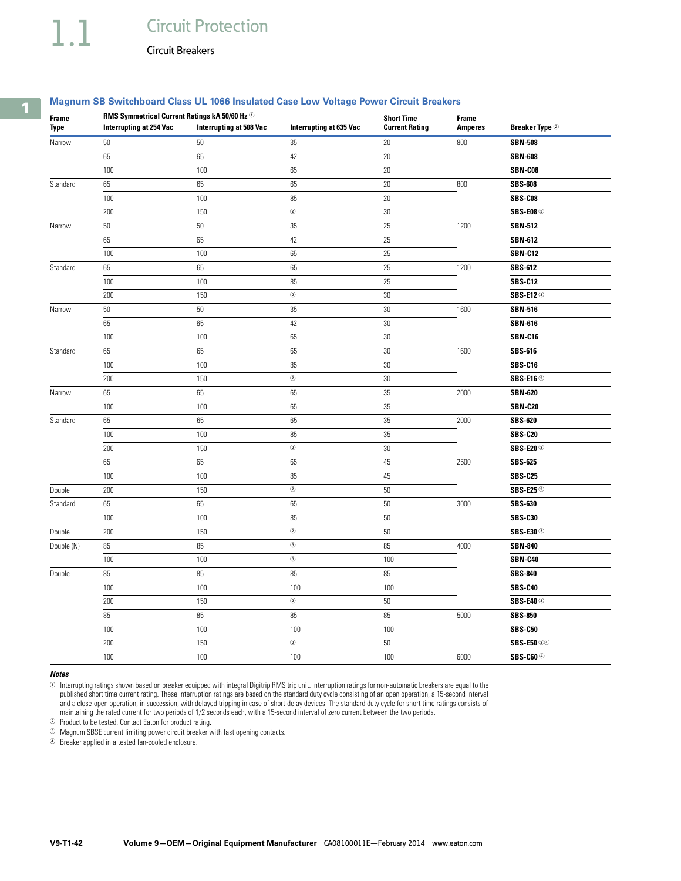# 1.1 Circuit Protection

## Circuit Breakers

### Magnum SB Switchboard Class UL 1066 Insulated Case Low Voltage Power Circuit Breakers

| Frame Type | RMS Symmetrical Current Ratings kA 50/60 Hz ① Interrupting at 254 Vac | Interrupting at 508 Vac | Interrupting at 635 Vac | Short Time Current Rating | Frame Amperes | Breaker Type ② |
|---|---|---|---|---|---|---|
| Narrow | 50 | 50 | 35 | 20 | 800 | **SBN-508** |
| | 65 | 65 | 42 | 20 | | **SBN-608** |
| | 100 | 100 | 65 | 20 | | **SBN-C08** |
| Standard | 65 | 65 | 65 | 20 | 800 | **SBS-608** |
| | 100 | 100 | 85 | 20 | | **SBS-C08** |
| | 200 | 150 | ② | 30 | | **SBS-E08** ③ |
| Narrow | 50 | 50 | 35 | 25 | 1200 | **SBN-512** |
| | 65 | 65 | 42 | 25 | | **SBN-612** |
| | 100 | 100 | 65 | 25 | | **SBN-C12** |
| Standard | 65 | 65 | 65 | 25 | 1200 | **SBS-612** |
| | 100 | 100 | 85 | 25 | | **SBS-C12** |
| | 200 | 150 | ② | 30 | | **SBS-E12** ③ |
| Narrow | 50 | 50 | 35 | 30 | 1600 | **SBN-516** |
| | 65 | 65 | 42 | 30 | | **SBN-616** |
| | 100 | 100 | 65 | 30 | | **SBN-C16** |
| Standard | 65 | 65 | 65 | 30 | 1600 | **SBS-616** |
| | 100 | 100 | 85 | 30 | | **SBS-C16** |
| | 200 | 150 | ② | 30 | | **SBS-E16** ③ |
| Narrow | 65 | 65 | 65 | 35 | 2000 | **SBN-620** |
| | 100 | 100 | 65 | 35 | | **SBN-C20** |
| Standard | 65 | 65 | 65 | 35 | 2000 | **SBS-620** |
| | 100 | 100 | 85 | 35 | | **SBS-C20** |
| | 200 | 150 | ② | 30 | | **SBS-E20** ③ |
| | 65 | 65 | 65 | 45 | 2500 | **SBS-625** |
| | 100 | 100 | 85 | 45 | | **SBS-C25** |
| Double | 200 | 150 | ② | 50 | | **SBS-E25** ③ |
| Standard | 65 | 65 | 65 | 50 | 3000 | **SBS-630** |
| | 100 | 100 | 85 | 50 | | **SBS-C30** |
| Double | 200 | 150 | ② | 50 | | **SBS-E30** ③ |
| Double (N) | 85 | 85 | ③ | 85 | 4000 | **SBN-840** |
| | 100 | 100 | ③ | 100 | | **SBN-C40** |
| Double | 85 | 85 | 85 | 85 | | **SBS-840** |
| | 100 | 100 | 100 | 100 | | **SBS-C40** |
| | 200 | 150 | ② | 50 | | **SBS-E40** ③ |
| | 85 | 85 | 85 | 85 | 5000 | **SBS-850** |
| | 100 | 100 | 100 | 100 | | **SBS-C50** |
| | 200 | 150 | ② | 50 | | **SBS-E50** ③④ |
| | 100 | 100 | 100 | 100 | 6000 | **SBS-C60** ④ |

***Notes***

① Interrupting ratings shown based on breaker equipped with integral Digitrip RMS trip unit. Interruption ratings for non-automatic breakers are equal to the published short time current rating. These interruption ratings are based on the standard duty cycle consisting of an open operation, a 15-second interval and a close-open operation, in succession, with delayed tripping in case of short-delay devices. The standard duty cycle for short time ratings consists of maintaining the rated current for two periods of 1/2 seconds each, with a 15-second interval of zero current between the two periods.

② Product to be tested. Contact Eaton for product rating.

③ Magnum SBSE current limiting power circuit breaker with fast opening contacts.

④ Breaker applied in a tested fan-cooled enclosure.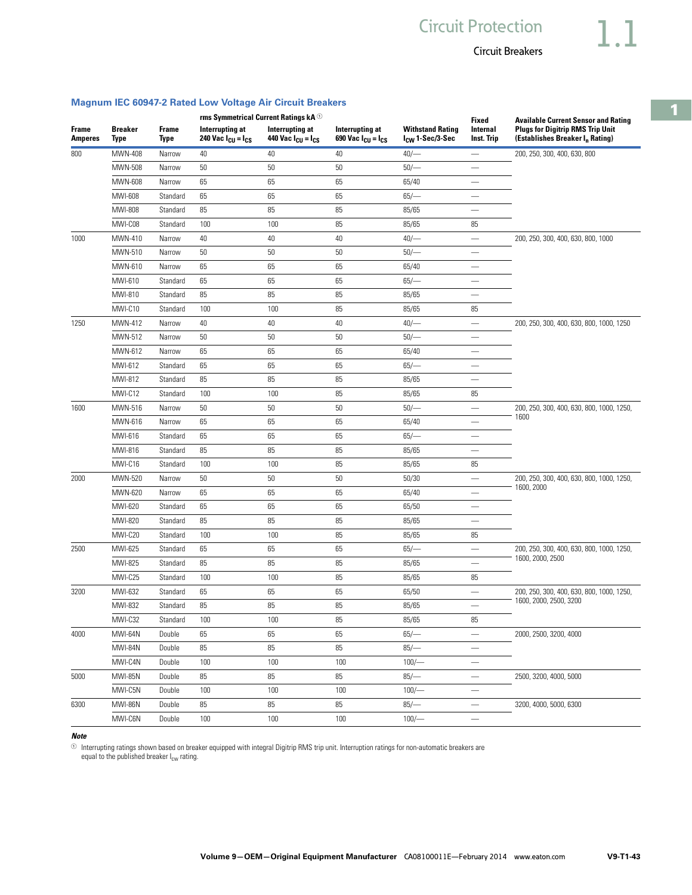## Magnum IEC 60947-2 Rated Low Voltage Air Circuit Breakers

| Frame Amperes | Breaker Type | Frame Type | rms Symmetrical Current Ratings kA [1] Interrupting at 240 Vac $I_{CU} = I_{CS}$ | Interrupting at 440 Vac $I_{CU} = I_{CS}$ | Interrupting at 690 Vac $I_{CU} = I_{CS}$ | Withstand Rating $I_{CW}$ 1-Sec/3-Sec | Fixed Internal Inst. Trip | Available Current Sensor and Rating Plugs for Digitrip RMS Trip Unit (Establishes Breaker $I_n$ Rating) |
|---|---|---|---|---|---|---|---|---|
| 800 | MWN-408 | Narrow | 40 | 40 | 40 | 40/— | — | 200, 250, 300, 400, 630, 800 |
| | MWN-508 | Narrow | 50 | 50 | 50 | 50/— | — | |
| | MWN-608 | Narrow | 65 | 65 | 65 | 65/40 | — | |
| | MWI-608 | Standard | 65 | 65 | 65 | 65/— | — | |
| | MWI-808 | Standard | 85 | 85 | 85 | 85/65 | — | |
| | MWI-C08 | Standard | 100 | 100 | 85 | 85/65 | 85 | |
| 1000 | MWN-410 | Narrow | 40 | 40 | 40 | 40/— | — | 200, 250, 300, 400, 630, 800, 1000 |
| | MWN-510 | Narrow | 50 | 50 | 50 | 50/— | — | |
| | MWN-610 | Narrow | 65 | 65 | 65 | 65/40 | — | |
| | MWI-610 | Standard | 65 | 65 | 65 | 65/— | — | |
| | MWI-810 | Standard | 85 | 85 | 85 | 85/65 | — | |
| | MWI-C10 | Standard | 100 | 100 | 85 | 85/65 | 85 | |
| 1250 | MWN-412 | Narrow | 40 | 40 | 40 | 40/— | — | 200, 250, 300, 400, 630, 800, 1000, 1250 |
| | MWN-512 | Narrow | 50 | 50 | 50 | 50/— | — | |
| | MWN-612 | Narrow | 65 | 65 | 65 | 65/40 | — | |
| | MWI-612 | Standard | 65 | 65 | 65 | 65/— | — | |
| | MWI-812 | Standard | 85 | 85 | 85 | 85/65 | — | |
| | MWI-C12 | Standard | 100 | 100 | 85 | 85/65 | 85 | |
| 1600 | MWN-516 | Narrow | 50 | 50 | 50 | 50/— | — | 200, 250, 300, 400, 630, 800, 1000, 1250, 1600 |
| | MWN-616 | Narrow | 65 | 65 | 65 | 65/40 | — | |
| | MWI-616 | Standard | 65 | 65 | 65 | 65/— | — | |
| | MWI-816 | Standard | 85 | 85 | 85 | 85/65 | — | |
| | MWI-C16 | Standard | 100 | 100 | 85 | 85/65 | 85 | |
| 2000 | MWN-520 | Narrow | 50 | 50 | 50 | 50/30 | — | 200, 250, 300, 400, 630, 800, 1000, 1250, 1600, 2000 |
| | MWN-620 | Narrow | 65 | 65 | 65 | 65/40 | — | |
| | MWI-620 | Standard | 65 | 65 | 65 | 65/50 | — | |
| | MWI-820 | Standard | 85 | 85 | 85 | 85/65 | — | |
| | MWI-C20 | Standard | 100 | 100 | 85 | 85/65 | 85 | |
| 2500 | MWI-625 | Standard | 65 | 65 | 65 | 65/— | — | 200, 250, 300, 400, 630, 800, 1000, 1250, 1600, 2000, 2500 |
| | MWI-825 | Standard | 85 | 85 | 85 | 85/65 | — | |
| | MWI-C25 | Standard | 100 | 100 | 85 | 85/65 | 85 | |
| 3200 | MWI-632 | Standard | 65 | 65 | 65 | 65/50 | — | 200, 250, 300, 400, 630, 800, 1000, 1250, 1600, 2000, 2500, 3200 |
| | MWI-832 | Standard | 85 | 85 | 85 | 85/65 | — | |
| | MWI-C32 | Standard | 100 | 100 | 85 | 85/65 | 85 | |
| 4000 | MWI-64N | Double | 65 | 65 | 65 | 65/— | — | 2000, 2500, 3200, 4000 |
| | MWI-84N | Double | 85 | 85 | 85 | 85/— | — | |
| | MWI-C4N | Double | 100 | 100 | 100 | 100/— | — | |
| 5000 | MWI-85N | Double | 85 | 85 | 85 | 85/— | — | 2500, 3200, 4000, 5000 |
| | MWI-C5N | Double | 100 | 100 | 100 | 100/— | — | |
| 6300 | MWI-86N | Double | 85 | 85 | 85 | 85/— | — | 3200, 4000, 5000, 6300 |
| | MWI-C6N | Double | 100 | 100 | 100 | 100/— | — | |

***Note***

[1] Interrupting ratings shown based on breaker equipped with integral Digitrip RMS trip unit. Interruption ratings for non-automatic breakers are equal to the published breaker $I_{cw}$ rating.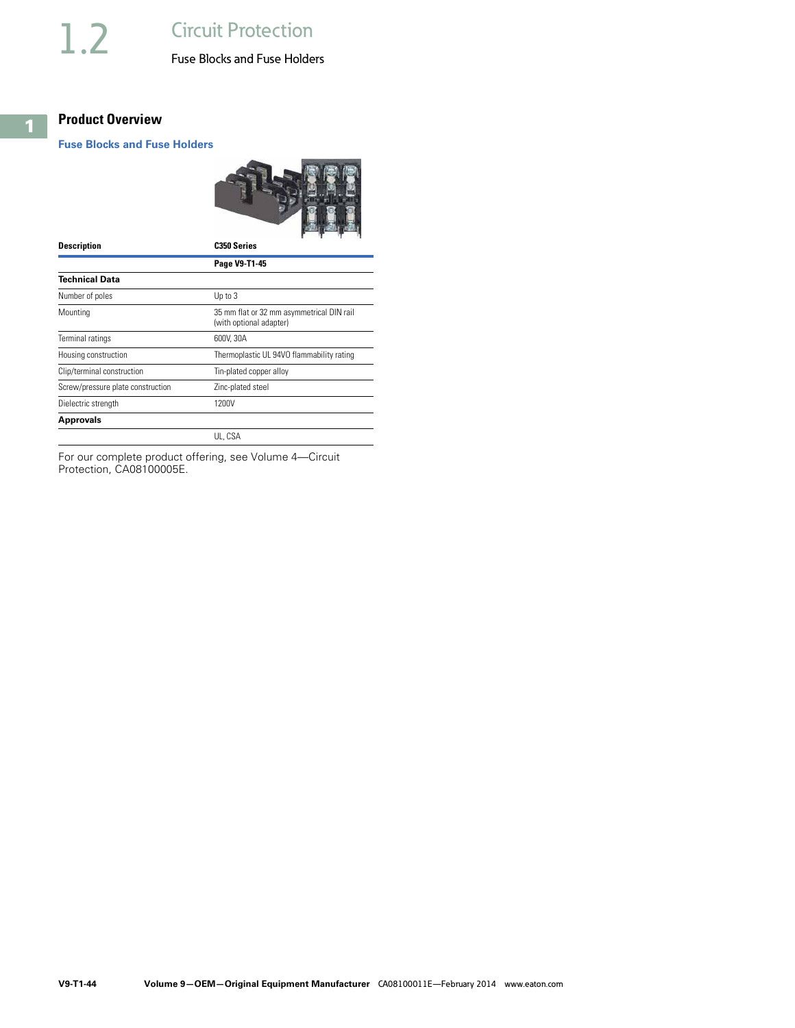## Product Overview

### Fuse Blocks and Fuse Holders

| Description | C350 Series |
| --- | --- |
| | Page V9-T1-45 |
| **Technical Data** | |
| Number of poles | Up to 3 |
| Mounting | 35 mm flat or 32 mm asymmetrical DIN rail (with optional adapter) |
| Terminal ratings | 600V, 30A |
| Housing construction | Thermoplastic UL 94VO flammability rating |
| Clip/terminal construction | Tin-plated copper alloy |
| Screw/pressure plate construction | Zinc-plated steel |
| Dielectric strength | 1200V |
| **Approvals** | |
| | UL, CSA |

For our complete product offering, see Volume 4—Circuit Protection, CA08100005E.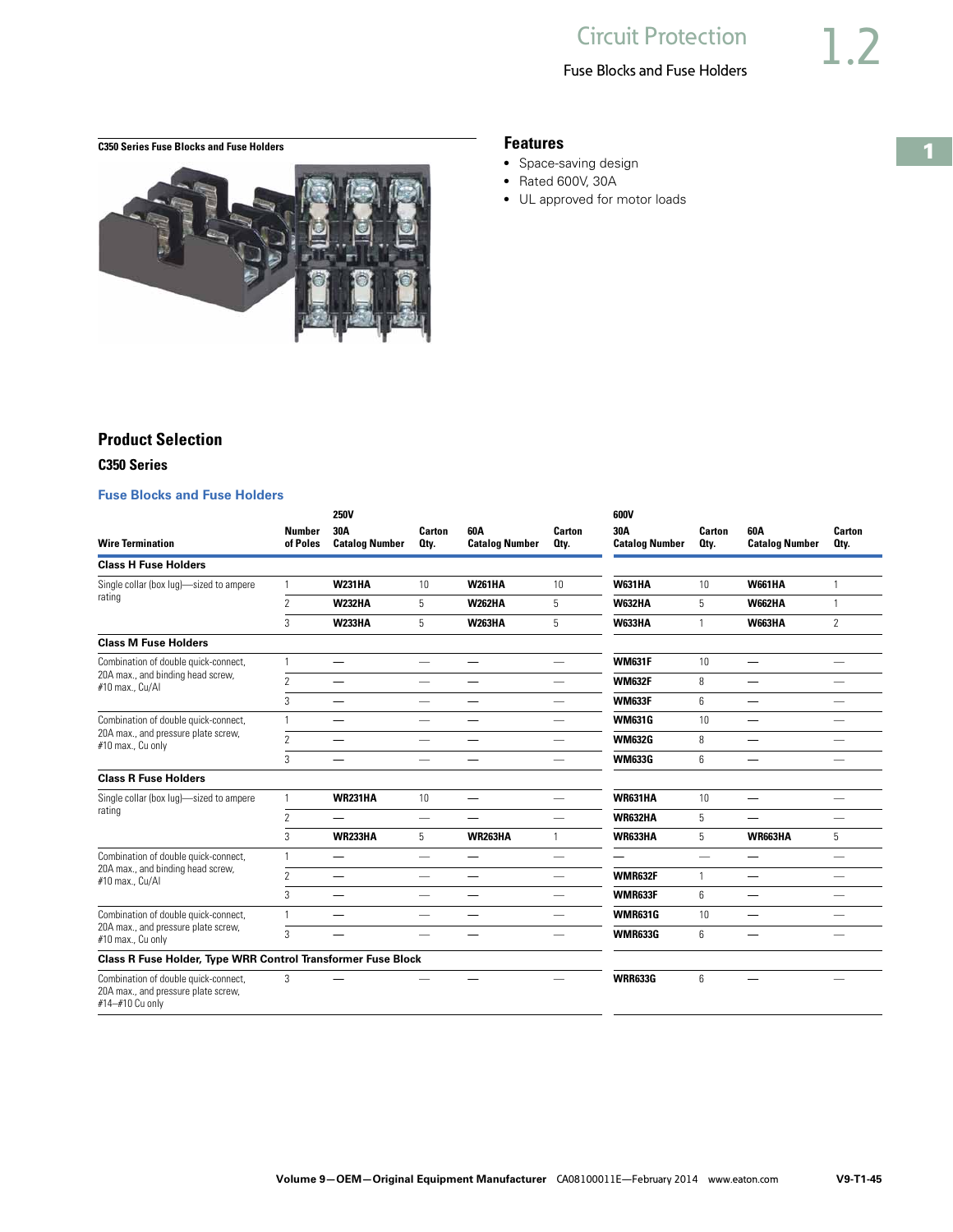## C350 Series Fuse Blocks and Fuse Holders

### Features

- Space-saving design
- Rated 600V, 30A
- UL approved for motor loads

## Product Selection

### C350 Series

#### Fuse Blocks and Fuse Holders

| Wire Termination | Number of Poles | 250V 30A Catalog Number | Carton Qty. | 250V 60A Catalog Number | Carton Qty. | 600V 30A Catalog Number | Carton Qty. | 600V 60A Catalog Number | Carton Qty. |
|---|---|---|---|---|---|---|---|---|---|
| **Class H Fuse Holders** | | | | | | | | | |
| Single collar (box lug)—sized to ampere rating | 1 | **W231HA** | 10 | **W261HA** | 10 | **W631HA** | 10 | **W661HA** | 1 |
| | 2 | **W232HA** | 5 | **W262HA** | 5 | **W632HA** | 5 | **W662HA** | 1 |
| | 3 | **W233HA** | 5 | **W263HA** | 5 | **W633HA** | 1 | **W663HA** | 2 |
| **Class M Fuse Holders** | | | | | | | | | |
| Combination of double quick-connect, 20A max., and binding head screw, #10 max., Cu/Al | 1 | — | — | — | — | **WM631F** | 10 | — | — |
| | 2 | — | — | — | — | **WM632F** | 8 | — | — |
| | 3 | — | — | — | — | **WM633F** | 6 | — | — |
| Combination of double quick-connect, 20A max., and pressure plate screw, #10 max., Cu only | 1 | — | — | — | — | **WM631G** | 10 | — | — |
| | 2 | — | — | — | — | **WM632G** | 8 | — | — |
| | 3 | — | — | — | — | **WM633G** | 6 | — | — |
| **Class R Fuse Holders** | | | | | | | | | |
| Single collar (box lug)—sized to ampere rating | 1 | **WR231HA** | 10 | — | — | **WR631HA** | 10 | — | — |
| | 2 | — | — | — | — | **WR632HA** | 5 | — | — |
| | 3 | **WR233HA** | 5 | **WR263HA** | 1 | **WR633HA** | 5 | **WR663HA** | 5 |
| Combination of double quick-connect, 20A max., and binding head screw, #10 max., Cu/Al | 1 | — | — | — | — | — | — | — | — |
| | 2 | — | — | — | — | **WMR632F** | 1 | — | — |
| | 3 | — | — | — | — | **WMR633F** | 6 | — | — |
| Combination of double quick-connect, 20A max., and pressure plate screw, #10 max., Cu only | 1 | — | — | — | — | **WMR631G** | 10 | — | — |
| | 3 | — | — | — | — | **WMR633G** | 6 | — | — |
| **Class R Fuse Holder, Type WRR Control Transformer Fuse Block** | | | | | | | | | |
| Combination of double quick-connect, 20A max., and pressure plate screw, #14–#10 Cu only | 3 | — | — | — | — | **WRR633G** | 6 | — | — |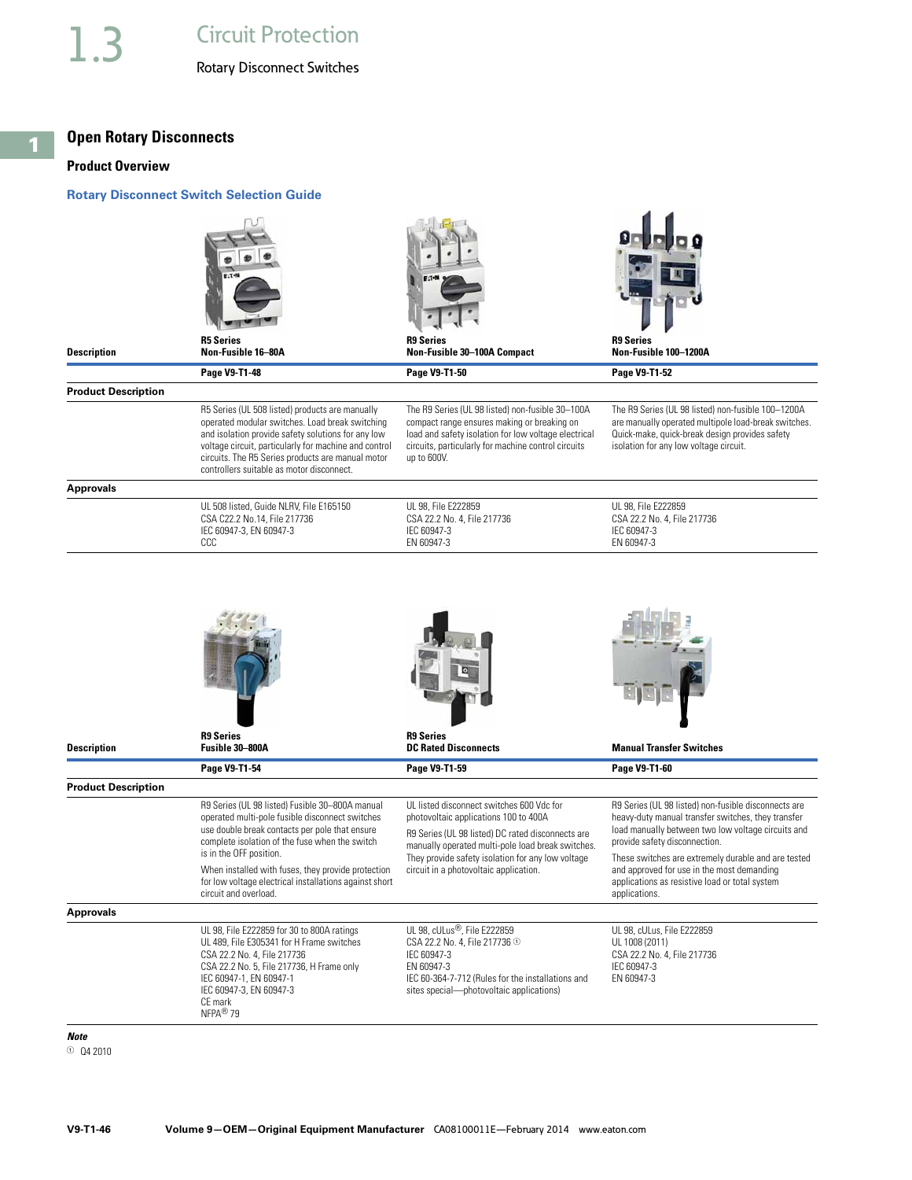# 1.3 Circuit Protection

## Rotary Disconnect Switches

## Open Rotary Disconnects

### Product Overview

#### Rotary Disconnect Switch Selection Guide

| Description | R5 Series Non-Fusible 16–80A | R9 Series Non-Fusible 30–100A Compact | R9 Series Non-Fusible 100–1200A |
|---|---|---|---|
| | Page V9-T1-48 | Page V9-T1-50 | Page V9-T1-52 |
| **Product Description** | | | |
| | R5 Series (UL 508 listed) products are manually operated modular switches. Load break switching and isolation provide safety solutions for any low voltage circuit, particularly for machine and control circuits. The R5 Series products are manual motor controllers suitable as motor disconnect. | The R9 Series (UL 98 listed) non-fusible 30–100A compact range ensures making or breaking on load and safety isolation for low voltage electrical circuits, particularly for machine control circuits up to 600V. | The R9 Series (UL 98 listed) non-fusible 100–1200A are manually operated multipole load-break switches. Quick-make, quick-break design provides safety isolation for any low voltage circuit. |
| **Approvals** | | | |
| | UL 508 listed, Guide NLRV, File E165150<br>CSA C22.2 No.14, File 217736<br>IEC 60947-3, EN 60947-3<br>CCC | UL 98, File E222859<br>CSA 22.2 No. 4, File 217736<br>IEC 60947-3<br>EN 60947-3 | UL 98, File E222859<br>CSA 22.2 No. 4, File 217736<br>IEC 60947-3<br>EN 60947-3 |

| Description | R9 Series Fusible 30–800A | R9 Series DC Rated Disconnects | Manual Transfer Switches |
|---|---|---|---|
| | Page V9-T1-54 | Page V9-T1-59 | Page V9-T1-60 |
| **Product Description** | | | |
| | R9 Series (UL 98 listed) Fusible 30–800A manual operated multi-pole fusible disconnect switches use double break contacts per pole that ensure complete isolation of the fuse when the switch is in the OFF position.<br><br>When installed with fuses, they provide protection for low voltage electrical installations against short circuit and overload. | UL listed disconnect switches 600 Vdc for photovoltaic applications 100 to 400A<br><br>R9 Series (UL 98 listed) DC rated disconnects are manually operated multi-pole load break switches. They provide safety isolation for any low voltage circuit in a photovoltaic application. | R9 Series (UL 98 listed) non-fusible disconnects are heavy-duty manual transfer switches, they transfer load manually between two low voltage circuits and provide safety disconnection.<br><br>These switches are extremely durable and are tested and approved for use in the most demanding applications as resistive load or total system applications. |
| **Approvals** | | | |
| | UL 98, File E222859 for 30 to 800A ratings<br>UL 489, File E305341 for H Frame switches<br>CSA 22.2 No. 4, File 217736<br>CSA 22.2 No. 5, File 217736, H Frame only<br>IEC 60947-1, EN 60947-1<br>IEC 60947-3, EN 60947-3<br>CE mark<br>NFPA® 79 | UL 98, cULus®, File E222859<br>CSA 22.2 No. 4, File 217736 ①<br>IEC 60947-3<br>EN 60947-3<br>IEC 60-364-7-712 (Rules for the installations and sites special—photovoltaic applications) | UL 98, cULus, File E222859<br>UL 1008 (2011)<br>CSA 22.2 No. 4, File 217736<br>IEC 60947-3<br>EN 60947-3 |

***Note***

① Q4 2010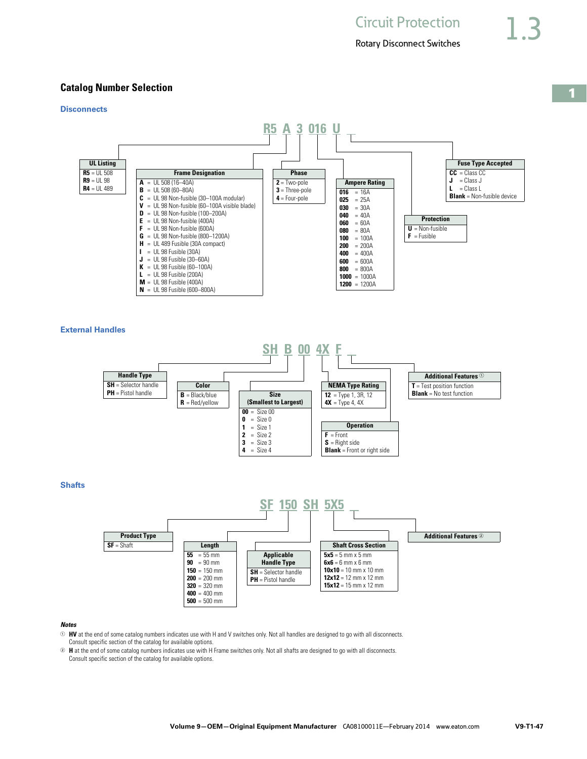## Catalog Number Selection

### Disconnects

**R5 A 3 016 U _**

| UL Listing | |
|---|---|
| **R5** | UL 508 |
| **R9** | UL 98 |
| **R4** | UL 489 |

| Frame Designation | |
|---|---|
| **A** | UL 508 (16–40A) |
| **B** | UL 508 (60–80A) |
| **C** | UL 98 Non-fusible (30–100A modular) |
| **V** | UL 98 Non-fusible (60–100A visible blade) |
| **D** | UL 98 Non-fusible (100–200A) |
| **E** | UL 98 Non-fusible (400A) |
| **F** | UL 98 Non-fusible (600A) |
| **G** | UL 98 Non-fusible (800–1200A) |
| **H** | UL 489 Fusible (30A compact) |
| **I** | UL 98 Fusible (30A) |
| **J** | UL 98 Fusible (30–60A) |
| **K** | UL 98 Fusible (60–100A) |
| **L** | UL 98 Fusible (200A) |
| **M** | UL 98 Fusible (400A) |
| **N** | UL 98 Fusible (600–800A) |

| Phase | |
|---|---|
| **2** | Two-pole |
| **3** | Three-pole |
| **4** | Four-pole |

| Ampere Rating | |
|---|---|
| **016** | 16A |
| **025** | 25A |
| **030** | 30A |
| **040** | 40A |
| **060** | 60A |
| **080** | 80A |
| **100** | 100A |
| **200** | 200A |
| **400** | 400A |
| **600** | 600A |
| **800** | 800A |
| **1000** | 1000A |
| **1200** | 1200A |

| Protection | |
|---|---|
| **U** | Non-fusible |
| **F** | Fusible |

| Fuse Type Accepted | |
|---|---|
| **CC** | Class CC |
| **J** | Class J |
| **L** | Class L |
| **Blank** | Non-fusible device |

### External Handles

**SH B 00 4X F _**

| Handle Type | |
|---|---|
| **SH** | Selector handle |
| **PH** | Pistol handle |

| Color | |
|---|---|
| **B** | Black/blue |
| **R** | Red/yellow |

| Size (Smallest to Largest) | |
|---|---|
| **00** | Size 00 |
| **0** | Size 0 |
| **1** | Size 1 |
| **2** | Size 2 |
| **3** | Size 3 |
| **4** | Size 4 |

| NEMA Type Rating | |
|---|---|
| **12** | Type 1, 3R, 12 |
| **4X** | Type 4, 4X |

| Operation | |
|---|---|
| **F** | Front |
| **S** | Right side |
| **Blank** | Front or right side |

| Additional Features ① | |
|---|---|
| **T** | Test position function |
| **Blank** | No test function |

### Shafts

**SF 150 SH 5X5 _**

| Product Type | |
|---|---|
| **SF** | Shaft |

| Length | |
|---|---|
| **55** | 55 mm |
| **90** | 90 mm |
| **150** | 150 mm |
| **200** | 200 mm |
| **320** | 320 mm |
| **400** | 400 mm |
| **500** | 500 mm |

| Applicable Handle Type | |
|---|---|
| **SH** | Selector handle |
| **PH** | Pistol handle |

| Shaft Cross Section | |
|---|---|
| **5x5** | 5 mm x 5 mm |
| **6x6** | 6 mm x 6 mm |
| **10x10** | 10 mm x 10 mm |
| **12x12** | 12 mm x 12 mm |
| **15x12** | 15 mm x 12 mm |

Additional Features ②

*Notes*

① **HV** at the end of some catalog numbers indicates use with H and V switches only. Not all handles are designed to go with all disconnects. Consult specific section of the catalog for available options.

② **H** at the end of some catalog numbers indicates use with H Frame switches only. Not all shafts are designed to go with all disconnects. Consult specific section of the catalog for available options.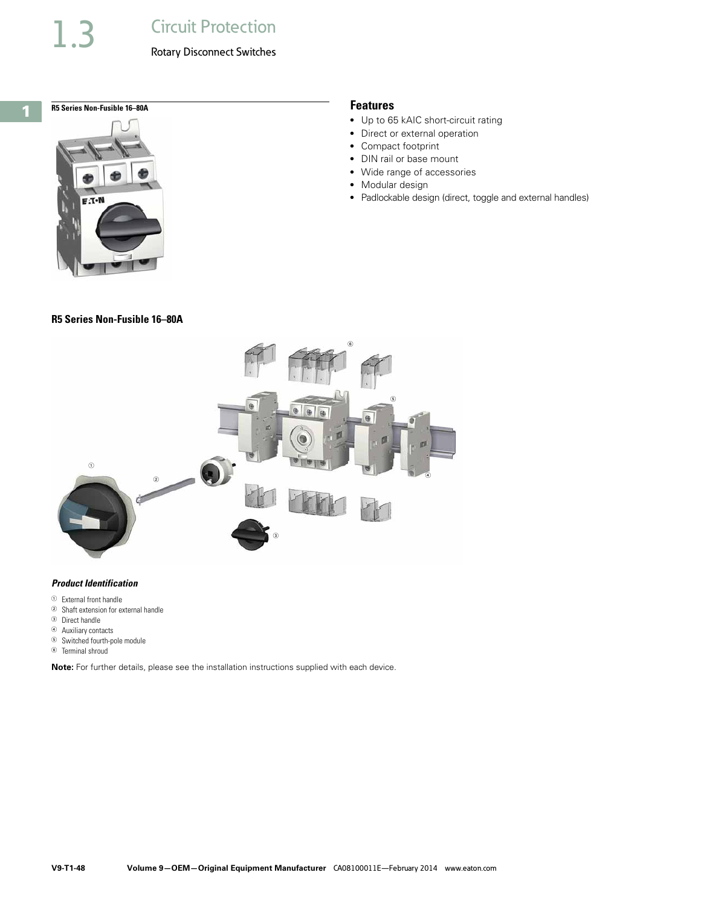R5 Series Non-Fusible 16–80A

## Features

- Up to 65 kAIC short-circuit rating
- Direct or external operation
- Compact footprint
- DIN rail or base mount
- Wide range of accessories
- Modular design
- Padlockable design (direct, toggle and external handles)

### R5 Series Non-Fusible 16–80A

#### *Product Identification*

① External front handle
② Shaft extension for external handle
③ Direct handle
④ Auxiliary contacts
⑤ Switched fourth-pole module
⑥ Terminal shroud

**Note:** For further details, please see the installation instructions supplied with each device.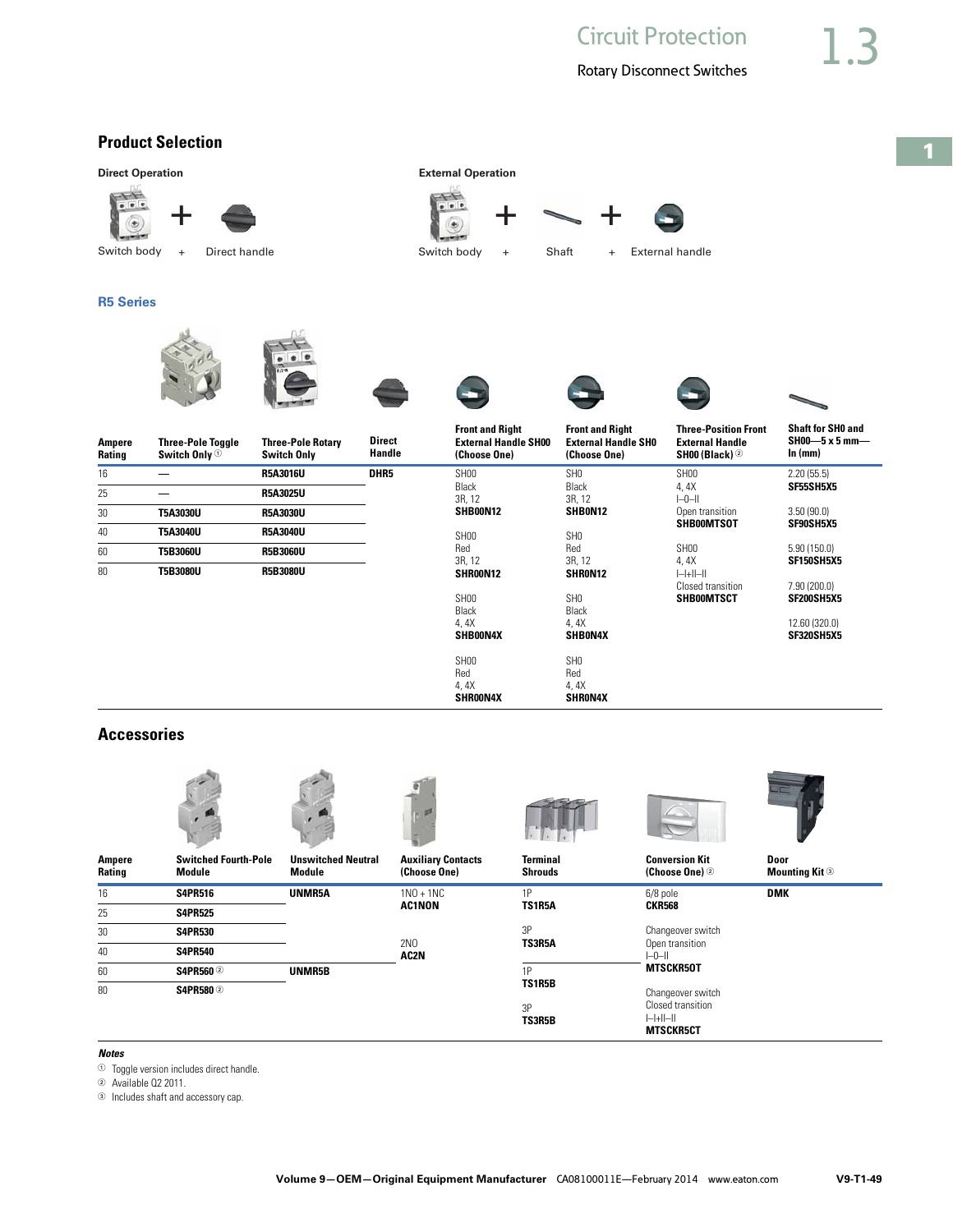## Product Selection

**Direct Operation**

Switch body + Direct handle

**External Operation**

Switch body + Shaft + External handle

### R5 Series

| Ampere Rating | Three-Pole Toggle Switch Only [1] | Three-Pole Rotary Switch Only | Direct Handle | Front and Right External Handle SH00 (Choose One) | Front and Right External Handle SH0 (Choose One) | Three-Position Front External Handle SH00 (Black) [2] | Shaft for SH0 and SH00—5 x 5 mm—In (mm) |
|---|---|---|---|---|---|---|---|
| 16 | — | **R5A3016U** | **DHR5** | SH00 Black 3R, 12 **SHB00N12** | SH0 Black 3R, 12 **SHB0N12** | SH00 4, 4X I–0–II Open transition **SHB00MTSOT** | 2.20 (55.5) **SF55SH5X5** |
| 25 | — | **R5A3025U** | | | | | |
| 30 | **T5A3030U** | **R5A3030U** | | SH00 Red 3R, 12 **SHR00N12** | SH0 Red 3R, 12 **SHR0N12** | | 3.50 (90.0) **SF90SH5X5** |
| 40 | **T5A3040U** | **R5A3040U** | | | | SH00 4, 4X I–I+II–II Closed transition **SHB00MTSCT** | |
| 60 | **T5B3060U** | **R5B3060U** | | | | | 5.90 (150.0) **SF150SH5X5** |
| 80 | **T5B3080U** | **R5B3080U** | | | | | 7.90 (200.0) **SF200SH5X5** |
| | | | | SH00 Black 4, 4X **SHB00N4X** | SH0 Black 4, 4X **SHB0N4X** | | 12.60 (320.0) **SF320SH5X5** |
| | | | | SH00 Red 4, 4X **SHR00N4X** | SH0 Red 4, 4X **SHR0N4X** | | |

## Accessories

| Ampere Rating | Switched Fourth-Pole Module | Unswitched Neutral Module | Auxiliary Contacts (Choose One) | Terminal Shrouds | Conversion Kit (Choose One) [2] | Door Mounting Kit [3] |
|---|---|---|---|---|---|---|
| 16 | **S4PR516** | **UNMR5A** | 1NO + 1NC **AC1NON** | 1P **TS1R5A** | 6/8 pole **CKR568** | **DMK** |
| 25 | **S4PR525** | | | | | |
| 30 | **S4PR530** | | | 3P **TS3R5A** | Changeover switch Open transition I–0–II **MTSCKR5OT** | |
| 40 | **S4PR540** | | 2NO **AC2N** | | | |
| 60 | **S4PR560** [2] | **UNMR5B** | | 1P **TS1R5B** | | |
| 80 | **S4PR580** [2] | | | 3P **TS3R5B** | Changeover switch Closed transition I–I+II–II **MTSCKR5CT** | |

***Notes***

[1] Toggle version includes direct handle.

[2] Available Q2 2011.

[3] Includes shaft and accessory cap.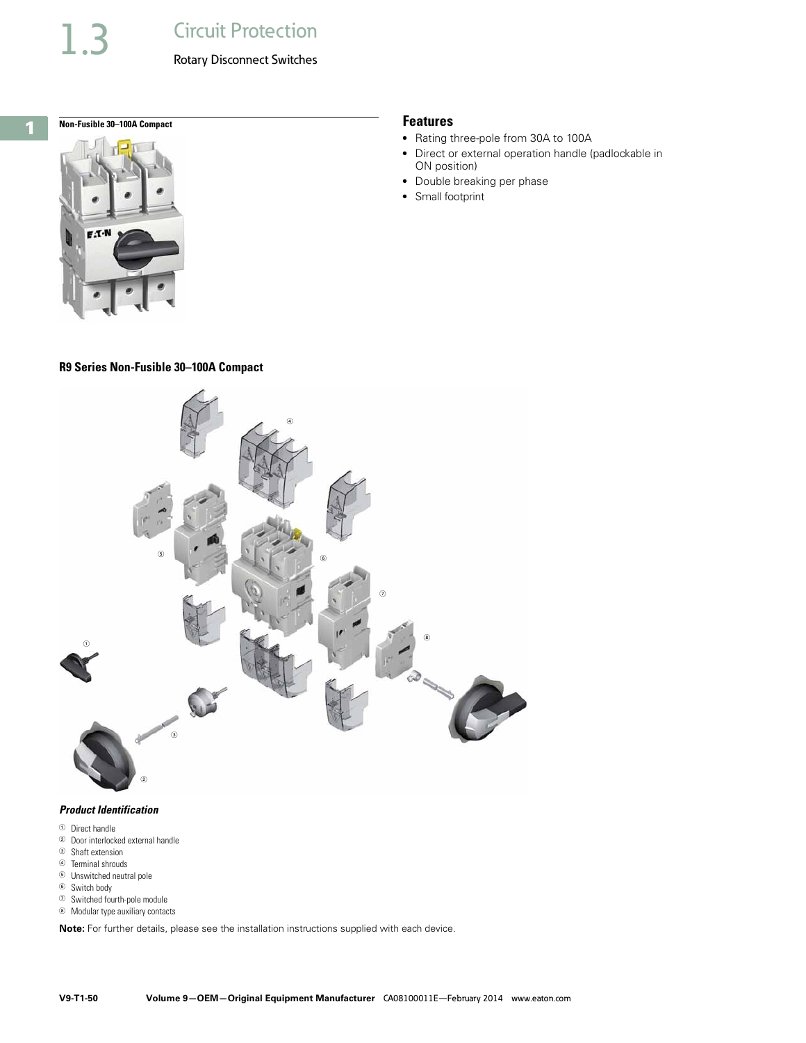**Non-Fusible 30–100A Compact**

## Features

- Rating three-pole from 30A to 100A
- Direct or external operation handle (padlockable in ON position)
- Double breaking per phase
- Small footprint

### R9 Series Non-Fusible 30–100A Compact

***Product Identification***

① Direct handle
② Door interlocked external handle
③ Shaft extension
④ Terminal shrouds
⑤ Unswitched neutral pole
⑥ Switch body
⑦ Switched fourth-pole module
⑧ Modular type auxiliary contacts

**Note:** For further details, please see the installation instructions supplied with each device.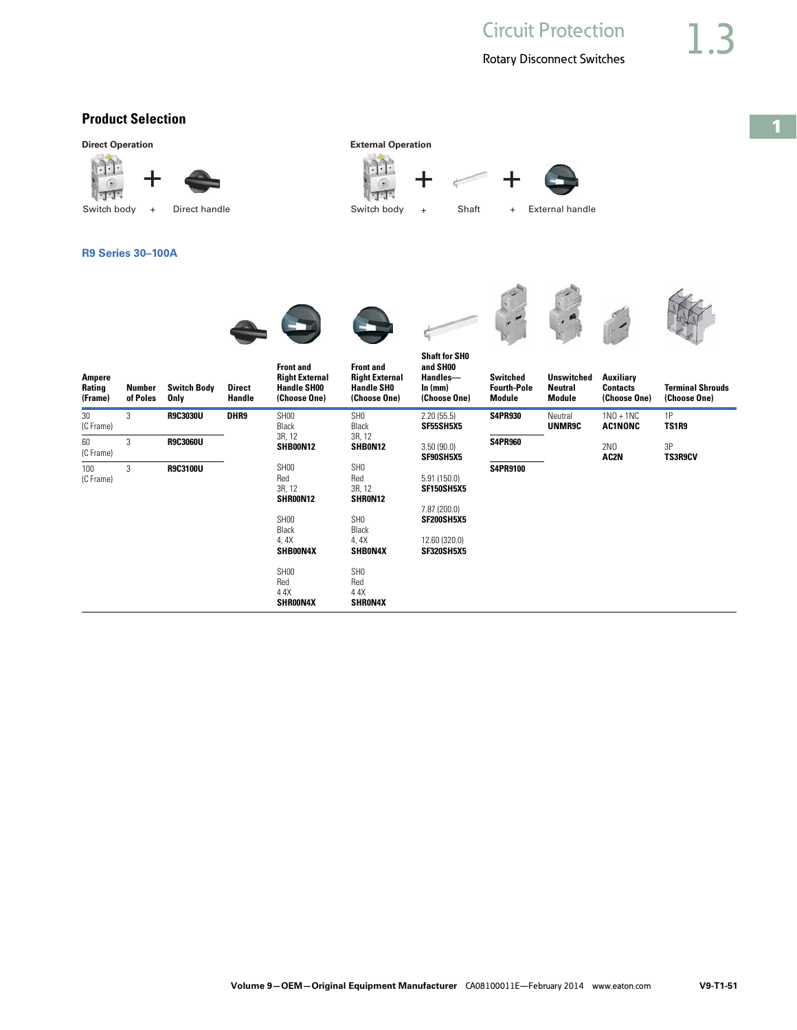## Product Selection

**Direct Operation**

Switch body + Direct handle

**External Operation**

Switch body + Shaft + External handle

### R9 Series 30–100A

| Ampere Rating (Frame) | Number of Poles | Switch Body Only | Direct Handle | Front and Right External Handle SH00 (Choose One) | Front and Right External Handle SH0 (Choose One) | Shaft for SH0 and SH00 Handles— In (mm) (Choose One) | Switched Fourth-Pole Module | Unswitched Neutral Module | Auxiliary Contacts (Choose One) | Terminal Shrouds (Choose One) |
|---|---|---|---|---|---|---|---|---|---|---|
| 30 (C Frame) | 3 | **R9C3030U** | **DHR9** | SH00 Black 3R, 12 **SHB00N12** | SH0 Black 3R, 12 **SHB0N12** | 2.20 (55.5) **SF55SH5X5** | **S4PR930** | Neutral **UNMR9C** | 1NO + 1NC **AC1NONC** | 1P **TS1R9** |
| 60 (C Frame) | 3 | **R9C3060U** | | | | 3.50 (90.0) **SF90SH5X5** | **S4PR960** | | 2NO **AC2N** | 3P **TS3R9CV** |
| 100 (C Frame) | 3 | **R9C3100U** | | SH00 Red 3R, 12 **SHR00N12** | SH0 Red 3R, 12 **SHR0N12** | 5.91 (150.0) **SF150SH5X5** | **S4PR9100** | | | |
| | | | | | | 7.87 (200.0) **SF200SH5X5** | | | | |
| | | | | SH00 Black 4, 4X **SHB00N4X** | SH0 Black 4, 4X **SHB0N4X** | 12.60 (320.0) **SF320SH5X5** | | | | |
| | | | | SH00 Red 4 4X **SHR00N4X** | SH0 Red 4 4X **SHR0N4X** | | | | | |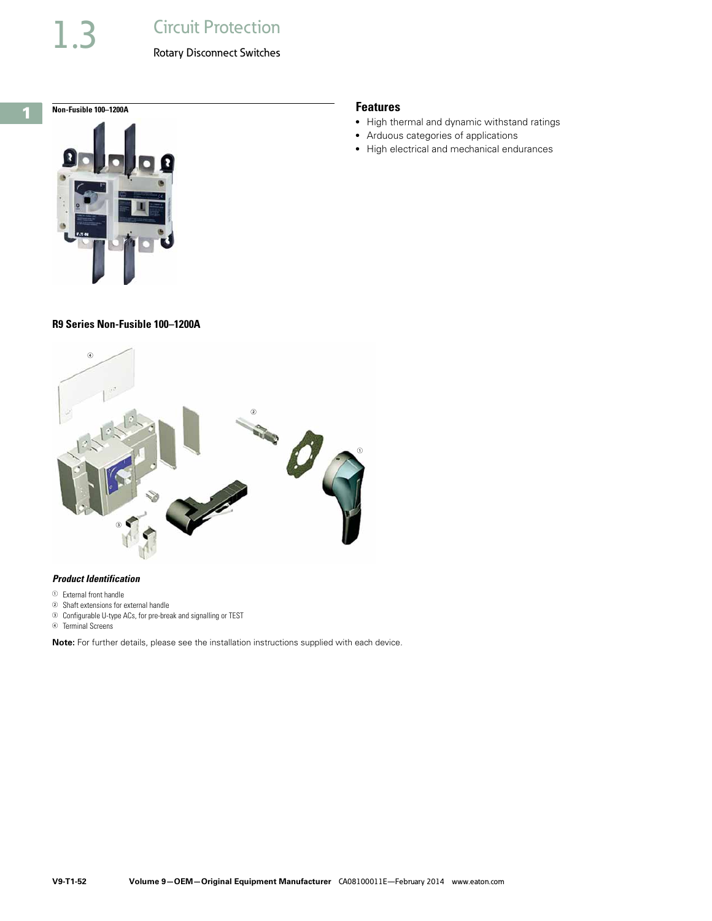## Non-Fusible 100–1200A

### Features

- High thermal and dynamic withstand ratings
- Arduous categories of applications
- High electrical and mechanical endurances

### R9 Series Non-Fusible 100–1200A

#### *Product Identification*

① External front handle
② Shaft extensions for external handle
③ Configurable U-type ACs, for pre-break and signalling or TEST
④ Terminal Screens

**Note:** For further details, please see the installation instructions supplied with each device.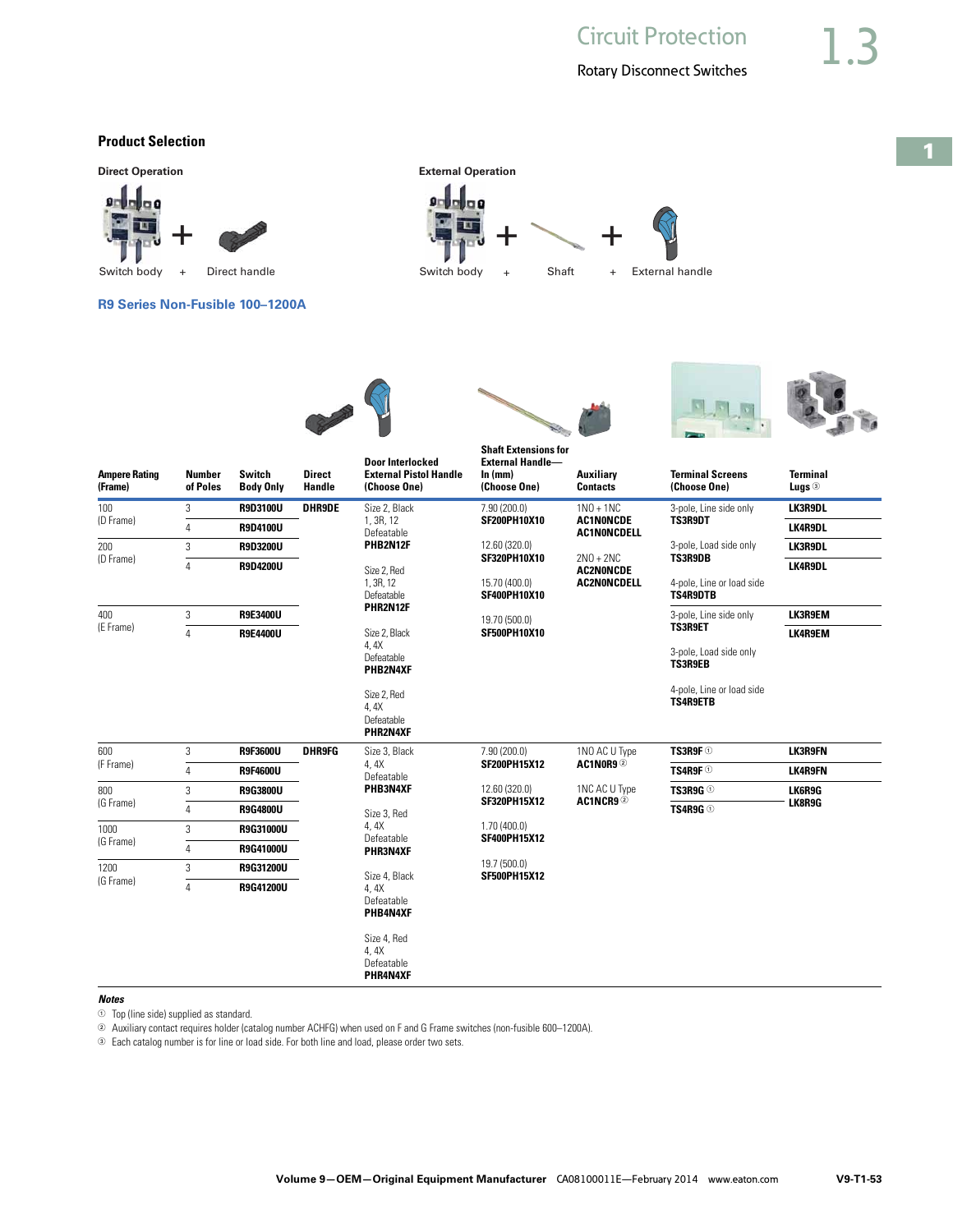## Product Selection

**Direct Operation**

Switch body + Direct handle

**External Operation**

Switch body + Shaft + External handle

### R9 Series Non-Fusible 100–1200A

| Ampere Rating (Frame) | Number of Poles | Switch Body Only | Direct Handle | Door Interlocked External Pistol Handle (Choose One) | Shaft Extensions for External Handle— In (mm) (Choose One) | Auxiliary Contacts | Terminal Screens (Choose One) | Terminal Lugs ③ |
|---|---|---|---|---|---|---|---|---|
| 100 (D Frame) | 3 | **R9D3100U** | **DHR9DE** | Size 2, Black 1, 3R, 12 Defeatable **PHB2N12F** | 7.90 (200.0) **SF200PH10X10** | 1NO + 1NC **AC1N0NCDE** **AC1N0NCDELL** | 3-pole, Line side only **TS3R9DT** | **LK3R9DL** |
| | 4 | **R9D4100U** | | | | | | **LK4R9DL** |
| 200 (D Frame) | 3 | **R9D3200U** | | Size 2, Red 1, 3R, 12 Defeatable **PHR2N12F** | 12.60 (320.0) **SF320PH10X10** | 2NO + 2NC **AC2N0NCDE** **AC2N0NCDELL** | 3-pole, Load side only **TS3R9DB** | **LK3R9DL** |
| | 4 | **R9D4200U** | | | 15.70 (400.0) **SF400PH10X10** | | 4-pole, Line or load side **TS4R9DTB** | **LK4R9DL** |
| 400 (E Frame) | 3 | **R9E3400U** | | Size 2, Black 4, 4X Defeatable **PHB2N4XF** | 19.70 (500.0) **SF500PH10X10** | | 3-pole, Line side only **TS3R9ET** | **LK3R9EM** |
| | 4 | **R9E4400U** | | Size 2, Red 4, 4X Defeatable **PHR2N4XF** | | | 3-pole, Load side only **TS3R9EB** 4-pole, Line or load side **TS4R9ETB** | **LK4R9EM** |
| 600 (F Frame) | 3 | **R9F3600U** | **DHR9FG** | Size 3, Black 4, 4X Defeatable **PHB3N4XF** | 7.90 (200.0) **SF200PH15X12** | 1NO AC U Type **AC1N0R9** ② | **TS3R9F** ① | **LK3R9FN** |
| | 4 | **R9F4600U** | | | | | **TS4R9F** ① | **LK4R9FN** |
| 800 (G Frame) | 3 | **R9G3800U** | | | 12.60 (320.0) **SF320PH15X12** | 1NC AC U Type **AC1NCR9** ② | **TS3R9G** ① | **LK6R9G** **LK8R9G** |
| | 4 | **R9G4800U** | | Size 3, Red 4, 4X Defeatable **PHR3N4XF** | | | **TS4R9G** ① | |
| 1000 (G Frame) | 3 | **R9G31000U** | | | 1.70 (400.0) **SF400PH15X12** | | | |
| | 4 | **R9G41000U** | | | | | | |
| 1200 (G Frame) | 3 | **R9G31200U** | | Size 4, Black 4, 4X Defeatable **PHB4N4XF** | 19.7 (500.0) **SF500PH15X12** | | | |
| | 4 | **R9G41200U** | | Size 4, Red 4, 4X Defeatable **PHR4N4XF** | | | | |

***Notes***

① Top (line side) supplied as standard.

② Auxiliary contact requires holder (catalog number ACHFG) when used on F and G Frame switches (non-fusible 600–1200A).

③ Each catalog number is for line or load side. For both line and load, please order two sets.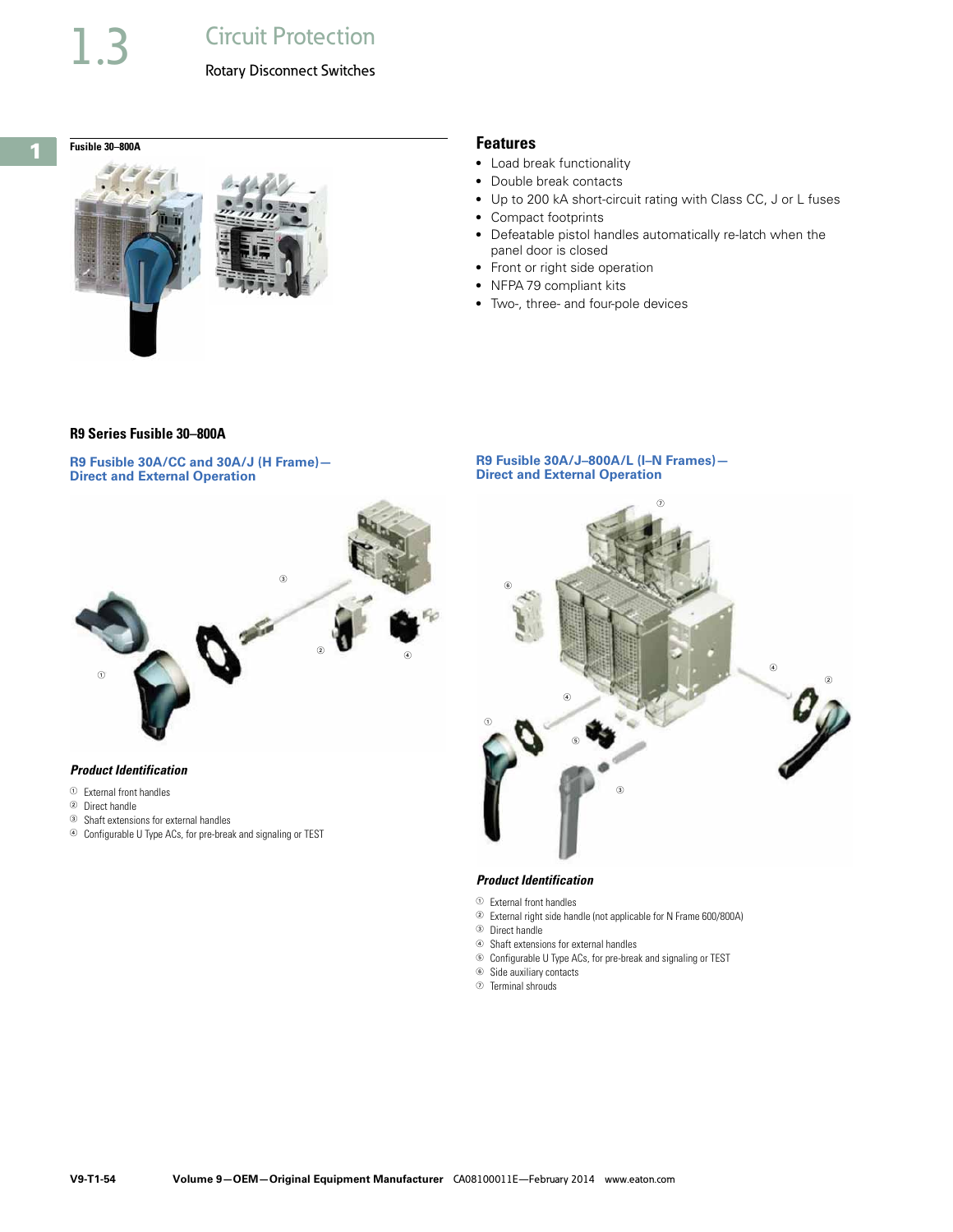# Circuit Protection

## Rotary Disconnect Switches

**Fusible 30–800A**

### Features

- Load break functionality
- Double break contacts
- Up to 200 kA short-circuit rating with Class CC, J or L fuses
- Compact footprints
- Defeatable pistol handles automatically re-latch when the panel door is closed
- Front or right side operation
- NFPA 79 compliant kits
- Two-, three- and four-pole devices

## R9 Series Fusible 30–800A

### R9 Fusible 30A/CC and 30A/J (H Frame)—Direct and External Operation

***Product Identification***

① External front handles
② Direct handle
③ Shaft extensions for external handles
④ Configurable U Type ACs, for pre-break and signaling or TEST

### R9 Fusible 30A/J–800A/L (I–N Frames)—Direct and External Operation

***Product Identification***

① External front handles
② External right side handle (not applicable for N Frame 600/800A)
③ Direct handle
④ Shaft extensions for external handles
⑤ Configurable U Type ACs, for pre-break and signaling or TEST
⑥ Side auxiliary contacts
⑦ Terminal shrouds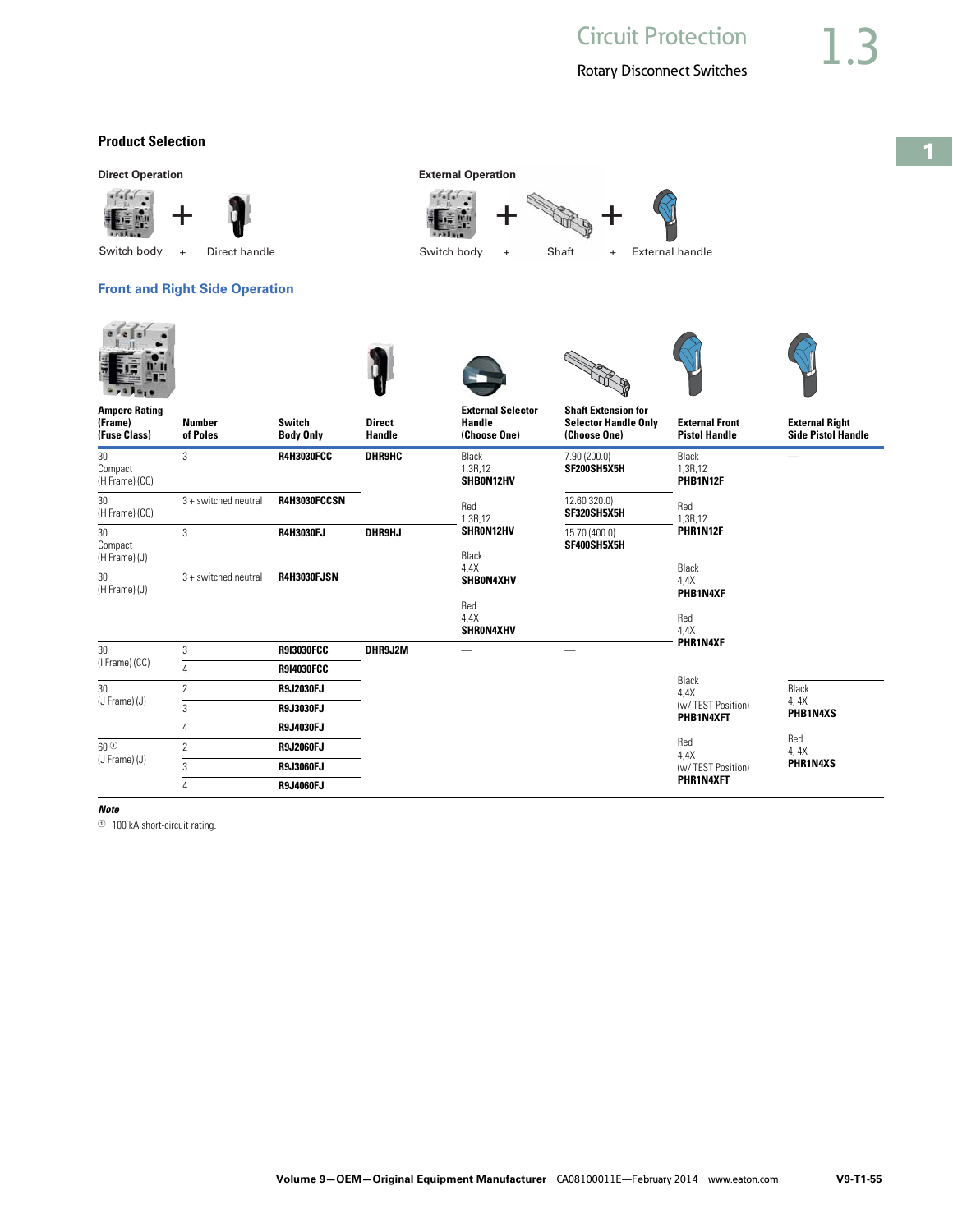## Product Selection

**Direct Operation**

Switch body + Direct handle

**External Operation**

Switch body + Shaft + External handle

### Front and Right Side Operation

| Ampere Rating (Frame) (Fuse Class) | Number of Poles | Switch Body Only | Direct Handle | External Selector Handle (Choose One) | Shaft Extension for Selector Handle Only (Choose One) | External Front Pistol Handle | External Right Side Pistol Handle |
|---|---|---|---|---|---|---|---|
| 30 Compact (H Frame) (CC) | 3 | **R4H3030FCC** | **DHR9HC** | Black 1,3R,12 **SHB0N12HV** | 7.90 (200.0) **SF200SH5X5H** | Black 1,3R,12 **PHB1N12F** | — |
| 30 (H Frame) (CC) | 3 + switched neutral | **R4H3030FCCSN** | | Red 1,3R,12 **SHR0N12HV** | 12.60 320.0) **SF320SH5X5H** | Red 1,3R,12 **PHR1N12F** | |
| 30 Compact (H Frame) (J) | 3 | **R4H3030FJ** | **DHR9HJ** | Black 4,4X **SHB0N4XHV** | 15.70 (400.0) **SF400SH5X5H** | Black 4,4X **PHB1N4XF** | |
| 30 (H Frame) (J) | 3 + switched neutral | **R4H3030FJSN** | | Red 4,4X **SHR0N4XHV** | | Red 4,4X **PHR1N4XF** | |
| 30 (I Frame) (CC) | 3 | **R9I3030FCC** | **DHR9J2M** | — | — | Black 4,4X (w/ TEST Position) **PHB1N4XFT** | Black 4, 4X **PHB1N4XS** |
| | 4 | **R9I4030FCC** | | | | | |
| 30 (J Frame) (J) | 2 | **R9J2030FJ** | | | | | |
| | 3 | **R9J3030FJ** | | | | | |
| | 4 | **R9J4030FJ** | | | | Red 4,4X (w/ TEST Position) **PHR1N4XFT** | Red 4, 4X **PHR1N4XS** |
| 60 ① (J Frame) (J) | 2 | **R9J2060FJ** | | | | | |
| | 3 | **R9J3060FJ** | | | | | |
| | 4 | **R9J4060FJ** | | | | | |

***Note***

① 100 kA short-circuit rating.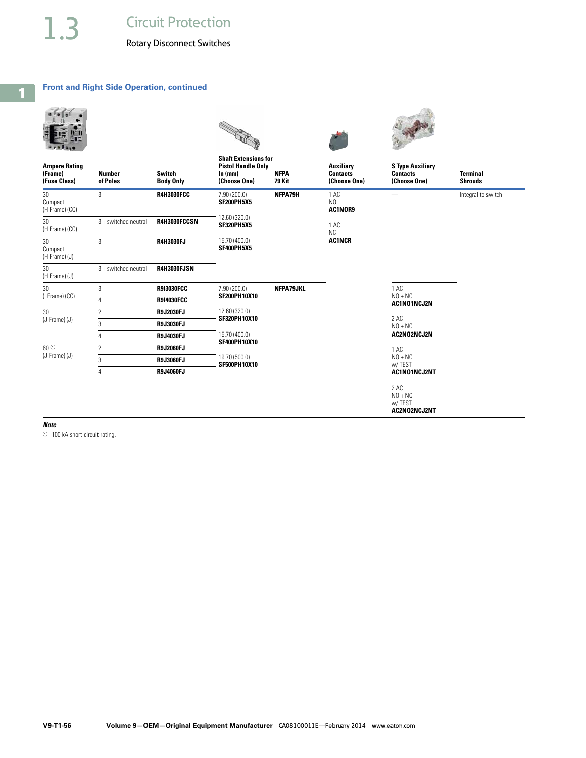## Front and Right Side Operation, continued

| Ampere Rating (Frame) (Fuse Class) | Number of Poles | Switch Body Only | Shaft Extensions for Pistol Handle Only In (mm) (Choose One) | NFPA 79 Kit | Auxiliary Contacts (Choose One) | S Type Auxiliary Contacts (Choose One) | Terminal Shrouds |
|---|---|---|---|---|---|---|---|
| 30 Compact (H Frame) (CC) | 3 | **R4H3030FCC** | 7.90 (200.0) **SF200PH5X5** | **NFPA79H** | 1 AC NO **AC1NOR9** | — | Integral to switch |
| 30 (H Frame) (CC) | 3 + switched neutral | **R4H3030FCCSN** | 12.60 (320.0) **SF320PH5X5** | | 1 AC NC **AC1NCR** | | |
| 30 Compact (H Frame) (J) | 3 | **R4H3030FJ** | 15.70 (400.0) **SF400PH5X5** | | | | |
| 30 (H Frame) (J) | 3 + switched neutral | **R4H3030FJSN** | | | | | |
| 30 (I Frame) (CC) | 3 | **R9I3030FCC** | 7.90 (200.0) **SF200PH10X10** | **NFPA79JKL** | | 1 AC NO + NC **AC1NO1NCJ2N** | |
| | 4 | **R9I4030FCC** | | | | | |
| 30 (J Frame) (J) | 2 | **R9J2030FJ** | 12.60 (320.0) **SF320PH10X10** | | | 2 AC NO + NC **AC2NO2NCJ2N** | |
| | 3 | **R9J3030FJ** | | | | | |
| | 4 | **R9J4030FJ** | 15.70 (400.0) **SF400PH10X10** | | | | |
| 60 ① (J Frame) (J) | 2 | **R9J2060FJ** | | | | 1 AC NO + NC w/ TEST **AC1NO1NCJ2NT** | |
| | 3 | **R9J3060FJ** | 19.70 (500.0) **SF500PH10X10** | | | | |
| | 4 | **R9J4060FJ** | | | | 2 AC NO + NC w/ TEST **AC2NO2NCJ2NT** | |

***Note***

① 100 kA short-circuit rating.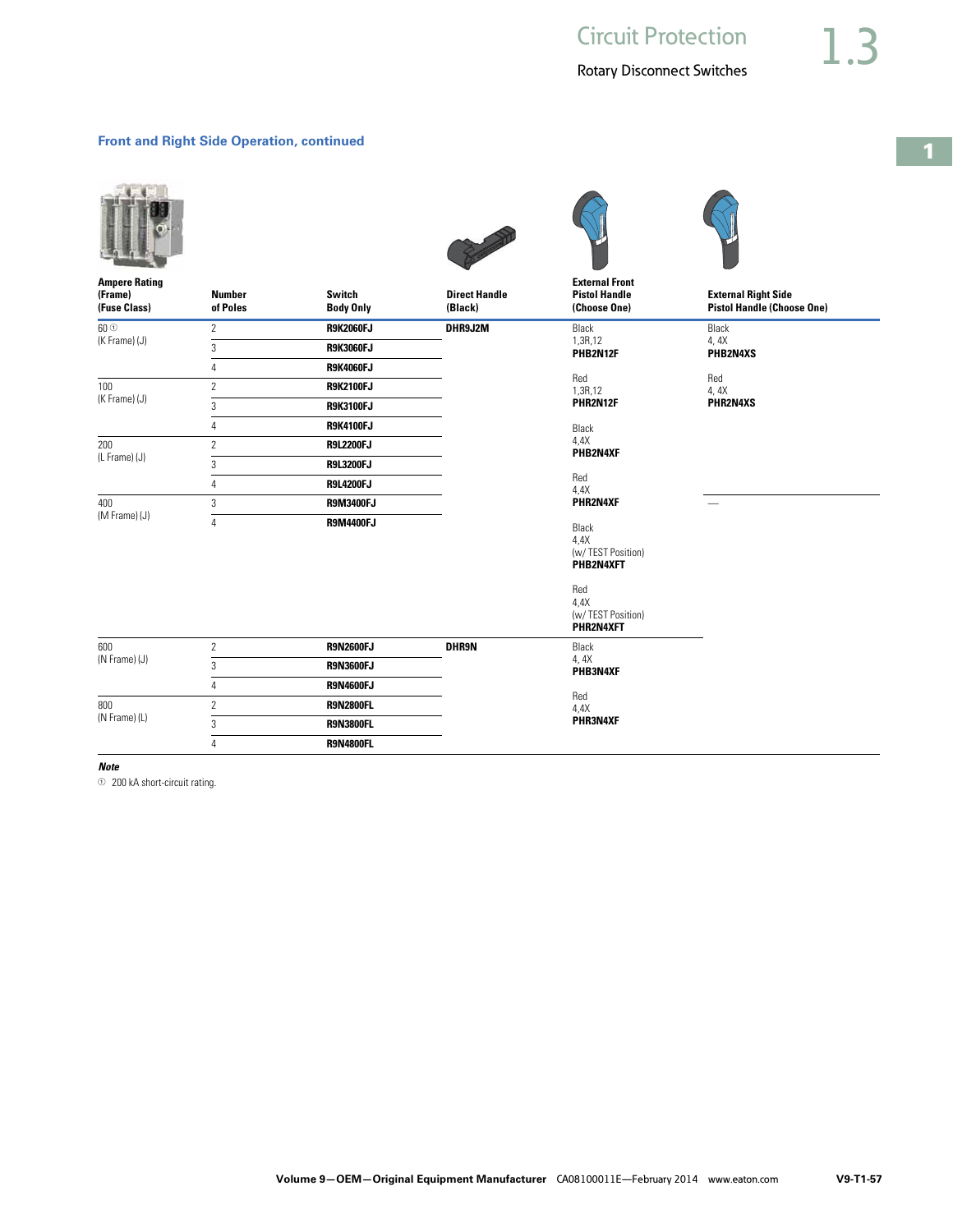### Front and Right Side Operation, continued

| Ampere Rating (Frame) (Fuse Class) | Number of Poles | Switch Body Only | Direct Handle (Black) | External Front Pistol Handle (Choose One) | External Right Side Pistol Handle (Choose One) |
|---|---|---|---|---|---|
| 60 ① (K Frame) (J) | 2 | **R9K2060FJ** | **DHR9J2M** | Black 1,3R,12 **PHB2N12F** | Black 4, 4X **PHB2N4XS** |
| | 3 | **R9K3060FJ** | | | |
| | 4 | **R9K4060FJ** | | Red 1,3R,12 **PHR2N12F** | Red 4, 4X **PHR2N4XS** |
| 100 (K Frame) (J) | 2 | **R9K2100FJ** | | | |
| | 3 | **R9K3100FJ** | | | |
| | 4 | **R9K4100FJ** | | Black 4,4X **PHB2N4XF** | |
| 200 (L Frame) (J) | 2 | **R9L2200FJ** | | | |
| | 3 | **R9L3200FJ** | | | |
| | 4 | **R9L4200FJ** | | Red 4,4X **PHR2N4XF** | |
| 400 (M Frame) (J) | 3 | **R9M3400FJ** | | | — |
| | 4 | **R9M4400FJ** | | Black 4,4X (w/ TEST Position) **PHB2N4XFT**<br>Red 4,4X (w/ TEST Position) **PHR2N4XFT** | |
| 600 (N Frame) (J) | 2 | **R9N2600FJ** | **DHR9N** | Black 4, 4X **PHB3N4XF** | |
| | 3 | **R9N3600FJ** | | | |
| | 4 | **R9N4600FJ** | | Red 4,4X **PHR3N4XF** | |
| 800 (N Frame) (L) | 2 | **R9N2800FL** | | | |
| | 3 | **R9N3800FL** | | | |
| | 4 | **R9N4800FL** | | | |

***Note***

① 200 kA short-circuit rating.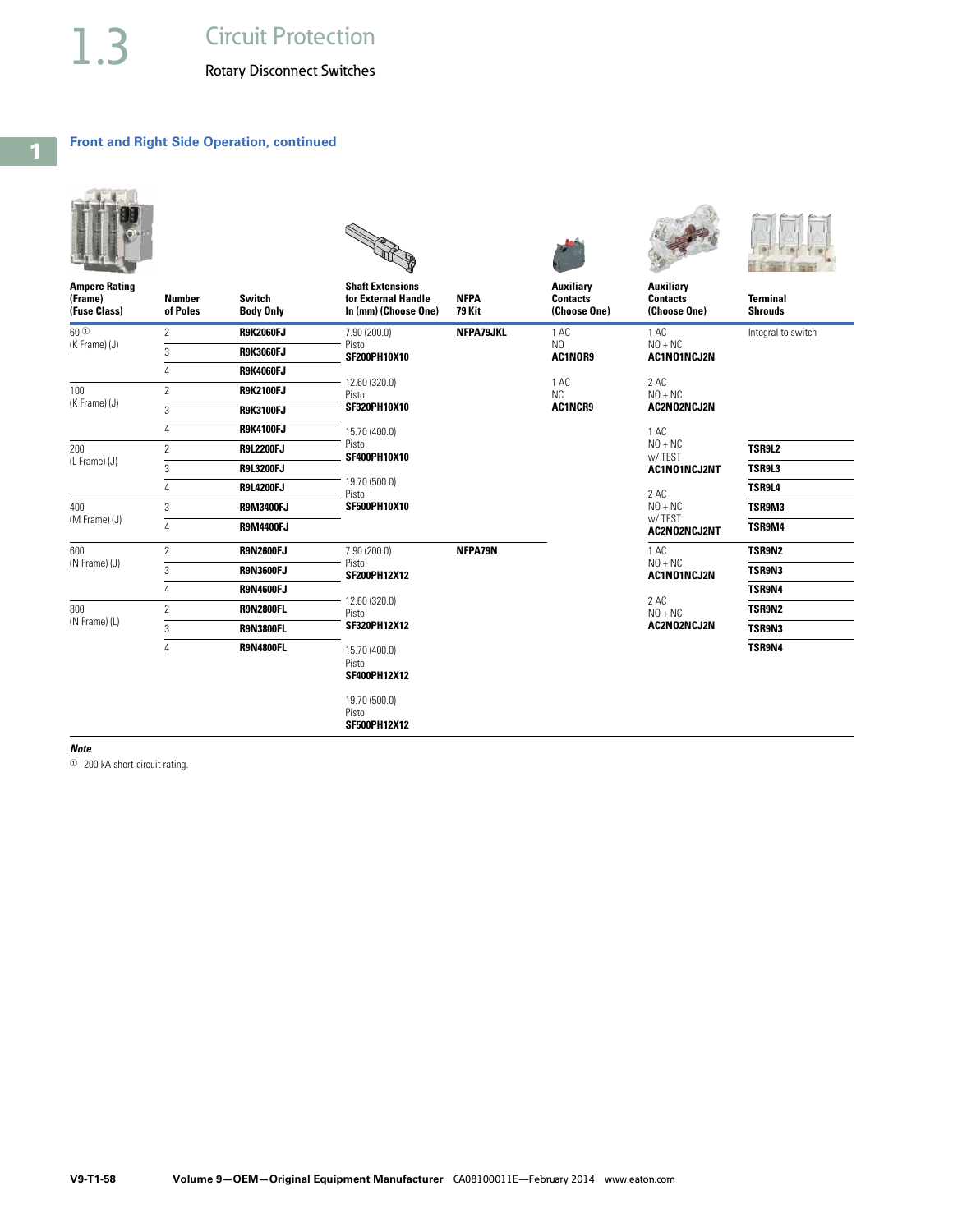## Front and Right Side Operation, continued

| Ampere Rating (Frame) (Fuse Class) | Number of Poles | Switch Body Only | Shaft Extensions for External Handle In (mm) (Choose One) | NFPA 79 Kit | Auxiliary Contacts (Choose One) | Auxiliary Contacts (Choose One) | Terminal Shrouds |
|---|---|---|---|---|---|---|---|
| 60 ① (K Frame) (J) | 2 | **R9K2060FJ** | 7.90 (200.0) Pistol **SF200PH10X10** | **NFPA79JKL** | 1 AC NO **AC1NOR9** | 1 AC NO + NC **AC1NO1NCJ2N** | Integral to switch |
| | 3 | **R9K3060FJ** | | | | | |
| | 4 | **R9K4060FJ** | 12.60 (320.0) Pistol **SF320PH10X10** | | 1 AC NC **AC1NCR9** | 2 AC NO + NC **AC2NO2NCJ2N** | |
| 100 (K Frame) (J) | 2 | **R9K2100FJ** | | | | | |
| | 3 | **R9K3100FJ** | | | | | |
| | 4 | **R9K4100FJ** | 15.70 (400.0) Pistol **SF400PH10X10** | | | 1 AC NO + NC w/ TEST **AC1NO1NCJ2NT** | |
| 200 (L Frame) (J) | 2 | **R9L2200FJ** | | | | | **TSR9L2** |
| | 3 | **R9L3200FJ** | | | | | **TSR9L3** |
| | 4 | **R9L4200FJ** | 19.70 (500.0) Pistol **SF500PH10X10** | | | 2 AC NO + NC w/ TEST **AC2NO2NCJ2NT** | **TSR9L4** |
| 400 (M Frame) (J) | 3 | **R9M3400FJ** | | | | | **TSR9M3** |
| | 4 | **R9M4400FJ** | | | | | **TSR9M4** |
| 600 (N Frame) (J) | 2 | **R9N2600FJ** | 7.90 (200.0) Pistol **SF200PH12X12** | **NFPA79N** | | 1 AC NO + NC **AC1NO1NCJ2N** | **TSR9N2** |
| | 3 | **R9N3600FJ** | | | | | **TSR9N3** |
| | 4 | **R9N4600FJ** | 12.60 (320.0) Pistol **SF320PH12X12** | | | 2 AC NO + NC **AC2NO2NCJ2N** | **TSR9N4** |
| 800 (N Frame) (L) | 2 | **R9N2800FL** | | | | | **TSR9N2** |
| | 3 | **R9N3800FL** | | | | | **TSR9N3** |
| | 4 | **R9N4800FL** | 15.70 (400.0) Pistol **SF400PH12X12** | | | | **TSR9N4** |
| | | | 19.70 (500.0) Pistol **SF500PH12X12** | | | | |

***Note***

① 200 kA short-circuit rating.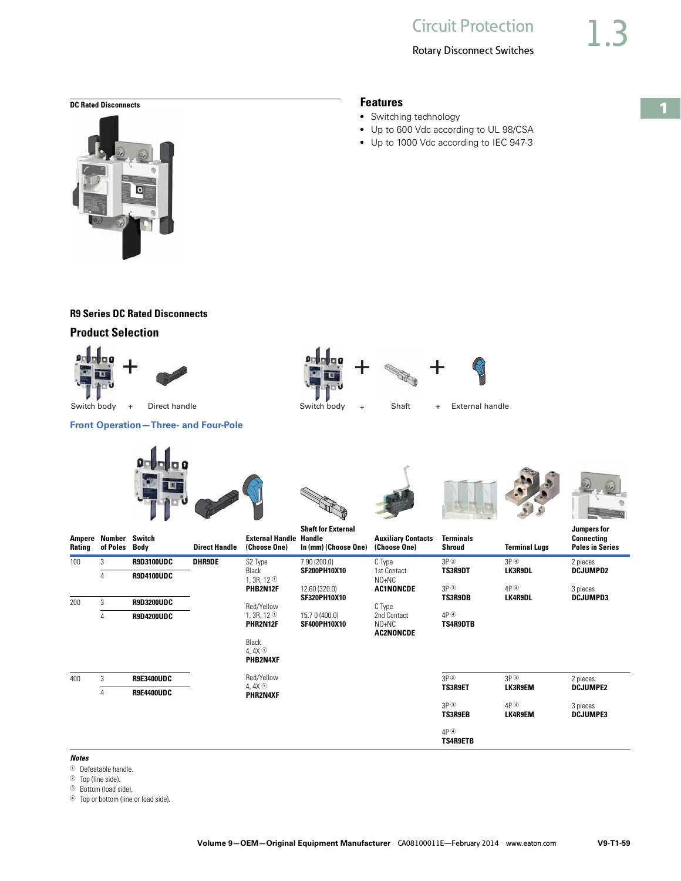DC Rated Disconnects

## Features

- Switching technology
- Up to 600 Vdc according to UL 98/CSA
- Up to 1000 Vdc according to IEC 947-3

## R9 Series DC Rated Disconnects

## Product Selection

Switch body + Direct handle

Switch body + Shaft + External handle

### Front Operation—Three- and Four-Pole

| Ampere Rating | Number of Poles | Switch Body | Direct Handle | External Handle (Choose One) | Shaft for External Handle In (mm) (Choose One) | Auxiliary Contacts (Choose One) | Terminals Shroud | Terminal Lugs | Jumpers for Connecting Poles in Series |
|---|---|---|---|---|---|---|---|---|---|
| 100 | 3 | **R9D3100UDC** | **DHR9DE** | S2 Type Black 1, 3R, 12 ① **PHB2N12F** | 7.90 (200.0) **SF200PH10X10** | C Type 1st Contact NO+NC **AC1NONCDE** | 3P ② **TS3R9DT** | 3P ④ **LK3R9DL** | 2 pieces **DCJUMPD2** |
| | 4 | **R9D4100UDC** | | | 12.60 (320.0) **SF320PH10X10** | | 3P ③ **TS3R9DB** | 4P ④ **LK4R9DL** | 3 pieces **DCJUMPD3** |
| 200 | 3 | **R9D3200UDC** | | Red/Yellow 1, 3R, 12 ① **PHR2N12F** | 15.7 0 (400.0) **SF400PH10X10** | C Type 2nd Contact NO+NC **AC2NONCDE** | 4P ④ **TS4R9DTB** | | |
| | 4 | **R9D4200UDC** | | Black 4, 4X ① **PHB2N4XF** | | | | | |
| 400 | 3 | **R9E3400UDC** | | Red/Yellow 4, 4X ① **PHR2N4XF** | | | 3P ② **TS3R9ET** | 3P ④ **LK3R9EM** | 2 pieces **DCJUMPE2** |
| | 4 | **R9E4400UDC** | | | | | 3P ③ **TS3R9EB** | 4P ④ **LK4R9EM** | 3 pieces **DCJUMPE3** |
| | | | | | | | 4P ④ **TS4R9ETB** | | |

*Notes*

① Defeatable handle.
② Top (line side).
③ Bottom (load side).
④ Top or bottom (line or load side).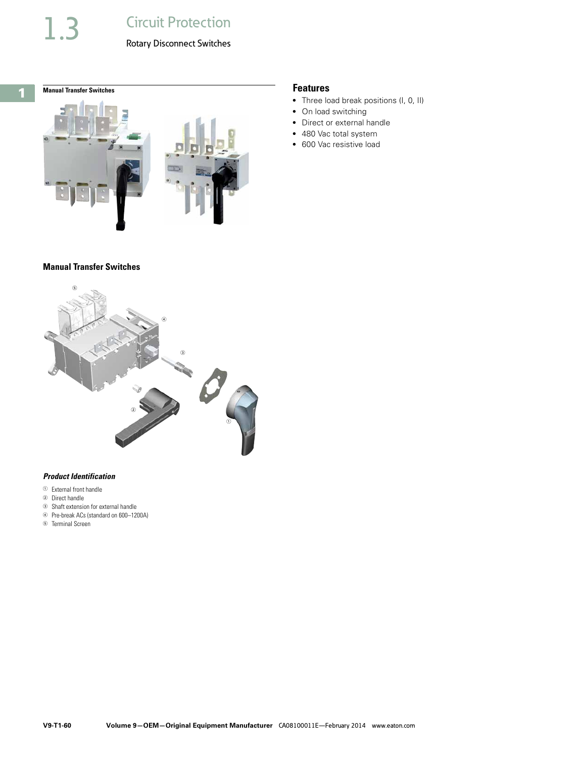## Manual Transfer Switches

## Features

- Three load break positions (I, 0, II)
- On load switching
- Direct or external handle
- 480 Vac total system
- 600 Vac resistive load

## Manual Transfer Switches

### *Product Identification*

① External front handle
② Direct handle
③ Shaft extension for external handle
④ Pre-break ACs (standard on 600–1200A)
⑤ Terminal Screen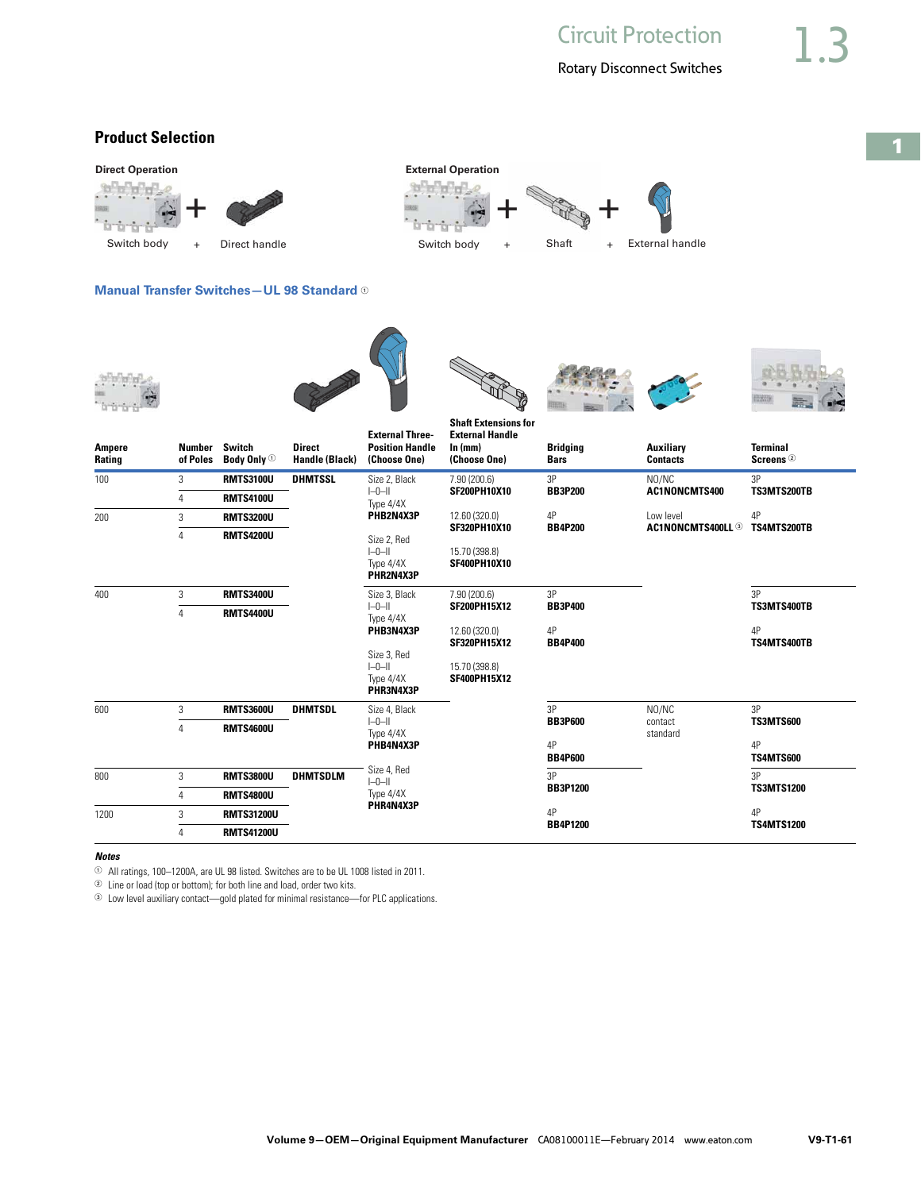## Product Selection

**Direct Operation**

Switch body + Direct handle

**External Operation**

Switch body + Shaft + External handle

### Manual Transfer Switches—UL 98 Standard ①

| Ampere Rating | Number of Poles | Switch Body Only ① | Direct Handle (Black) | External Three-Position Handle (Choose One) | Shaft Extensions for External Handle In (mm) (Choose One) | Bridging Bars | Auxiliary Contacts | Terminal Screens ② |
|---|---|---|---|---|---|---|---|---|
| 100 | 3 | **RMTS3100U** | **DHMTSSL** | Size 2, Black I–0–II Type 4/4X **PHB2N4X3P** | 7.90 (200.6) **SF200PH10X10** | 3P **BB3P200** | NO/NC **AC1NONCMTS400** | 3P **TS3MTS200TB** |
| | 4 | **RMTS4100U** | | | | | | |
| 200 | 3 | **RMTS3200U** | | | 12.60 (320.0) **SF320PH10X10** | 4P **BB4P200** | Low level **AC1NONCMTS400LL** ③ | 4P **TS4MTS200TB** |
| | 4 | **RMTS4200U** | | Size 2, Red I–0–II Type 4/4X **PHR2N4X3P** | 15.70 (398.8) **SF400PH10X10** | | | |
| 400 | 3 | **RMTS3400U** | | Size 3, Black I–0–II Type 4/4X **PHB3N4X3P** | 7.90 (200.6) **SF200PH15X12** | 3P **BB3P400** | | 3P **TS3MTS400TB** |
| | 4 | **RMTS4400U** | | Size 3, Red I–0–II Type 4/4X **PHR3N4X3P** | 12.60 (320.0) **SF320PH15X12** 15.70 (398.8) **SF400PH15X12** | 4P **BB4P400** | | 4P **TS4MTS400TB** |
| 600 | 3 | **RMTS3600U** | **DHMTSDL** | Size 4, Black I–0–II Type 4/4X **PHB4N4X3P** | | 3P **BB3P600** | NO/NC contact standard | 3P **TS3MTS600** |
| | 4 | **RMTS4600U** | | | | 4P **BB4P600** | | 4P **TS4MTS600** |
| 800 | 3 | **RMTS3800U** | **DHMTSDLM** | Size 4, Red I–0–II Type 4/4X **PHR4N4X3P** | | 3P **BB3P1200** | | 3P **TS3MTS1200** |
| | 4 | **RMTS4800U** | | | | | | |
| 1200 | 3 | **RMTS31200U** | | | | 4P **BB4P1200** | | 4P **TS4MTS1200** |
| | 4 | **RMTS41200U** | | | | | | |

***Notes***

① All ratings, 100–1200A, are UL 98 listed. Switches are to be UL 1008 listed in 2011.

② Line or load (top or bottom); for both line and load, order two kits.

③ Low level auxiliary contact—gold plated for minimal resistance—for PLC applications.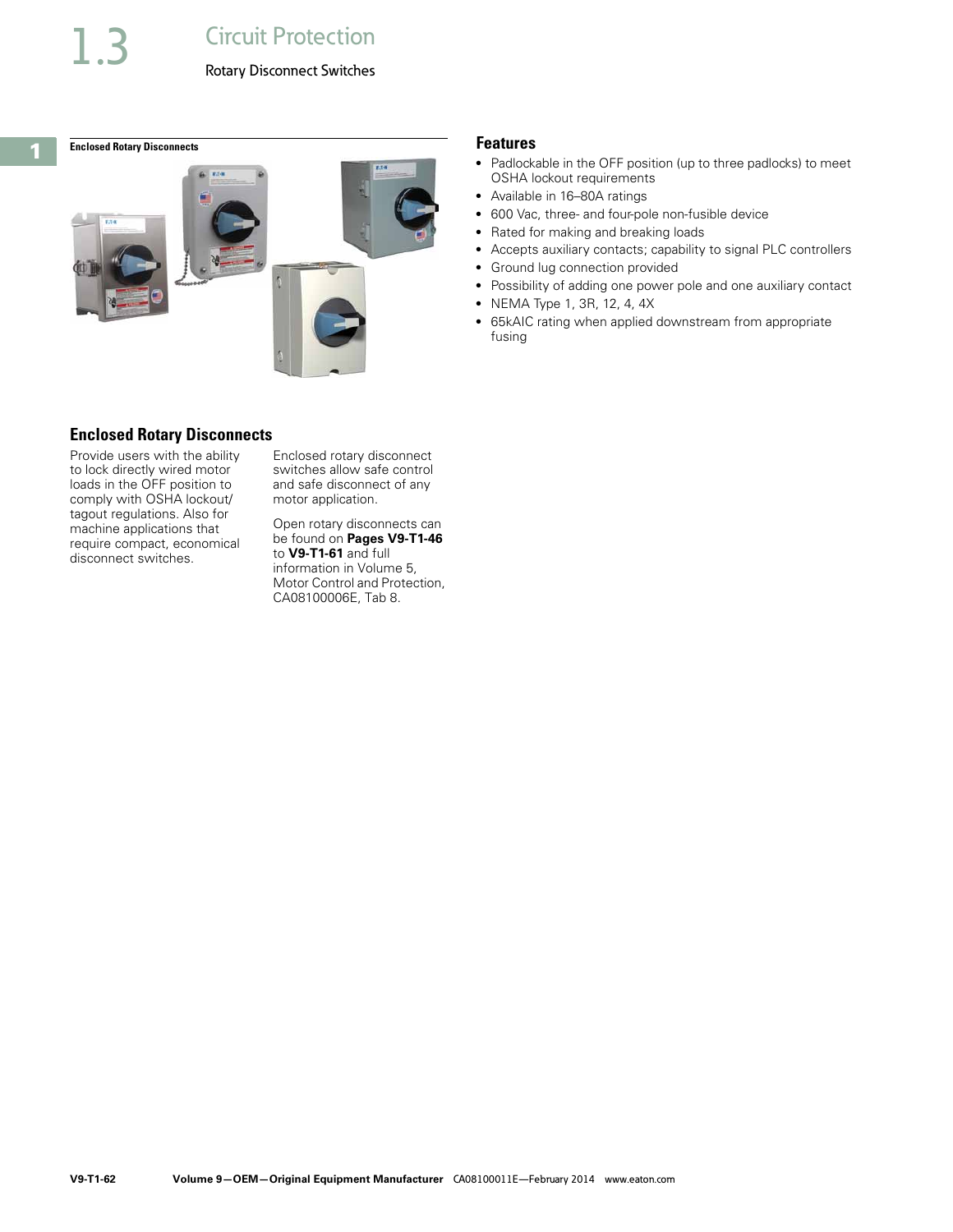## Enclosed Rotary Disconnects

Provide users with the ability to lock directly wired motor loads in the OFF position to comply with OSHA lockout/tagout regulations. Also for machine applications that require compact, economical disconnect switches.

Enclosed rotary disconnect switches allow safe control and safe disconnect of any motor application.

Open rotary disconnects can be found on **Pages V9-T1-46** to **V9-T1-61** and full information in Volume 5, Motor Control and Protection, CA08100006E, Tab 8.

## Features

- Padlockable in the OFF position (up to three padlocks) to meet OSHA lockout requirements
- Available in 16–80A ratings
- 600 Vac, three- and four-pole non-fusible device
- Rated for making and breaking loads
- Accepts auxiliary contacts; capability to signal PLC controllers
- Ground lug connection provided
- Possibility of adding one power pole and one auxiliary contact
- NEMA Type 1, 3R, 12, 4, 4X
- 65kAIC rating when applied downstream from appropriate fusing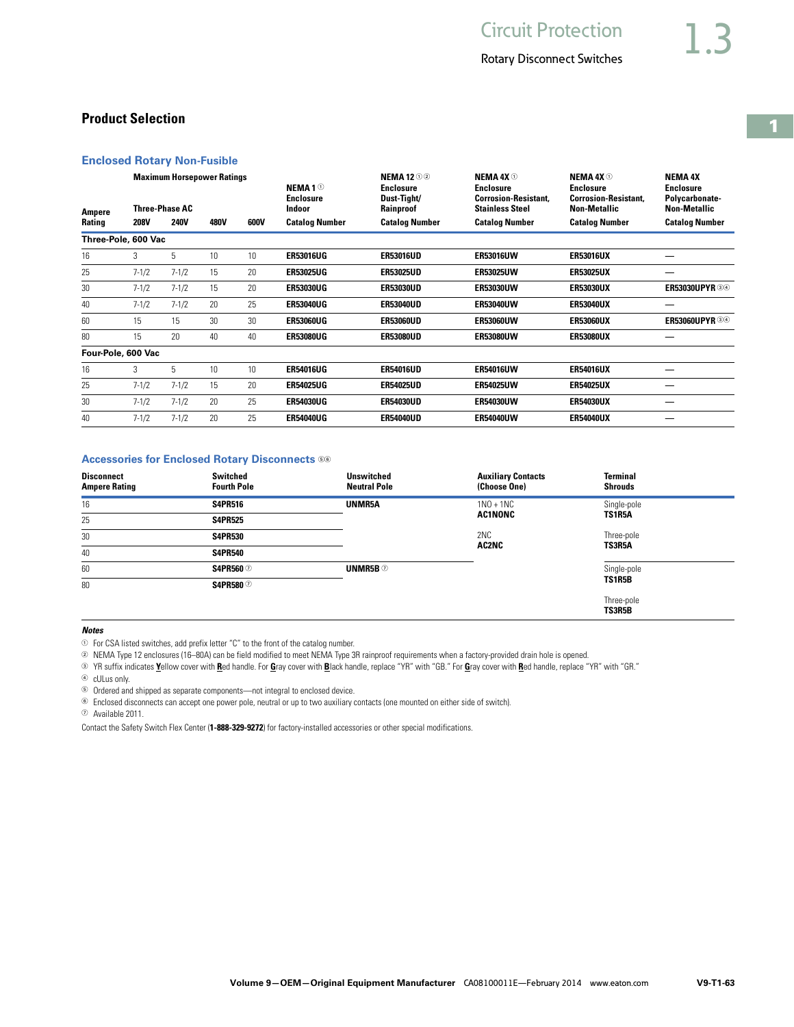## Product Selection

### Enclosed Rotary Non-Fusible

| Ampere Rating | Maximum Horsepower Ratings Three-Phase AC 208V | 240V | 480V | 600V | NEMA 1 ① Enclosure Indoor Catalog Number | NEMA 12 ①② Enclosure Dust-Tight/ Rainproof Catalog Number | NEMA 4X ① Enclosure Corrosion-Resistant, Stainless Steel Catalog Number | NEMA 4X ① Enclosure Corrosion-Resistant, Non-Metallic Catalog Number | NEMA 4X Enclosure Polycarbonate-Non-Metallic Catalog Number |
|---|---|---|---|---|---|---|---|---|---|
| **Three-Pole, 600 Vac** | | | | | | | | | |
| 16 | 3 | 5 | 10 | 10 | **ER53016UG** | **ER53016UD** | **ER53016UW** | **ER53016UX** | — |
| 25 | 7-1/2 | 7-1/2 | 15 | 20 | **ER53025UG** | **ER53025UD** | **ER53025UW** | **ER53025UX** | — |
| 30 | 7-1/2 | 7-1/2 | 15 | 20 | **ER53030UG** | **ER53030UD** | **ER53030UW** | **ER53030UX** | **ER53030UPYR** ③④ |
| 40 | 7-1/2 | 7-1/2 | 20 | 25 | **ER53040UG** | **ER53040UD** | **ER53040UW** | **ER53040UX** | — |
| 60 | 15 | 15 | 30 | 30 | **ER53060UG** | **ER53060UD** | **ER53060UW** | **ER53060UX** | **ER53060UPYR** ③④ |
| 80 | 15 | 20 | 40 | 40 | **ER53080UG** | **ER53080UD** | **ER53080UW** | **ER53080UX** | — |
| **Four-Pole, 600 Vac** | | | | | | | | | |
| 16 | 3 | 5 | 10 | 10 | **ER54016UG** | **ER54016UD** | **ER54016UW** | **ER54016UX** | — |
| 25 | 7-1/2 | 7-1/2 | 15 | 20 | **ER54025UG** | **ER54025UD** | **ER54025UW** | **ER54025UX** | — |
| 30 | 7-1/2 | 7-1/2 | 20 | 25 | **ER54030UG** | **ER54030UD** | **ER54030UW** | **ER54030UX** | — |
| 40 | 7-1/2 | 7-1/2 | 20 | 25 | **ER54040UG** | **ER54040UD** | **ER54040UW** | **ER54040UX** | — |

### Accessories for Enclosed Rotary Disconnects ⑤⑥

| Disconnect Ampere Rating | Switched Fourth Pole | Unswitched Neutral Pole | Auxiliary Contacts (Choose One) | Terminal Shrouds |
|---|---|---|---|---|
| 16 | **S4PR516** | **UNMR5A** | 1NO + 1NC **AC1NONC** | Single-pole **TS1R5A** |
| 25 | **S4PR525** | | | |
| 30 | **S4PR530** | | 2NC **AC2NC** | Three-pole **TS3R5A** |
| 40 | **S4PR540** | | | |
| 60 | **S4PR560** ⑦ | **UNMR5B** ⑦ | | Single-pole **TS1R5B** |
| 80 | **S4PR580** ⑦ | | | Three-pole **TS3R5B** |

***Notes***

① For CSA listed switches, add prefix letter "C" to the front of the catalog number.
② NEMA Type 12 enclosures (16–80A) can be field modified to meet NEMA Type 3R rainproof requirements when a factory-provided drain hole is opened.
③ YR suffix indicates **Y**ellow cover with **R**ed handle. For **G**ray cover with **B**lack handle, replace "YR" with "GB." For **G**ray cover with **R**ed handle, replace "YR" with "GR."
④ cULus only.
⑤ Ordered and shipped as separate components—not integral to enclosed device.
⑥ Enclosed disconnects can accept one power pole, neutral or up to two auxiliary contacts (one mounted on either side of switch).
⑦ Available 2011.

Contact the Safety Switch Flex Center (**1-888-329-9272**) for factory-installed accessories or other special modifications.